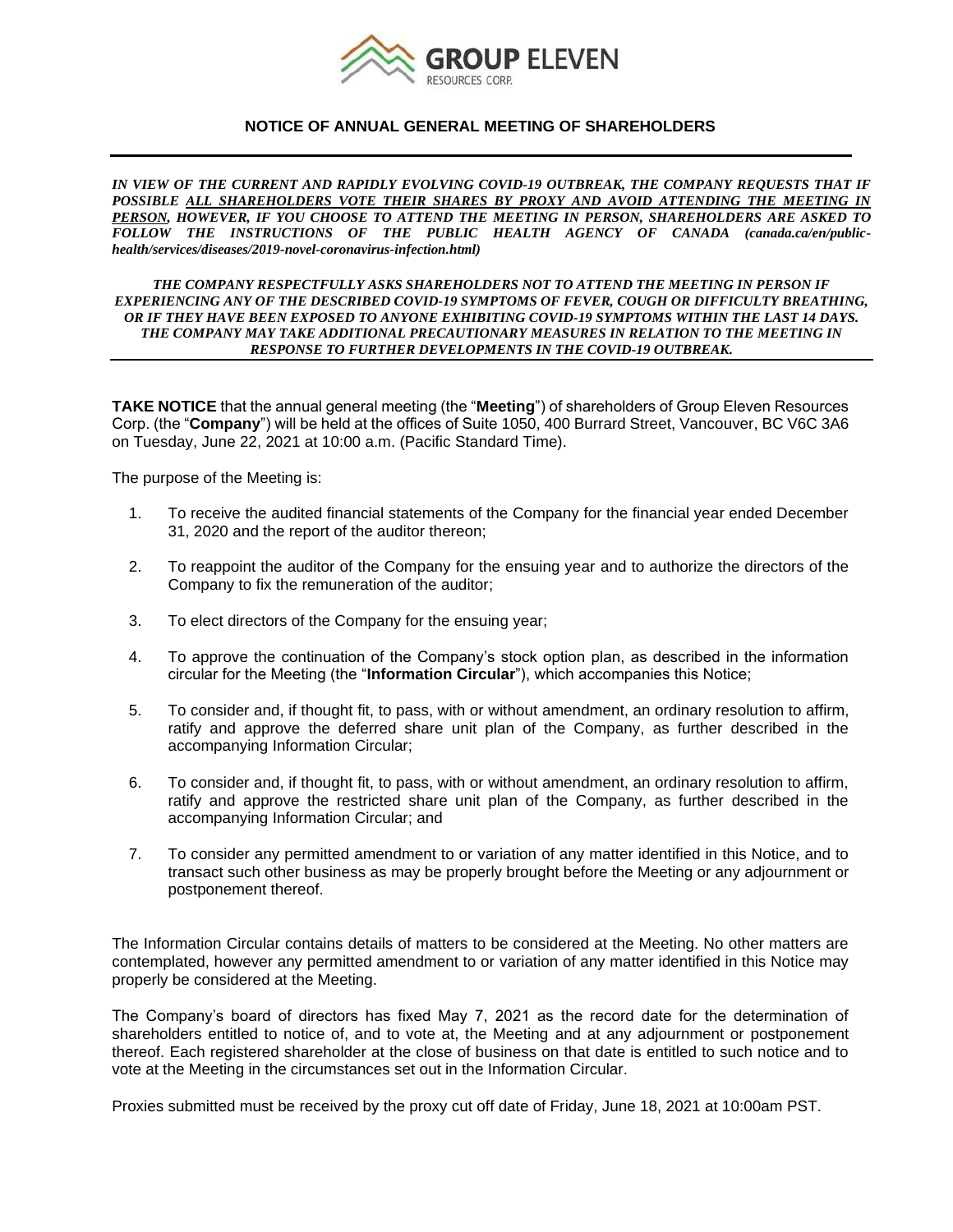# NOTICE OF ANNUAL GENERAL MEETING OF SHAREHOLDERS

***IN VIEW OF THE CURRENT AND RAPIDLY EVOLVING COVID-19 OUTBREAK, THE COMPANY REQUESTS THAT IF POSSIBLE <u>ALL SHAREHOLDERS VOTE THEIR SHARES BY PROXY AND AVOID ATTENDING THE MEETING IN PERSON</u>, HOWEVER, IF YOU CHOOSE TO ATTEND THE MEETING IN PERSON, SHAREHOLDERS ARE ASKED TO FOLLOW THE INSTRUCTIONS OF THE PUBLIC HEALTH AGENCY OF CANADA (canada.ca/en/public-health/services/diseases/2019-novel-coronavirus-infection.html)***

***THE COMPANY RESPECTFULLY ASKS SHAREHOLDERS NOT TO ATTEND THE MEETING IN PERSON IF EXPERIENCING ANY OF THE DESCRIBED COVID-19 SYMPTOMS OF FEVER, COUGH OR DIFFICULTY BREATHING, OR IF THEY HAVE BEEN EXPOSED TO ANYONE EXHIBITING COVID-19 SYMPTOMS WITHIN THE LAST 14 DAYS. THE COMPANY MAY TAKE ADDITIONAL PRECAUTIONARY MEASURES IN RELATION TO THE MEETING IN RESPONSE TO FURTHER DEVELOPMENTS IN THE COVID-19 OUTBREAK.***

**TAKE NOTICE** that the annual general meeting (the "**Meeting**") of shareholders of Group Eleven Resources Corp. (the "**Company**") will be held at the offices of Suite 1050, 400 Burrard Street, Vancouver, BC V6C 3A6 on Tuesday, June 22, 2021 at 10:00 a.m. (Pacific Standard Time).

The purpose of the Meeting is:

1. To receive the audited financial statements of the Company for the financial year ended December 31, 2020 and the report of the auditor thereon;
2. To reappoint the auditor of the Company for the ensuing year and to authorize the directors of the Company to fix the remuneration of the auditor;
3. To elect directors of the Company for the ensuing year;
4. To approve the continuation of the Company's stock option plan, as described in the information circular for the Meeting (the "**Information Circular**"), which accompanies this Notice;
5. To consider and, if thought fit, to pass, with or without amendment, an ordinary resolution to affirm, ratify and approve the deferred share unit plan of the Company, as further described in the accompanying Information Circular;
6. To consider and, if thought fit, to pass, with or without amendment, an ordinary resolution to affirm, ratify and approve the restricted share unit plan of the Company, as further described in the accompanying Information Circular; and
7. To consider any permitted amendment to or variation of any matter identified in this Notice, and to transact such other business as may be properly brought before the Meeting or any adjournment or postponement thereof.

The Information Circular contains details of matters to be considered at the Meeting. No other matters are contemplated, however any permitted amendment to or variation of any matter identified in this Notice may properly be considered at the Meeting.

The Company's board of directors has fixed May 7, 2021 as the record date for the determination of shareholders entitled to notice of, and to vote at, the Meeting and at any adjournment or postponement thereof. Each registered shareholder at the close of business on that date is entitled to such notice and to vote at the Meeting in the circumstances set out in the Information Circular.

Proxies submitted must be received by the proxy cut off date of Friday, June 18, 2021 at 10:00am PST.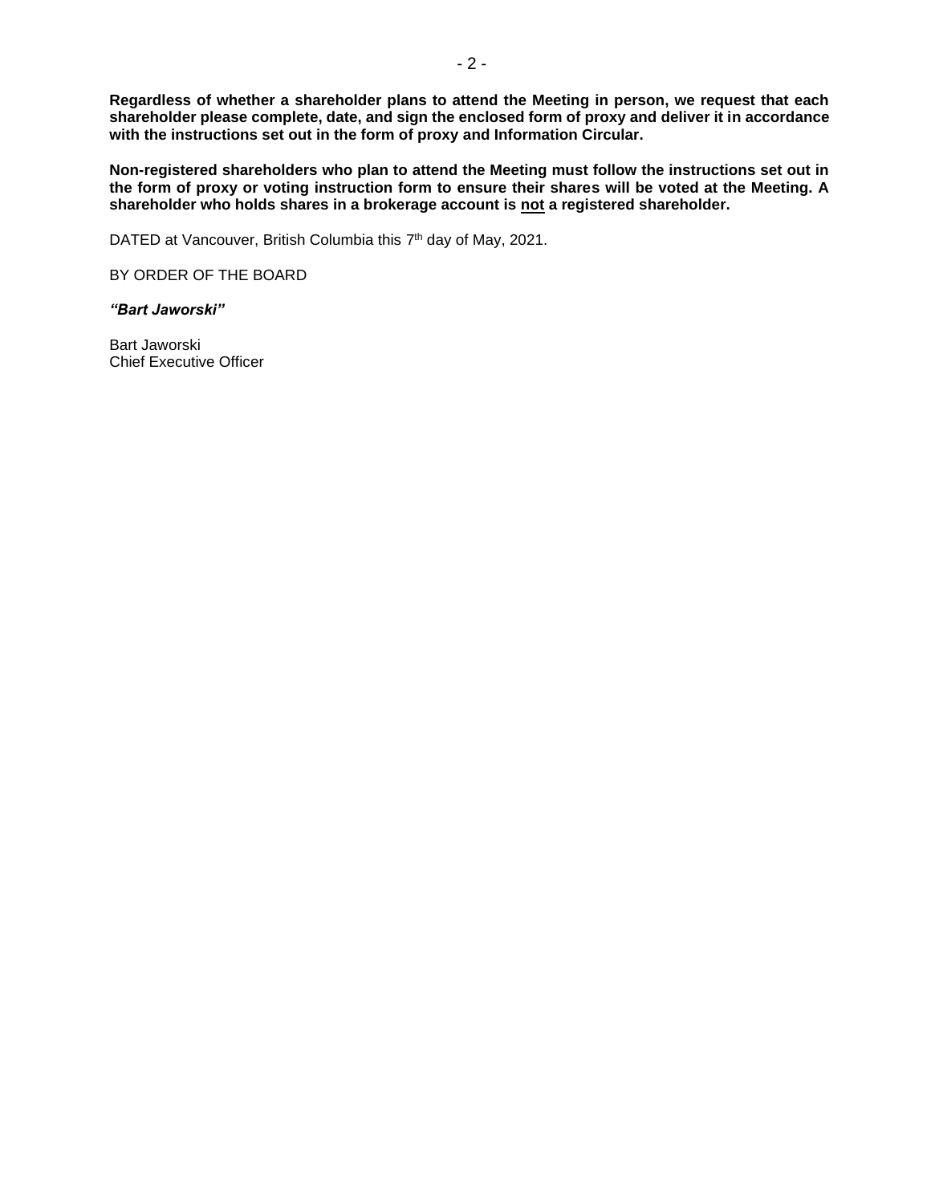**Regardless of whether a shareholder plans to attend the Meeting in person, we request that each shareholder please complete, date, and sign the enclosed form of proxy and deliver it in accordance with the instructions set out in the form of proxy and Information Circular.**

**Non-registered shareholders who plan to attend the Meeting must follow the instructions set out in the form of proxy or voting instruction form to ensure their shares will be voted at the Meeting. A shareholder who holds shares in a brokerage account is not a registered shareholder.**

DATED at Vancouver, British Columbia this 7th day of May, 2021.

BY ORDER OF THE BOARD

***"Bart Jaworski"***

Bart Jaworski
Chief Executive Officer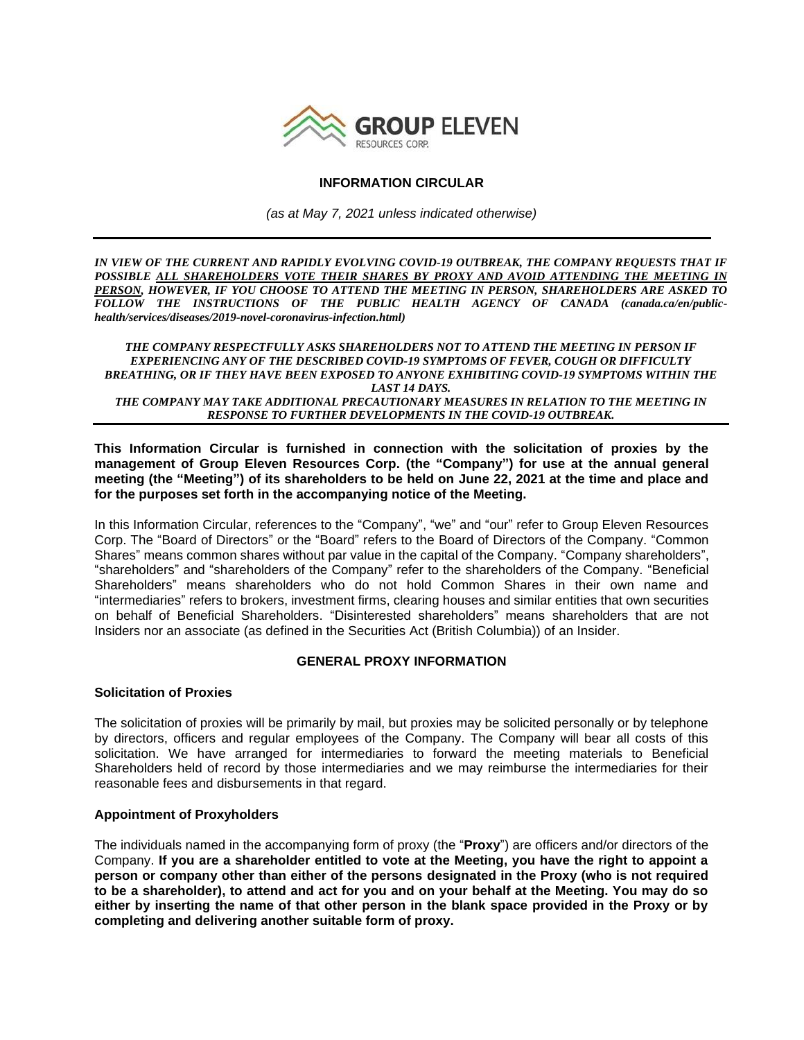# INFORMATION CIRCULAR

*(as at May 7, 2021 unless indicated otherwise)*

***IN VIEW OF THE CURRENT AND RAPIDLY EVOLVING COVID-19 OUTBREAK, THE COMPANY REQUESTS THAT IF POSSIBLE <u>ALL SHAREHOLDERS VOTE THEIR SHARES BY PROXY AND AVOID ATTENDING THE MEETING IN PERSON</u>, HOWEVER, IF YOU CHOOSE TO ATTEND THE MEETING IN PERSON, SHAREHOLDERS ARE ASKED TO FOLLOW THE INSTRUCTIONS OF THE PUBLIC HEALTH AGENCY OF CANADA (canada.ca/en/public-health/services/diseases/2019-novel-coronavirus-infection.html)***

***THE COMPANY RESPECTFULLY ASKS SHAREHOLDERS NOT TO ATTEND THE MEETING IN PERSON IF EXPERIENCING ANY OF THE DESCRIBED COVID-19 SYMPTOMS OF FEVER, COUGH OR DIFFICULTY BREATHING, OR IF THEY HAVE BEEN EXPOSED TO ANYONE EXHIBITING COVID-19 SYMPTOMS WITHIN THE LAST 14 DAYS.***
***THE COMPANY MAY TAKE ADDITIONAL PRECAUTIONARY MEASURES IN RELATION TO THE MEETING IN RESPONSE TO FURTHER DEVELOPMENTS IN THE COVID-19 OUTBREAK.***

**This Information Circular is furnished in connection with the solicitation of proxies by the management of Group Eleven Resources Corp. (the "Company") for use at the annual general meeting (the "Meeting") of its shareholders to be held on June 22, 2021 at the time and place and for the purposes set forth in the accompanying notice of the Meeting.**

In this Information Circular, references to the "Company", "we" and "our" refer to Group Eleven Resources Corp. The "Board of Directors" or the "Board" refers to the Board of Directors of the Company. "Common Shares" means common shares without par value in the capital of the Company. "Company shareholders", "shareholders" and "shareholders of the Company" refer to the shareholders of the Company. "Beneficial Shareholders" means shareholders who do not hold Common Shares in their own name and "intermediaries" refers to brokers, investment firms, clearing houses and similar entities that own securities on behalf of Beneficial Shareholders. "Disinterested shareholders" means shareholders that are not Insiders nor an associate (as defined in the Securities Act (British Columbia)) of an Insider.

## GENERAL PROXY INFORMATION

### Solicitation of Proxies

The solicitation of proxies will be primarily by mail, but proxies may be solicited personally or by telephone by directors, officers and regular employees of the Company. The Company will bear all costs of this solicitation. We have arranged for intermediaries to forward the meeting materials to Beneficial Shareholders held of record by those intermediaries and we may reimburse the intermediaries for their reasonable fees and disbursements in that regard.

### Appointment of Proxyholders

The individuals named in the accompanying form of proxy (the "**Proxy**") are officers and/or directors of the Company. **If you are a shareholder entitled to vote at the Meeting, you have the right to appoint a person or company other than either of the persons designated in the Proxy (who is not required to be a shareholder), to attend and act for you and on your behalf at the Meeting. You may do so either by inserting the name of that other person in the blank space provided in the Proxy or by completing and delivering another suitable form of proxy.**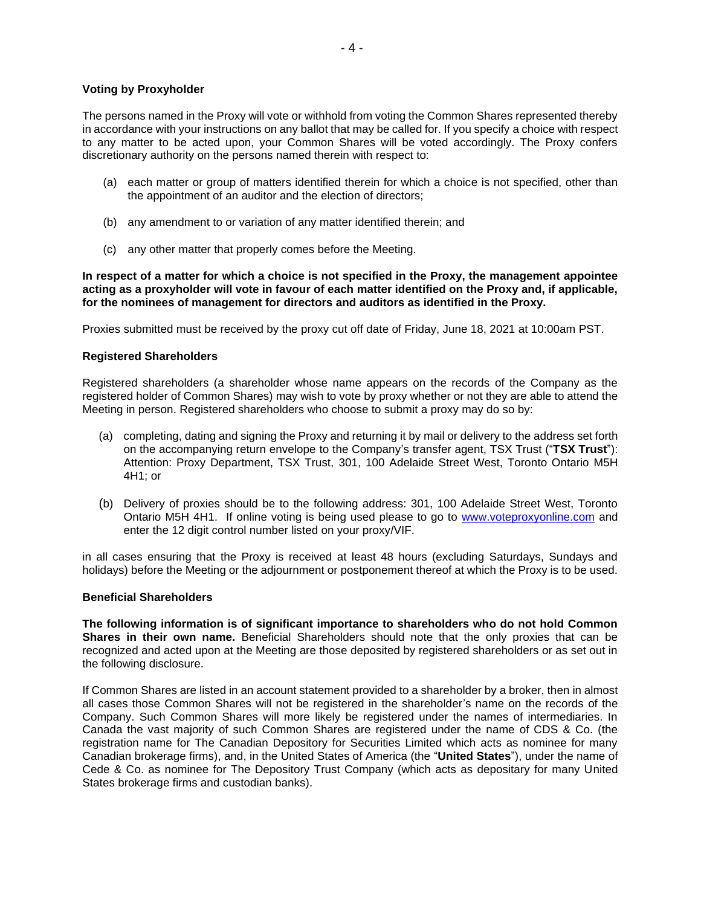### Voting by Proxyholder

The persons named in the Proxy will vote or withhold from voting the Common Shares represented thereby in accordance with your instructions on any ballot that may be called for. If you specify a choice with respect to any matter to be acted upon, your Common Shares will be voted accordingly. The Proxy confers discretionary authority on the persons named therein with respect to:

(a) each matter or group of matters identified therein for which a choice is not specified, other than the appointment of an auditor and the election of directors;

(b) any amendment to or variation of any matter identified therein; and

(c) any other matter that properly comes before the Meeting.

**In respect of a matter for which a choice is not specified in the Proxy, the management appointee acting as a proxyholder will vote in favour of each matter identified on the Proxy and, if applicable, for the nominees of management for directors and auditors as identified in the Proxy.**

Proxies submitted must be received by the proxy cut off date of Friday, June 18, 2021 at 10:00am PST.

### Registered Shareholders

Registered shareholders (a shareholder whose name appears on the records of the Company as the registered holder of Common Shares) may wish to vote by proxy whether or not they are able to attend the Meeting in person. Registered shareholders who choose to submit a proxy may do so by:

(a) completing, dating and signing the Proxy and returning it by mail or delivery to the address set forth on the accompanying return envelope to the Company's transfer agent, TSX Trust ("**TSX Trust**"): Attention: Proxy Department, TSX Trust, 301, 100 Adelaide Street West, Toronto Ontario M5H 4H1; or

(b) Delivery of proxies should be to the following address: 301, 100 Adelaide Street West, Toronto Ontario M5H 4H1. If online voting is being used please to go to www.voteproxyonline.com and enter the 12 digit control number listed on your proxy/VIF.

in all cases ensuring that the Proxy is received at least 48 hours (excluding Saturdays, Sundays and holidays) before the Meeting or the adjournment or postponement thereof at which the Proxy is to be used.

### Beneficial Shareholders

**The following information is of significant importance to shareholders who do not hold Common Shares in their own name.** Beneficial Shareholders should note that the only proxies that can be recognized and acted upon at the Meeting are those deposited by registered shareholders or as set out in the following disclosure.

If Common Shares are listed in an account statement provided to a shareholder by a broker, then in almost all cases those Common Shares will not be registered in the shareholder's name on the records of the Company. Such Common Shares will more likely be registered under the names of intermediaries. In Canada the vast majority of such Common Shares are registered under the name of CDS & Co. (the registration name for The Canadian Depository for Securities Limited which acts as nominee for many Canadian brokerage firms), and, in the United States of America (the "**United States**"), under the name of Cede & Co. as nominee for The Depository Trust Company (which acts as depositary for many United States brokerage firms and custodian banks).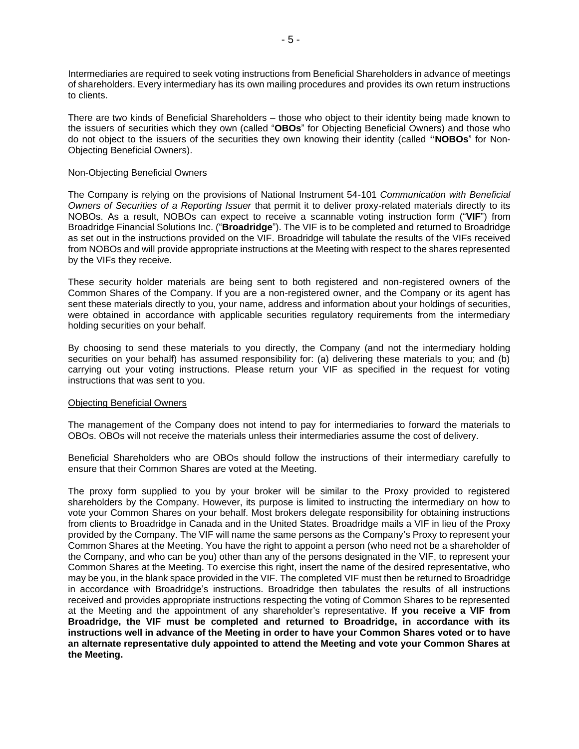Intermediaries are required to seek voting instructions from Beneficial Shareholders in advance of meetings of shareholders. Every intermediary has its own mailing procedures and provides its own return instructions to clients.

There are two kinds of Beneficial Shareholders – those who object to their identity being made known to the issuers of securities which they own (called "**OBOs**" for Objecting Beneficial Owners) and those who do not object to the issuers of the securities they own knowing their identity (called **"NOBOs**" for Non-Objecting Beneficial Owners).

Non-Objecting Beneficial Owners

The Company is relying on the provisions of National Instrument 54-101 *Communication with Beneficial Owners of Securities of a Reporting Issuer* that permit it to deliver proxy-related materials directly to its NOBOs. As a result, NOBOs can expect to receive a scannable voting instruction form ("**VIF**") from Broadridge Financial Solutions Inc. ("**Broadridge**"). The VIF is to be completed and returned to Broadridge as set out in the instructions provided on the VIF. Broadridge will tabulate the results of the VIFs received from NOBOs and will provide appropriate instructions at the Meeting with respect to the shares represented by the VIFs they receive.

These security holder materials are being sent to both registered and non-registered owners of the Common Shares of the Company. If you are a non-registered owner, and the Company or its agent has sent these materials directly to you, your name, address and information about your holdings of securities, were obtained in accordance with applicable securities regulatory requirements from the intermediary holding securities on your behalf.

By choosing to send these materials to you directly, the Company (and not the intermediary holding securities on your behalf) has assumed responsibility for: (a) delivering these materials to you; and (b) carrying out your voting instructions. Please return your VIF as specified in the request for voting instructions that was sent to you.

Objecting Beneficial Owners

The management of the Company does not intend to pay for intermediaries to forward the materials to OBOs. OBOs will not receive the materials unless their intermediaries assume the cost of delivery.

Beneficial Shareholders who are OBOs should follow the instructions of their intermediary carefully to ensure that their Common Shares are voted at the Meeting.

The proxy form supplied to you by your broker will be similar to the Proxy provided to registered shareholders by the Company. However, its purpose is limited to instructing the intermediary on how to vote your Common Shares on your behalf. Most brokers delegate responsibility for obtaining instructions from clients to Broadridge in Canada and in the United States. Broadridge mails a VIF in lieu of the Proxy provided by the Company. The VIF will name the same persons as the Company's Proxy to represent your Common Shares at the Meeting. You have the right to appoint a person (who need not be a shareholder of the Company, and who can be you) other than any of the persons designated in the VIF, to represent your Common Shares at the Meeting. To exercise this right, insert the name of the desired representative, who may be you, in the blank space provided in the VIF. The completed VIF must then be returned to Broadridge in accordance with Broadridge's instructions. Broadridge then tabulates the results of all instructions received and provides appropriate instructions respecting the voting of Common Shares to be represented at the Meeting and the appointment of any shareholder's representative. **If you receive a VIF from Broadridge, the VIF must be completed and returned to Broadridge, in accordance with its instructions well in advance of the Meeting in order to have your Common Shares voted or to have an alternate representative duly appointed to attend the Meeting and vote your Common Shares at the Meeting.**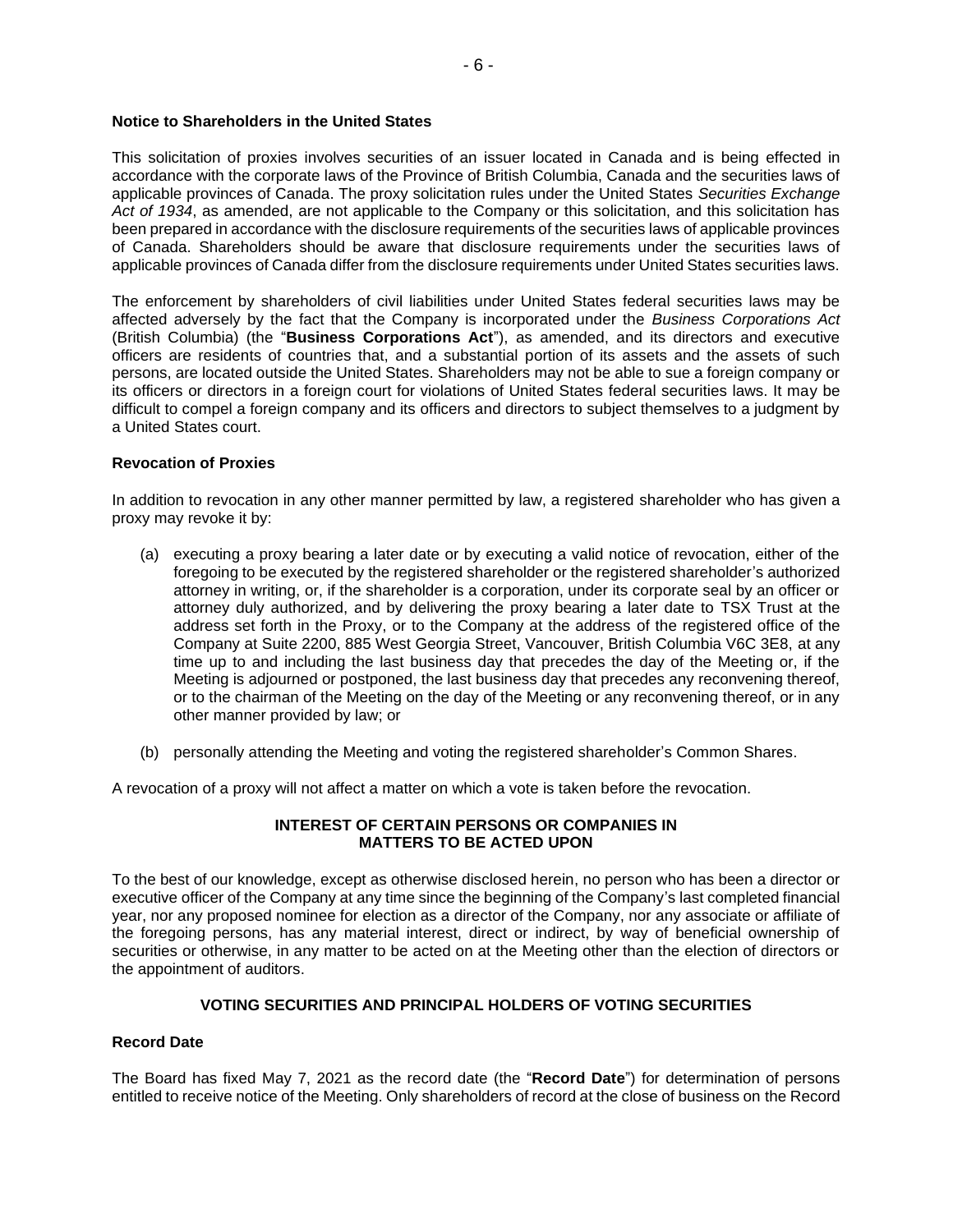**Notice to Shareholders in the United States**

This solicitation of proxies involves securities of an issuer located in Canada and is being effected in accordance with the corporate laws of the Province of British Columbia, Canada and the securities laws of applicable provinces of Canada. The proxy solicitation rules under the United States *Securities Exchange Act of 1934*, as amended, are not applicable to the Company or this solicitation, and this solicitation has been prepared in accordance with the disclosure requirements of the securities laws of applicable provinces of Canada. Shareholders should be aware that disclosure requirements under the securities laws of applicable provinces of Canada differ from the disclosure requirements under United States securities laws.

The enforcement by shareholders of civil liabilities under United States federal securities laws may be affected adversely by the fact that the Company is incorporated under the *Business Corporations Act* (British Columbia) (the "**Business Corporations Act**"), as amended, and its directors and executive officers are residents of countries that, and a substantial portion of its assets and the assets of such persons, are located outside the United States. Shareholders may not be able to sue a foreign company or its officers or directors in a foreign court for violations of United States federal securities laws. It may be difficult to compel a foreign company and its officers and directors to subject themselves to a judgment by a United States court.

**Revocation of Proxies**

In addition to revocation in any other manner permitted by law, a registered shareholder who has given a proxy may revoke it by:

(a) executing a proxy bearing a later date or by executing a valid notice of revocation, either of the foregoing to be executed by the registered shareholder or the registered shareholder's authorized attorney in writing, or, if the shareholder is a corporation, under its corporate seal by an officer or attorney duly authorized, and by delivering the proxy bearing a later date to TSX Trust at the address set forth in the Proxy, or to the Company at the address of the registered office of the Company at Suite 2200, 885 West Georgia Street, Vancouver, British Columbia V6C 3E8, at any time up to and including the last business day that precedes the day of the Meeting or, if the Meeting is adjourned or postponed, the last business day that precedes any reconvening thereof, or to the chairman of the Meeting on the day of the Meeting or any reconvening thereof, or in any other manner provided by law; or

(b) personally attending the Meeting and voting the registered shareholder's Common Shares.

A revocation of a proxy will not affect a matter on which a vote is taken before the revocation.

## INTEREST OF CERTAIN PERSONS OR COMPANIES IN MATTERS TO BE ACTED UPON

To the best of our knowledge, except as otherwise disclosed herein, no person who has been a director or executive officer of the Company at any time since the beginning of the Company's last completed financial year, nor any proposed nominee for election as a director of the Company, nor any associate or affiliate of the foregoing persons, has any material interest, direct or indirect, by way of beneficial ownership of securities or otherwise, in any matter to be acted on at the Meeting other than the election of directors or the appointment of auditors.

## VOTING SECURITIES AND PRINCIPAL HOLDERS OF VOTING SECURITIES

**Record Date**

The Board has fixed May 7, 2021 as the record date (the "**Record Date**") for determination of persons entitled to receive notice of the Meeting. Only shareholders of record at the close of business on the Record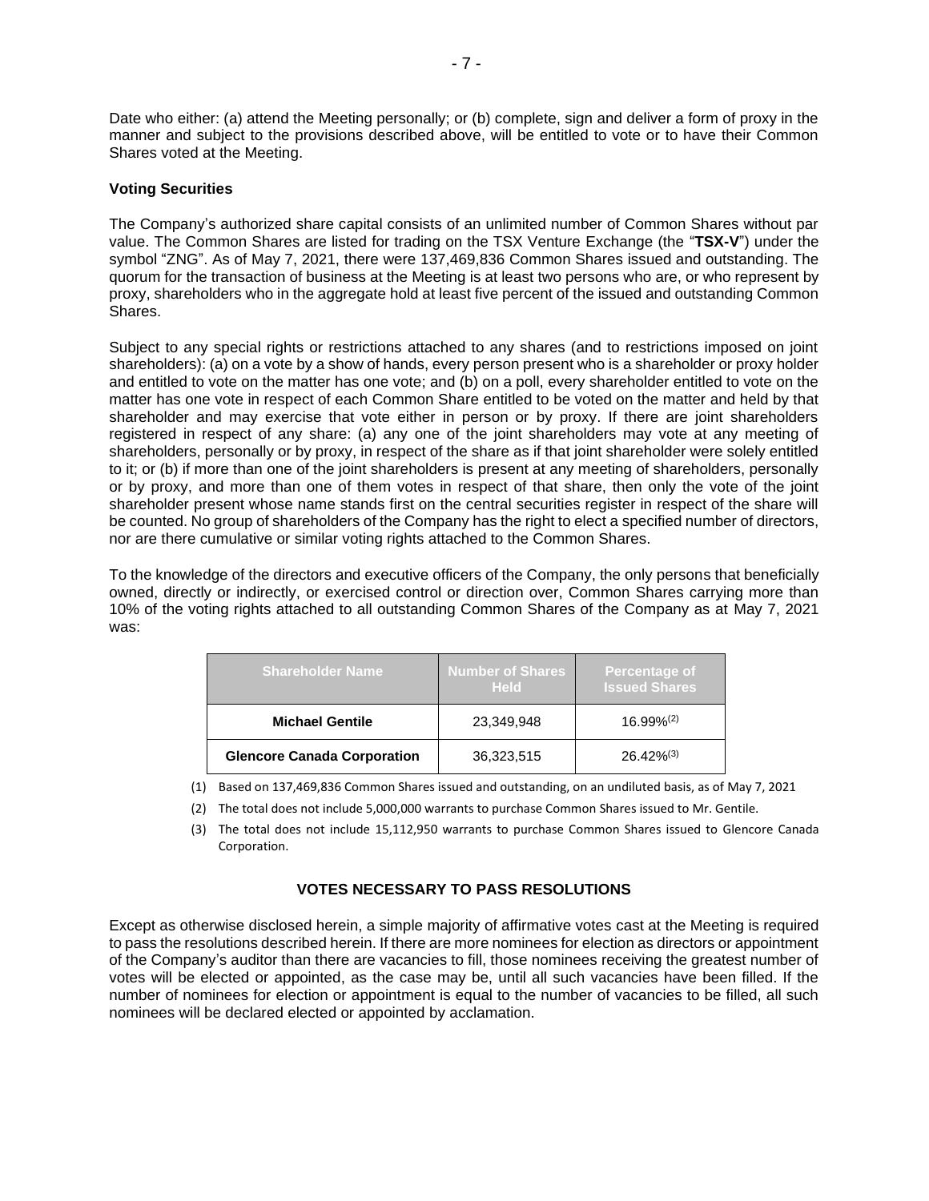Date who either: (a) attend the Meeting personally; or (b) complete, sign and deliver a form of proxy in the manner and subject to the provisions described above, will be entitled to vote or to have their Common Shares voted at the Meeting.

**Voting Securities**

The Company's authorized share capital consists of an unlimited number of Common Shares without par value. The Common Shares are listed for trading on the TSX Venture Exchange (the "**TSX-V**") under the symbol "ZNG". As of May 7, 2021, there were 137,469,836 Common Shares issued and outstanding. The quorum for the transaction of business at the Meeting is at least two persons who are, or who represent by proxy, shareholders who in the aggregate hold at least five percent of the issued and outstanding Common Shares.

Subject to any special rights or restrictions attached to any shares (and to restrictions imposed on joint shareholders): (a) on a vote by a show of hands, every person present who is a shareholder or proxy holder and entitled to vote on the matter has one vote; and (b) on a poll, every shareholder entitled to vote on the matter has one vote in respect of each Common Share entitled to be voted on the matter and held by that shareholder and may exercise that vote either in person or by proxy. If there are joint shareholders registered in respect of any share: (a) any one of the joint shareholders may vote at any meeting of shareholders, personally or by proxy, in respect of the share as if that joint shareholder were solely entitled to it; or (b) if more than one of the joint shareholders is present at any meeting of shareholders, personally or by proxy, and more than one of them votes in respect of that share, then only the vote of the joint shareholder present whose name stands first on the central securities register in respect of the share will be counted. No group of shareholders of the Company has the right to elect a specified number of directors, nor are there cumulative or similar voting rights attached to the Common Shares.

To the knowledge of the directors and executive officers of the Company, the only persons that beneficially owned, directly or indirectly, or exercised control or direction over, Common Shares carrying more than 10% of the voting rights attached to all outstanding Common Shares of the Company as at May 7, 2021 was:

| Shareholder Name | Number of Shares Held | Percentage of Issued Shares |
|---|---|---|
| **Michael Gentile** | 23,349,948 | 16.99%[(2)] |
| **Glencore Canada Corporation** | 36,323,515 | 26.42%[(3)] |

(1) Based on 137,469,836 Common Shares issued and outstanding, on an undiluted basis, as of May 7, 2021

(2) The total does not include 5,000,000 warrants to purchase Common Shares issued to Mr. Gentile.

(3) The total does not include 15,112,950 warrants to purchase Common Shares issued to Glencore Canada Corporation.

## VOTES NECESSARY TO PASS RESOLUTIONS

Except as otherwise disclosed herein, a simple majority of affirmative votes cast at the Meeting is required to pass the resolutions described herein. If there are more nominees for election as directors or appointment of the Company's auditor than there are vacancies to fill, those nominees receiving the greatest number of votes will be elected or appointed, as the case may be, until all such vacancies have been filled. If the number of nominees for election or appointment is equal to the number of vacancies to be filled, all such nominees will be declared elected or appointed by acclamation.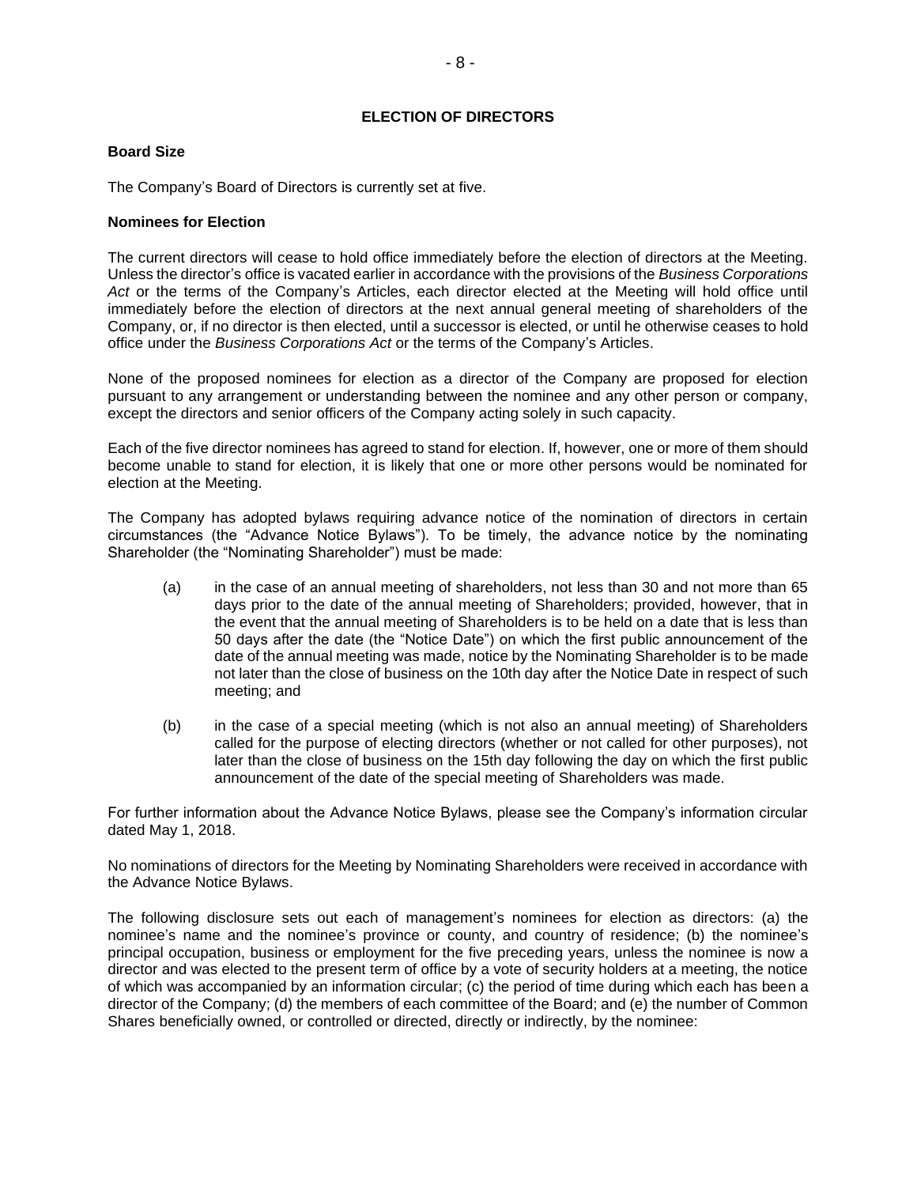## ELECTION OF DIRECTORS

**Board Size**

The Company's Board of Directors is currently set at five.

**Nominees for Election**

The current directors will cease to hold office immediately before the election of directors at the Meeting. Unless the director's office is vacated earlier in accordance with the provisions of the *Business Corporations Act* or the terms of the Company's Articles, each director elected at the Meeting will hold office until immediately before the election of directors at the next annual general meeting of shareholders of the Company, or, if no director is then elected, until a successor is elected, or until he otherwise ceases to hold office under the *Business Corporations Act* or the terms of the Company's Articles.

None of the proposed nominees for election as a director of the Company are proposed for election pursuant to any arrangement or understanding between the nominee and any other person or company, except the directors and senior officers of the Company acting solely in such capacity.

Each of the five director nominees has agreed to stand for election. If, however, one or more of them should become unable to stand for election, it is likely that one or more other persons would be nominated for election at the Meeting.

The Company has adopted bylaws requiring advance notice of the nomination of directors in certain circumstances (the "Advance Notice Bylaws"). To be timely, the advance notice by the nominating Shareholder (the "Nominating Shareholder") must be made:

(a) in the case of an annual meeting of shareholders, not less than 30 and not more than 65 days prior to the date of the annual meeting of Shareholders; provided, however, that in the event that the annual meeting of Shareholders is to be held on a date that is less than 50 days after the date (the "Notice Date") on which the first public announcement of the date of the annual meeting was made, notice by the Nominating Shareholder is to be made not later than the close of business on the 10th day after the Notice Date in respect of such meeting; and

(b) in the case of a special meeting (which is not also an annual meeting) of Shareholders called for the purpose of electing directors (whether or not called for other purposes), not later than the close of business on the 15th day following the day on which the first public announcement of the date of the special meeting of Shareholders was made.

For further information about the Advance Notice Bylaws, please see the Company's information circular dated May 1, 2018.

No nominations of directors for the Meeting by Nominating Shareholders were received in accordance with the Advance Notice Bylaws.

The following disclosure sets out each of management's nominees for election as directors: (a) the nominee's name and the nominee's province or county, and country of residence; (b) the nominee's principal occupation, business or employment for the five preceding years, unless the nominee is now a director and was elected to the present term of office by a vote of security holders at a meeting, the notice of which was accompanied by an information circular; (c) the period of time during which each has been a director of the Company; (d) the members of each committee of the Board; and (e) the number of Common Shares beneficially owned, or controlled or directed, directly or indirectly, by the nominee: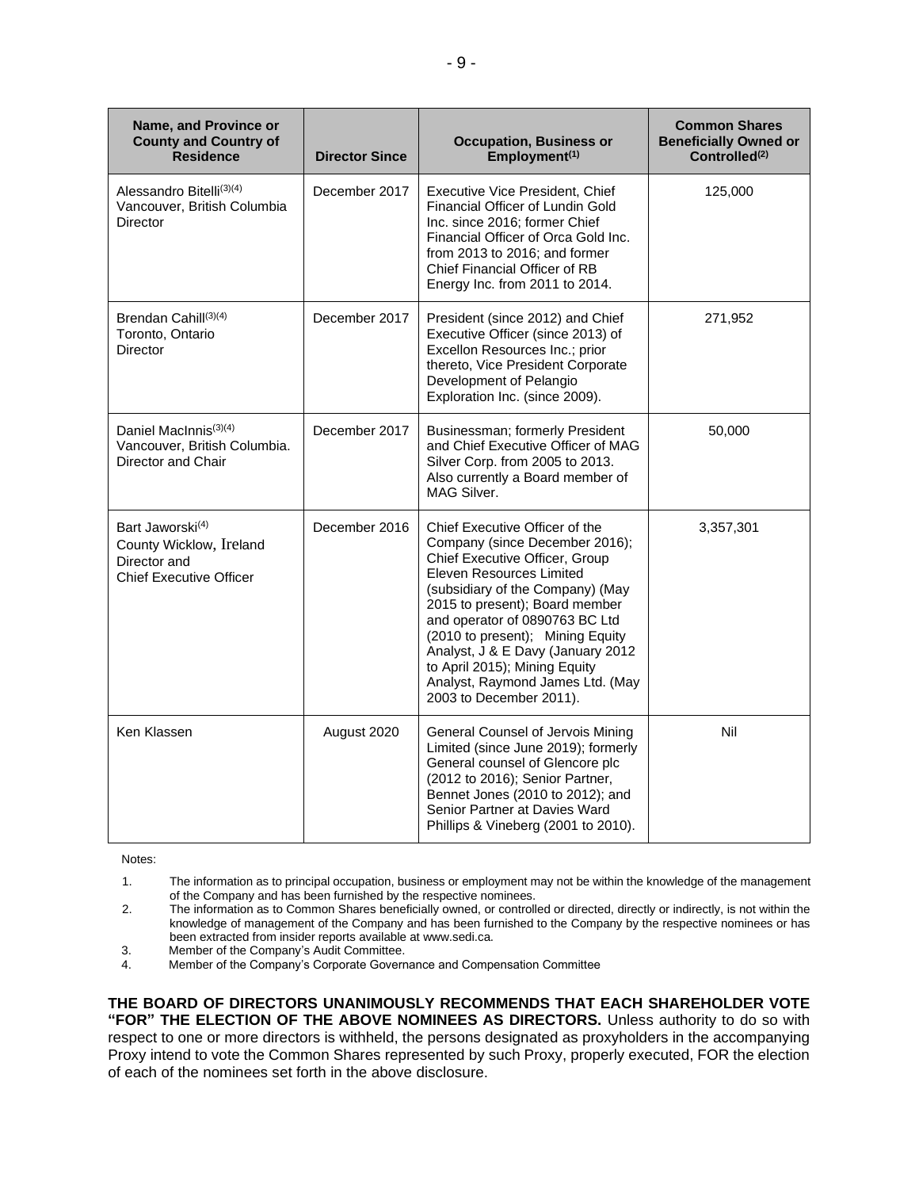| Name, and Province or County and Country of Residence | Director Since | Occupation, Business or Employment[(1)] | Common Shares Beneficially Owned or Controlled[(2)] |
|---|---|---|---|
| Alessandro Bitelli[(3)(4)]<br>Vancouver, British Columbia<br>Director | December 2017 | Executive Vice President, Chief Financial Officer of Lundin Gold Inc. since 2016; former Chief Financial Officer of Orca Gold Inc. from 2013 to 2016; and former Chief Financial Officer of RB Energy Inc. from 2011 to 2014. | 125,000 |
| Brendan Cahill[(3)(4)]<br>Toronto, Ontario<br>Director | December 2017 | President (since 2012) and Chief Executive Officer (since 2013) of Excellon Resources Inc.; prior thereto, Vice President Corporate Development of Pelangio Exploration Inc. (since 2009). | 271,952 |
| Daniel MacInnis[(3)(4)]<br>Vancouver, British Columbia.<br>Director and Chair | December 2017 | Businessman; formerly President and Chief Executive Officer of MAG Silver Corp. from 2005 to 2013. Also currently a Board member of MAG Silver. | 50,000 |
| Bart Jaworski[(4)]<br>County Wicklow, Ireland<br>Director and<br>Chief Executive Officer | December 2016 | Chief Executive Officer of the Company (since December 2016); Chief Executive Officer, Group Eleven Resources Limited (subsidiary of the Company) (May 2015 to present); Board member and operator of 0890763 BC Ltd (2010 to present); Mining Equity Analyst, J & E Davy (January 2012 to April 2015); Mining Equity Analyst, Raymond James Ltd. (May 2003 to December 2011). | 3,357,301 |
| Ken Klassen | August 2020 | General Counsel of Jervois Mining Limited (since June 2019); formerly General counsel of Glencore plc (2012 to 2016); Senior Partner, Bennet Jones (2010 to 2012); and Senior Partner at Davies Ward Phillips & Vineberg (2001 to 2010). | Nil |

Notes:

1. The information as to principal occupation, business or employment may not be within the knowledge of the management of the Company and has been furnished by the respective nominees.
2. The information as to Common Shares beneficially owned, or controlled or directed, directly or indirectly, is not within the knowledge of management of the Company and has been furnished to the Company by the respective nominees or has been extracted from insider reports available at www.sedi.ca.
3. Member of the Company's Audit Committee.
4. Member of the Company's Corporate Governance and Compensation Committee

**THE BOARD OF DIRECTORS UNANIMOUSLY RECOMMENDS THAT EACH SHAREHOLDER VOTE "FOR" THE ELECTION OF THE ABOVE NOMINEES AS DIRECTORS.** Unless authority to do so with respect to one or more directors is withheld, the persons designated as proxyholders in the accompanying Proxy intend to vote the Common Shares represented by such Proxy, properly executed, FOR the election of each of the nominees set forth in the above disclosure.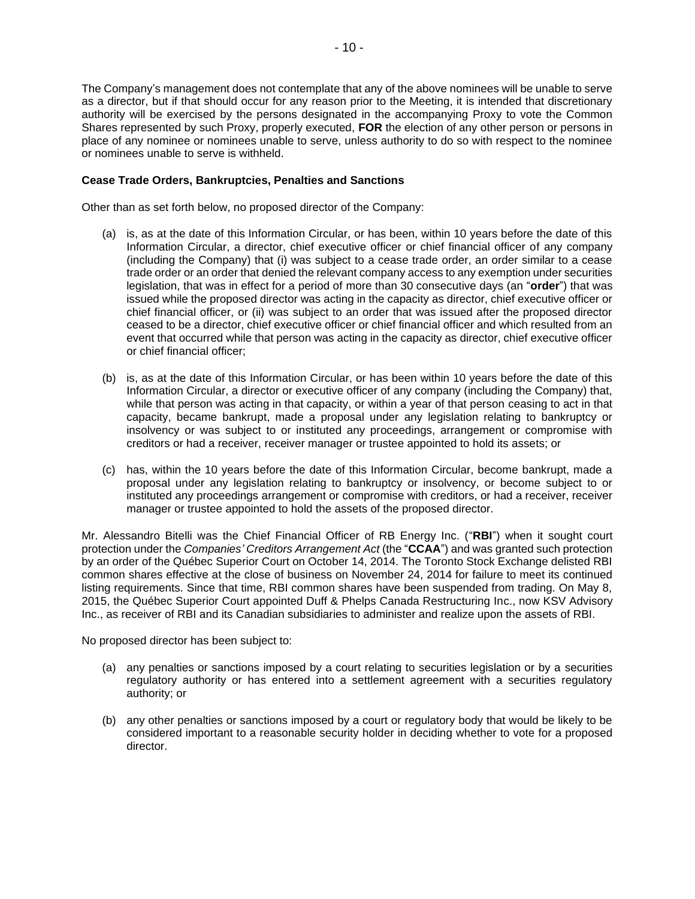The Company's management does not contemplate that any of the above nominees will be unable to serve as a director, but if that should occur for any reason prior to the Meeting, it is intended that discretionary authority will be exercised by the persons designated in the accompanying Proxy to vote the Common Shares represented by such Proxy, properly executed, **FOR** the election of any other person or persons in place of any nominee or nominees unable to serve, unless authority to do so with respect to the nominee or nominees unable to serve is withheld.

**Cease Trade Orders, Bankruptcies, Penalties and Sanctions**

Other than as set forth below, no proposed director of the Company:

(a) is, as at the date of this Information Circular, or has been, within 10 years before the date of this Information Circular, a director, chief executive officer or chief financial officer of any company (including the Company) that (i) was subject to a cease trade order, an order similar to a cease trade order or an order that denied the relevant company access to any exemption under securities legislation, that was in effect for a period of more than 30 consecutive days (an "**order**") that was issued while the proposed director was acting in the capacity as director, chief executive officer or chief financial officer, or (ii) was subject to an order that was issued after the proposed director ceased to be a director, chief executive officer or chief financial officer and which resulted from an event that occurred while that person was acting in the capacity as director, chief executive officer or chief financial officer;

(b) is, as at the date of this Information Circular, or has been within 10 years before the date of this Information Circular, a director or executive officer of any company (including the Company) that, while that person was acting in that capacity, or within a year of that person ceasing to act in that capacity, became bankrupt, made a proposal under any legislation relating to bankruptcy or insolvency or was subject to or instituted any proceedings, arrangement or compromise with creditors or had a receiver, receiver manager or trustee appointed to hold its assets; or

(c) has, within the 10 years before the date of this Information Circular, become bankrupt, made a proposal under any legislation relating to bankruptcy or insolvency, or become subject to or instituted any proceedings arrangement or compromise with creditors, or had a receiver, receiver manager or trustee appointed to hold the assets of the proposed director.

Mr. Alessandro Bitelli was the Chief Financial Officer of RB Energy Inc. ("**RBI**") when it sought court protection under the *Companies' Creditors Arrangement Act* (the "**CCAA**") and was granted such protection by an order of the Québec Superior Court on October 14, 2014. The Toronto Stock Exchange delisted RBI common shares effective at the close of business on November 24, 2014 for failure to meet its continued listing requirements. Since that time, RBI common shares have been suspended from trading. On May 8, 2015, the Québec Superior Court appointed Duff & Phelps Canada Restructuring Inc., now KSV Advisory Inc., as receiver of RBI and its Canadian subsidiaries to administer and realize upon the assets of RBI.

No proposed director has been subject to:

(a) any penalties or sanctions imposed by a court relating to securities legislation or by a securities regulatory authority or has entered into a settlement agreement with a securities regulatory authority; or

(b) any other penalties or sanctions imposed by a court or regulatory body that would be likely to be considered important to a reasonable security holder in deciding whether to vote for a proposed director.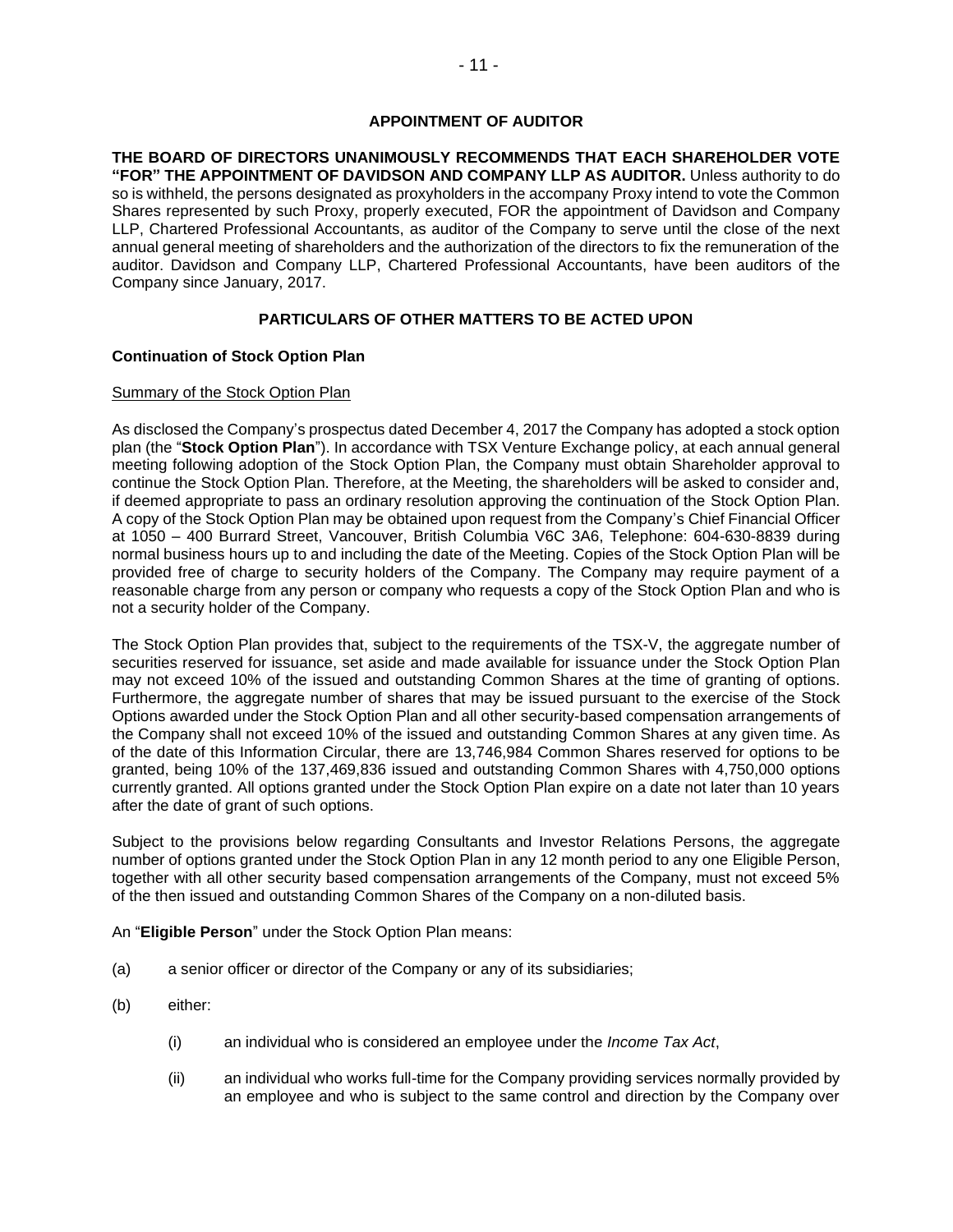## APPOINTMENT OF AUDITOR

**THE BOARD OF DIRECTORS UNANIMOUSLY RECOMMENDS THAT EACH SHAREHOLDER VOTE "FOR" THE APPOINTMENT OF DAVIDSON AND COMPANY LLP AS AUDITOR.** Unless authority to do so is withheld, the persons designated as proxyholders in the accompany Proxy intend to vote the Common Shares represented by such Proxy, properly executed, FOR the appointment of Davidson and Company LLP, Chartered Professional Accountants, as auditor of the Company to serve until the close of the next annual general meeting of shareholders and the authorization of the directors to fix the remuneration of the auditor. Davidson and Company LLP, Chartered Professional Accountants, have been auditors of the Company since January, 2017.

## PARTICULARS OF OTHER MATTERS TO BE ACTED UPON

### Continuation of Stock Option Plan

Summary of the Stock Option Plan

As disclosed the Company's prospectus dated December 4, 2017 the Company has adopted a stock option plan (the "**Stock Option Plan**"). In accordance with TSX Venture Exchange policy, at each annual general meeting following adoption of the Stock Option Plan, the Company must obtain Shareholder approval to continue the Stock Option Plan. Therefore, at the Meeting, the shareholders will be asked to consider and, if deemed appropriate to pass an ordinary resolution approving the continuation of the Stock Option Plan. A copy of the Stock Option Plan may be obtained upon request from the Company's Chief Financial Officer at 1050 – 400 Burrard Street, Vancouver, British Columbia V6C 3A6, Telephone: 604-630-8839 during normal business hours up to and including the date of the Meeting. Copies of the Stock Option Plan will be provided free of charge to security holders of the Company. The Company may require payment of a reasonable charge from any person or company who requests a copy of the Stock Option Plan and who is not a security holder of the Company.

The Stock Option Plan provides that, subject to the requirements of the TSX-V, the aggregate number of securities reserved for issuance, set aside and made available for issuance under the Stock Option Plan may not exceed 10% of the issued and outstanding Common Shares at the time of granting of options. Furthermore, the aggregate number of shares that may be issued pursuant to the exercise of the Stock Options awarded under the Stock Option Plan and all other security-based compensation arrangements of the Company shall not exceed 10% of the issued and outstanding Common Shares at any given time. As of the date of this Information Circular, there are 13,746,984 Common Shares reserved for options to be granted, being 10% of the 137,469,836 issued and outstanding Common Shares with 4,750,000 options currently granted. All options granted under the Stock Option Plan expire on a date not later than 10 years after the date of grant of such options.

Subject to the provisions below regarding Consultants and Investor Relations Persons, the aggregate number of options granted under the Stock Option Plan in any 12 month period to any one Eligible Person, together with all other security based compensation arrangements of the Company, must not exceed 5% of the then issued and outstanding Common Shares of the Company on a non-diluted basis.

An "**Eligible Person**" under the Stock Option Plan means:

(a) a senior officer or director of the Company or any of its subsidiaries;

(b) either:

  (i) an individual who is considered an employee under the *Income Tax Act*,

  (ii) an individual who works full-time for the Company providing services normally provided by an employee and who is subject to the same control and direction by the Company over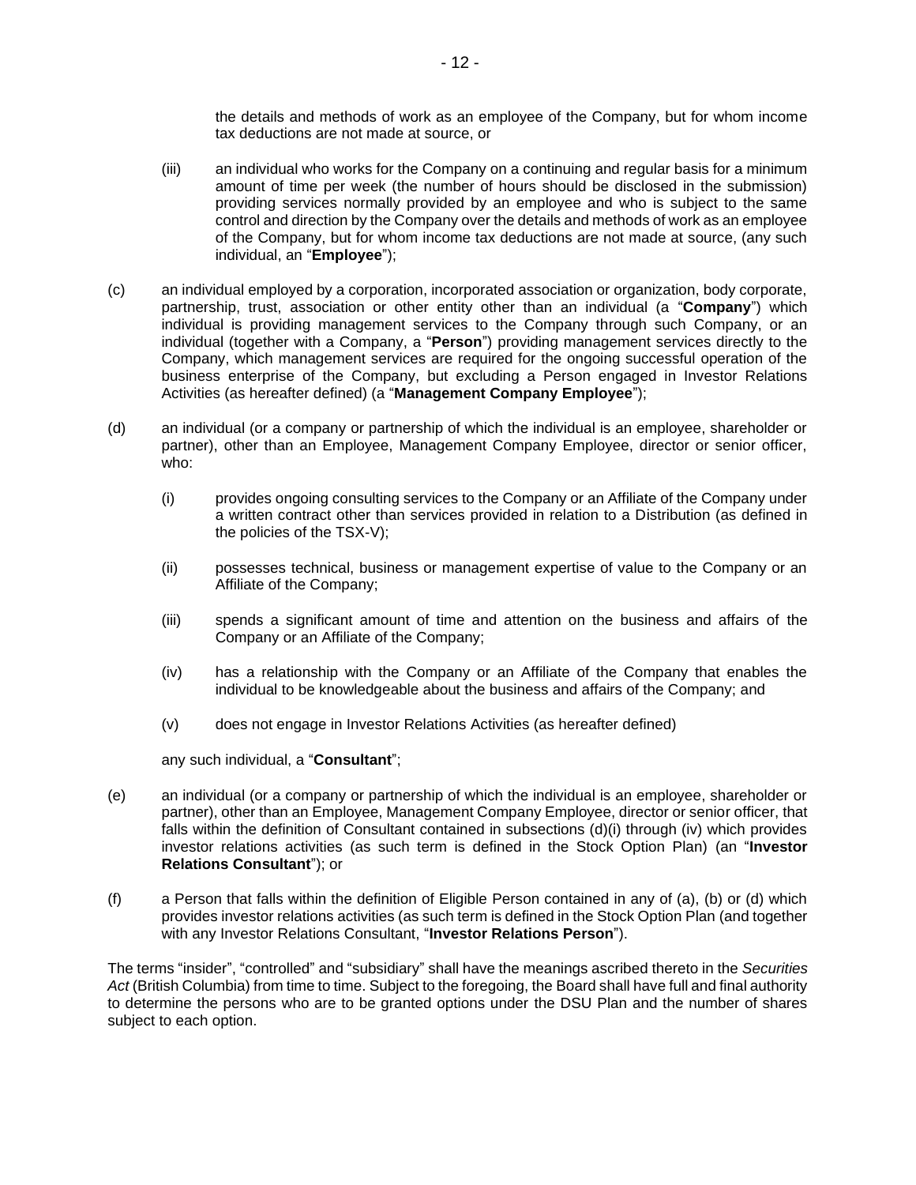the details and methods of work as an employee of the Company, but for whom income tax deductions are not made at source, or

(iii) an individual who works for the Company on a continuing and regular basis for a minimum amount of time per week (the number of hours should be disclosed in the submission) providing services normally provided by an employee and who is subject to the same control and direction by the Company over the details and methods of work as an employee of the Company, but for whom income tax deductions are not made at source, (any such individual, an "**Employee**");

(c) an individual employed by a corporation, incorporated association or organization, body corporate, partnership, trust, association or other entity other than an individual (a "**Company**") which individual is providing management services to the Company through such Company, or an individual (together with a Company, a "**Person**") providing management services directly to the Company, which management services are required for the ongoing successful operation of the business enterprise of the Company, but excluding a Person engaged in Investor Relations Activities (as hereafter defined) (a "**Management Company Employee**");

(d) an individual (or a company or partnership of which the individual is an employee, shareholder or partner), other than an Employee, Management Company Employee, director or senior officer, who:

(i) provides ongoing consulting services to the Company or an Affiliate of the Company under a written contract other than services provided in relation to a Distribution (as defined in the policies of the TSX-V);

(ii) possesses technical, business or management expertise of value to the Company or an Affiliate of the Company;

(iii) spends a significant amount of time and attention on the business and affairs of the Company or an Affiliate of the Company;

(iv) has a relationship with the Company or an Affiliate of the Company that enables the individual to be knowledgeable about the business and affairs of the Company; and

(v) does not engage in Investor Relations Activities (as hereafter defined)

any such individual, a "**Consultant**";

(e) an individual (or a company or partnership of which the individual is an employee, shareholder or partner), other than an Employee, Management Company Employee, director or senior officer, that falls within the definition of Consultant contained in subsections (d)(i) through (iv) which provides investor relations activities (as such term is defined in the Stock Option Plan) (an "**Investor Relations Consultant**"); or

(f) a Person that falls within the definition of Eligible Person contained in any of (a), (b) or (d) which provides investor relations activities (as such term is defined in the Stock Option Plan (and together with any Investor Relations Consultant, "**Investor Relations Person**").

The terms "insider", "controlled" and "subsidiary" shall have the meanings ascribed thereto in the *Securities Act* (British Columbia) from time to time. Subject to the foregoing, the Board shall have full and final authority to determine the persons who are to be granted options under the DSU Plan and the number of shares subject to each option.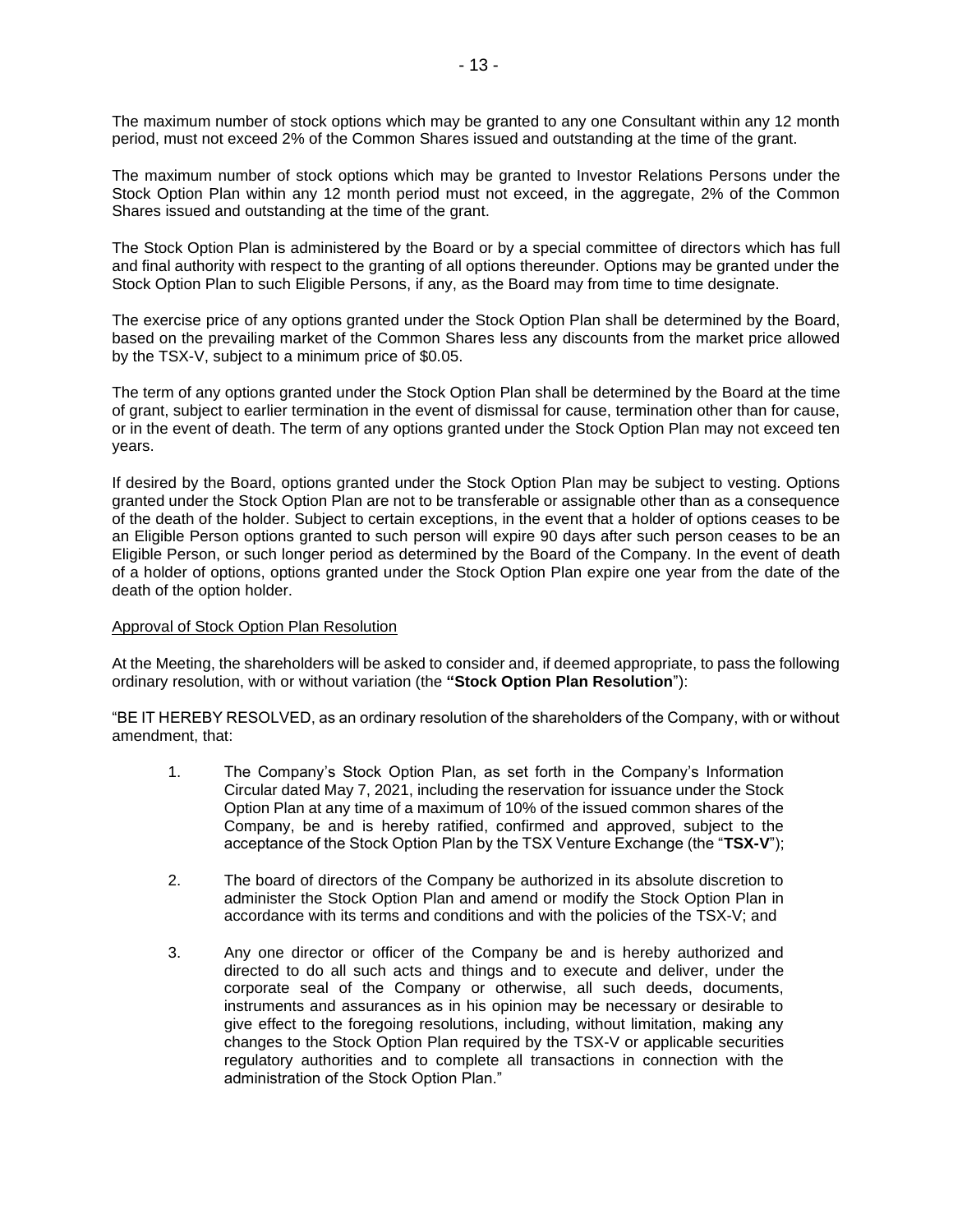The maximum number of stock options which may be granted to any one Consultant within any 12 month period, must not exceed 2% of the Common Shares issued and outstanding at the time of the grant.

The maximum number of stock options which may be granted to Investor Relations Persons under the Stock Option Plan within any 12 month period must not exceed, in the aggregate, 2% of the Common Shares issued and outstanding at the time of the grant.

The Stock Option Plan is administered by the Board or by a special committee of directors which has full and final authority with respect to the granting of all options thereunder. Options may be granted under the Stock Option Plan to such Eligible Persons, if any, as the Board may from time to time designate.

The exercise price of any options granted under the Stock Option Plan shall be determined by the Board, based on the prevailing market of the Common Shares less any discounts from the market price allowed by the TSX-V, subject to a minimum price of $0.05.

The term of any options granted under the Stock Option Plan shall be determined by the Board at the time of grant, subject to earlier termination in the event of dismissal for cause, termination other than for cause, or in the event of death. The term of any options granted under the Stock Option Plan may not exceed ten years.

If desired by the Board, options granted under the Stock Option Plan may be subject to vesting. Options granted under the Stock Option Plan are not to be transferable or assignable other than as a consequence of the death of the holder. Subject to certain exceptions, in the event that a holder of options ceases to be an Eligible Person options granted to such person will expire 90 days after such person ceases to be an Eligible Person, or such longer period as determined by the Board of the Company. In the event of death of a holder of options, options granted under the Stock Option Plan expire one year from the date of the death of the option holder.

Approval of Stock Option Plan Resolution

At the Meeting, the shareholders will be asked to consider and, if deemed appropriate, to pass the following ordinary resolution, with or without variation (the **"Stock Option Plan Resolution**"):

"BE IT HEREBY RESOLVED, as an ordinary resolution of the shareholders of the Company, with or without amendment, that:

1. The Company's Stock Option Plan, as set forth in the Company's Information Circular dated May 7, 2021, including the reservation for issuance under the Stock Option Plan at any time of a maximum of 10% of the issued common shares of the Company, be and is hereby ratified, confirmed and approved, subject to the acceptance of the Stock Option Plan by the TSX Venture Exchange (the "**TSX-V**");

2. The board of directors of the Company be authorized in its absolute discretion to administer the Stock Option Plan and amend or modify the Stock Option Plan in accordance with its terms and conditions and with the policies of the TSX-V; and

3. Any one director or officer of the Company be and is hereby authorized and directed to do all such acts and things and to execute and deliver, under the corporate seal of the Company or otherwise, all such deeds, documents, instruments and assurances as in his opinion may be necessary or desirable to give effect to the foregoing resolutions, including, without limitation, making any changes to the Stock Option Plan required by the TSX-V or applicable securities regulatory authorities and to complete all transactions in connection with the administration of the Stock Option Plan."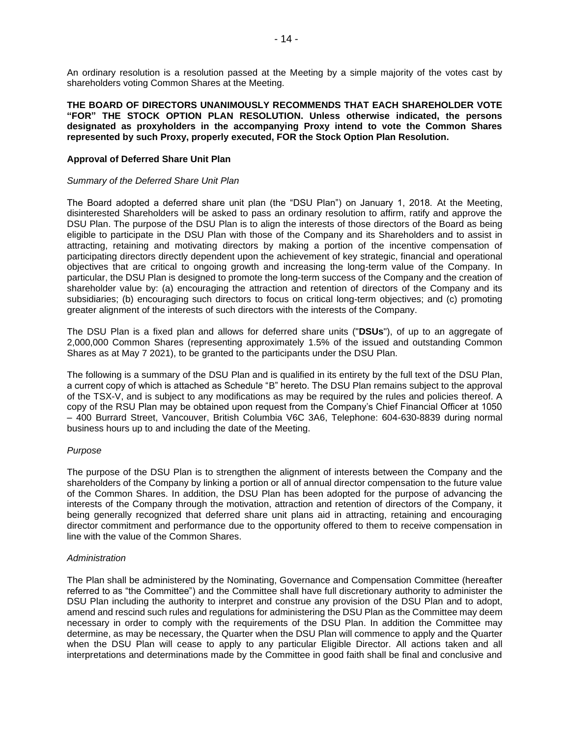An ordinary resolution is a resolution passed at the Meeting by a simple majority of the votes cast by shareholders voting Common Shares at the Meeting.

**THE BOARD OF DIRECTORS UNANIMOUSLY RECOMMENDS THAT EACH SHAREHOLDER VOTE "FOR" THE STOCK OPTION PLAN RESOLUTION. Unless otherwise indicated, the persons designated as proxyholders in the accompanying Proxy intend to vote the Common Shares represented by such Proxy, properly executed, FOR the Stock Option Plan Resolution.**

**Approval of Deferred Share Unit Plan**

*Summary of the Deferred Share Unit Plan*

The Board adopted a deferred share unit plan (the "DSU Plan") on January 1, 2018. At the Meeting, disinterested Shareholders will be asked to pass an ordinary resolution to affirm, ratify and approve the DSU Plan. The purpose of the DSU Plan is to align the interests of those directors of the Board as being eligible to participate in the DSU Plan with those of the Company and its Shareholders and to assist in attracting, retaining and motivating directors by making a portion of the incentive compensation of participating directors directly dependent upon the achievement of key strategic, financial and operational objectives that are critical to ongoing growth and increasing the long-term value of the Company. In particular, the DSU Plan is designed to promote the long-term success of the Company and the creation of shareholder value by: (a) encouraging the attraction and retention of directors of the Company and its subsidiaries; (b) encouraging such directors to focus on critical long-term objectives; and (c) promoting greater alignment of the interests of such directors with the interests of the Company.

The DSU Plan is a fixed plan and allows for deferred share units ("**DSUs**"), of up to an aggregate of 2,000,000 Common Shares (representing approximately 1.5% of the issued and outstanding Common Shares as at May 7 2021), to be granted to the participants under the DSU Plan.

The following is a summary of the DSU Plan and is qualified in its entirety by the full text of the DSU Plan, a current copy of which is attached as Schedule "B" hereto. The DSU Plan remains subject to the approval of the TSX-V, and is subject to any modifications as may be required by the rules and policies thereof. A copy of the RSU Plan may be obtained upon request from the Company's Chief Financial Officer at 1050 – 400 Burrard Street, Vancouver, British Columbia V6C 3A6, Telephone: 604-630-8839 during normal business hours up to and including the date of the Meeting.

*Purpose*

The purpose of the DSU Plan is to strengthen the alignment of interests between the Company and the shareholders of the Company by linking a portion or all of annual director compensation to the future value of the Common Shares. In addition, the DSU Plan has been adopted for the purpose of advancing the interests of the Company through the motivation, attraction and retention of directors of the Company, it being generally recognized that deferred share unit plans aid in attracting, retaining and encouraging director commitment and performance due to the opportunity offered to them to receive compensation in line with the value of the Common Shares.

*Administration*

The Plan shall be administered by the Nominating, Governance and Compensation Committee (hereafter referred to as "the Committee") and the Committee shall have full discretionary authority to administer the DSU Plan including the authority to interpret and construe any provision of the DSU Plan and to adopt, amend and rescind such rules and regulations for administering the DSU Plan as the Committee may deem necessary in order to comply with the requirements of the DSU Plan. In addition the Committee may determine, as may be necessary, the Quarter when the DSU Plan will commence to apply and the Quarter when the DSU Plan will cease to apply to any particular Eligible Director. All actions taken and all interpretations and determinations made by the Committee in good faith shall be final and conclusive and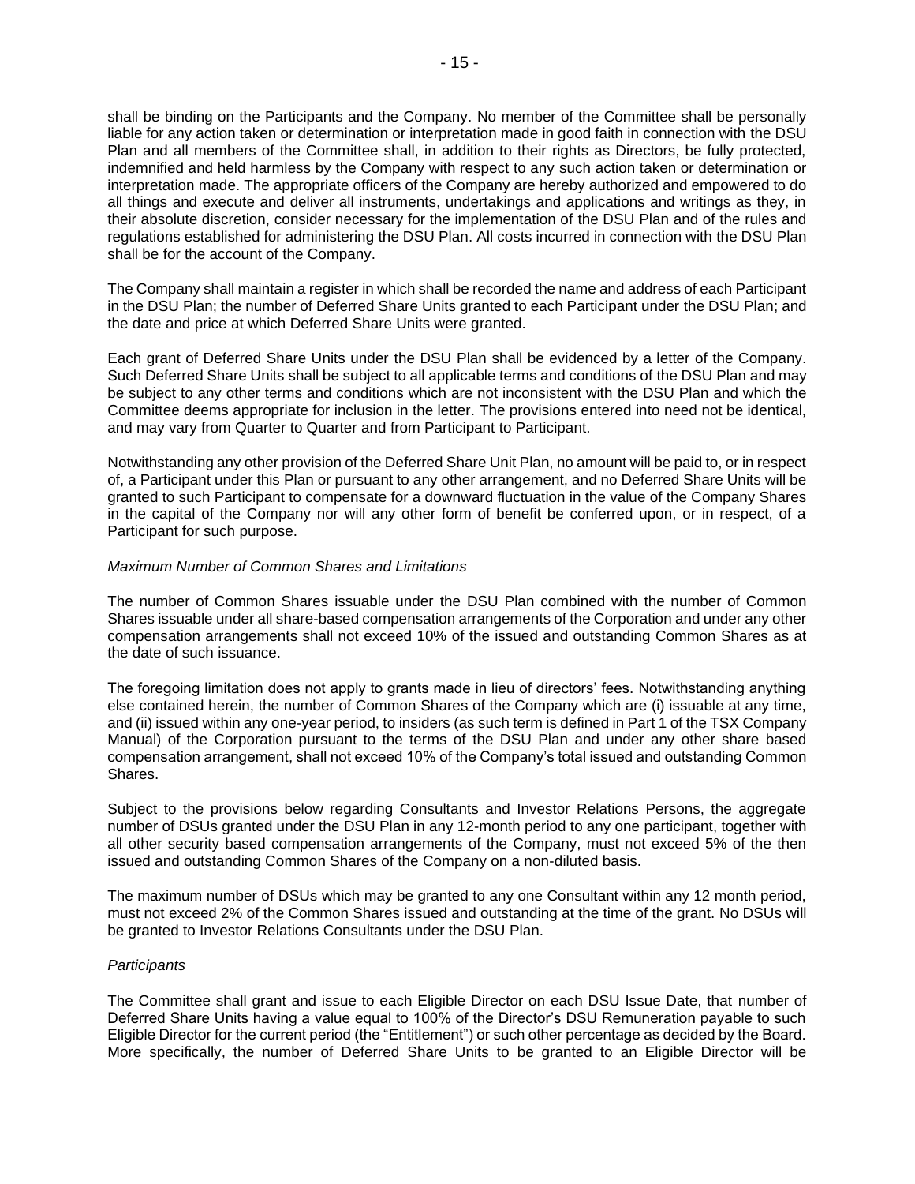shall be binding on the Participants and the Company. No member of the Committee shall be personally liable for any action taken or determination or interpretation made in good faith in connection with the DSU Plan and all members of the Committee shall, in addition to their rights as Directors, be fully protected, indemnified and held harmless by the Company with respect to any such action taken or determination or interpretation made. The appropriate officers of the Company are hereby authorized and empowered to do all things and execute and deliver all instruments, undertakings and applications and writings as they, in their absolute discretion, consider necessary for the implementation of the DSU Plan and of the rules and regulations established for administering the DSU Plan. All costs incurred in connection with the DSU Plan shall be for the account of the Company.

The Company shall maintain a register in which shall be recorded the name and address of each Participant in the DSU Plan; the number of Deferred Share Units granted to each Participant under the DSU Plan; and the date and price at which Deferred Share Units were granted.

Each grant of Deferred Share Units under the DSU Plan shall be evidenced by a letter of the Company. Such Deferred Share Units shall be subject to all applicable terms and conditions of the DSU Plan and may be subject to any other terms and conditions which are not inconsistent with the DSU Plan and which the Committee deems appropriate for inclusion in the letter. The provisions entered into need not be identical, and may vary from Quarter to Quarter and from Participant to Participant.

Notwithstanding any other provision of the Deferred Share Unit Plan, no amount will be paid to, or in respect of, a Participant under this Plan or pursuant to any other arrangement, and no Deferred Share Units will be granted to such Participant to compensate for a downward fluctuation in the value of the Company Shares in the capital of the Company nor will any other form of benefit be conferred upon, or in respect, of a Participant for such purpose.

*Maximum Number of Common Shares and Limitations*

The number of Common Shares issuable under the DSU Plan combined with the number of Common Shares issuable under all share-based compensation arrangements of the Corporation and under any other compensation arrangements shall not exceed 10% of the issued and outstanding Common Shares as at the date of such issuance.

The foregoing limitation does not apply to grants made in lieu of directors' fees. Notwithstanding anything else contained herein, the number of Common Shares of the Company which are (i) issuable at any time, and (ii) issued within any one-year period, to insiders (as such term is defined in Part 1 of the TSX Company Manual) of the Corporation pursuant to the terms of the DSU Plan and under any other share based compensation arrangement, shall not exceed 10% of the Company's total issued and outstanding Common Shares.

Subject to the provisions below regarding Consultants and Investor Relations Persons, the aggregate number of DSUs granted under the DSU Plan in any 12-month period to any one participant, together with all other security based compensation arrangements of the Company, must not exceed 5% of the then issued and outstanding Common Shares of the Company on a non-diluted basis.

The maximum number of DSUs which may be granted to any one Consultant within any 12 month period, must not exceed 2% of the Common Shares issued and outstanding at the time of the grant. No DSUs will be granted to Investor Relations Consultants under the DSU Plan.

*Participants*

The Committee shall grant and issue to each Eligible Director on each DSU Issue Date, that number of Deferred Share Units having a value equal to 100% of the Director's DSU Remuneration payable to such Eligible Director for the current period (the "Entitlement") or such other percentage as decided by the Board. More specifically, the number of Deferred Share Units to be granted to an Eligible Director will be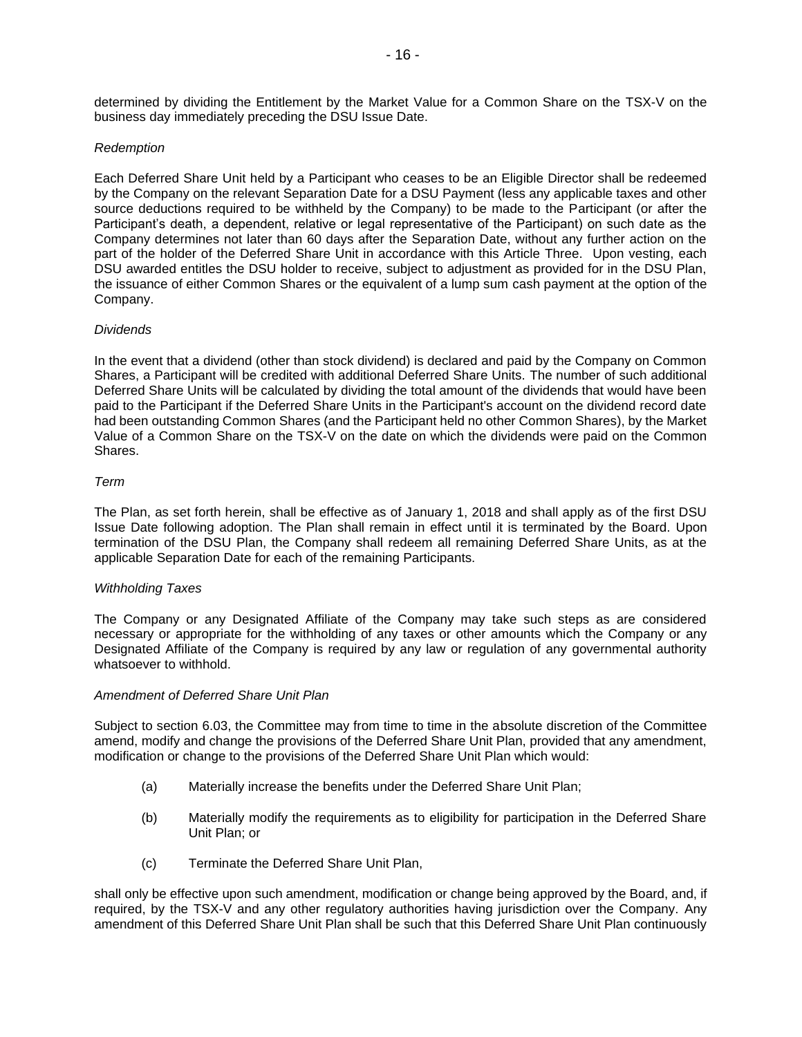determined by dividing the Entitlement by the Market Value for a Common Share on the TSX-V on the business day immediately preceding the DSU Issue Date.

*Redemption*

Each Deferred Share Unit held by a Participant who ceases to be an Eligible Director shall be redeemed by the Company on the relevant Separation Date for a DSU Payment (less any applicable taxes and other source deductions required to be withheld by the Company) to be made to the Participant (or after the Participant's death, a dependent, relative or legal representative of the Participant) on such date as the Company determines not later than 60 days after the Separation Date, without any further action on the part of the holder of the Deferred Share Unit in accordance with this Article Three. Upon vesting, each DSU awarded entitles the DSU holder to receive, subject to adjustment as provided for in the DSU Plan, the issuance of either Common Shares or the equivalent of a lump sum cash payment at the option of the Company.

*Dividends*

In the event that a dividend (other than stock dividend) is declared and paid by the Company on Common Shares, a Participant will be credited with additional Deferred Share Units. The number of such additional Deferred Share Units will be calculated by dividing the total amount of the dividends that would have been paid to the Participant if the Deferred Share Units in the Participant's account on the dividend record date had been outstanding Common Shares (and the Participant held no other Common Shares), by the Market Value of a Common Share on the TSX-V on the date on which the dividends were paid on the Common Shares.

*Term*

The Plan, as set forth herein, shall be effective as of January 1, 2018 and shall apply as of the first DSU Issue Date following adoption. The Plan shall remain in effect until it is terminated by the Board. Upon termination of the DSU Plan, the Company shall redeem all remaining Deferred Share Units, as at the applicable Separation Date for each of the remaining Participants.

*Withholding Taxes*

The Company or any Designated Affiliate of the Company may take such steps as are considered necessary or appropriate for the withholding of any taxes or other amounts which the Company or any Designated Affiliate of the Company is required by any law or regulation of any governmental authority whatsoever to withhold.

*Amendment of Deferred Share Unit Plan*

Subject to section 6.03, the Committee may from time to time in the absolute discretion of the Committee amend, modify and change the provisions of the Deferred Share Unit Plan, provided that any amendment, modification or change to the provisions of the Deferred Share Unit Plan which would:

(a) Materially increase the benefits under the Deferred Share Unit Plan;

(b) Materially modify the requirements as to eligibility for participation in the Deferred Share Unit Plan; or

(c) Terminate the Deferred Share Unit Plan,

shall only be effective upon such amendment, modification or change being approved by the Board, and, if required, by the TSX-V and any other regulatory authorities having jurisdiction over the Company. Any amendment of this Deferred Share Unit Plan shall be such that this Deferred Share Unit Plan continuously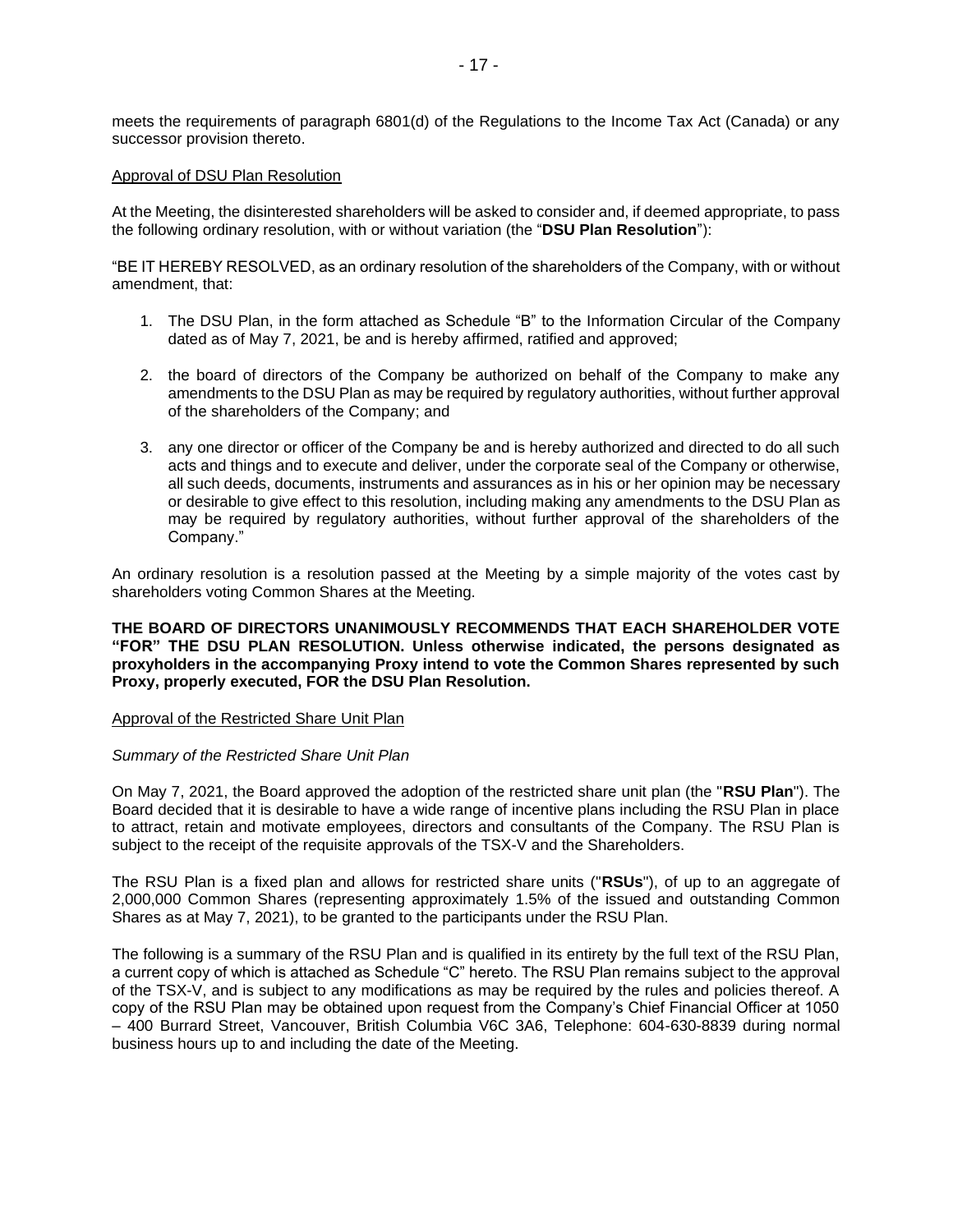meets the requirements of paragraph 6801(d) of the Regulations to the Income Tax Act (Canada) or any successor provision thereto.

Approval of DSU Plan Resolution

At the Meeting, the disinterested shareholders will be asked to consider and, if deemed appropriate, to pass the following ordinary resolution, with or without variation (the "**DSU Plan Resolution**"):

"BE IT HEREBY RESOLVED, as an ordinary resolution of the shareholders of the Company, with or without amendment, that:

1. The DSU Plan, in the form attached as Schedule "B" to the Information Circular of the Company dated as of May 7, 2021, be and is hereby affirmed, ratified and approved;
2. the board of directors of the Company be authorized on behalf of the Company to make any amendments to the DSU Plan as may be required by regulatory authorities, without further approval of the shareholders of the Company; and
3. any one director or officer of the Company be and is hereby authorized and directed to do all such acts and things and to execute and deliver, under the corporate seal of the Company or otherwise, all such deeds, documents, instruments and assurances as in his or her opinion may be necessary or desirable to give effect to this resolution, including making any amendments to the DSU Plan as may be required by regulatory authorities, without further approval of the shareholders of the Company."

An ordinary resolution is a resolution passed at the Meeting by a simple majority of the votes cast by shareholders voting Common Shares at the Meeting.

**THE BOARD OF DIRECTORS UNANIMOUSLY RECOMMENDS THAT EACH SHAREHOLDER VOTE "FOR" THE DSU PLAN RESOLUTION. Unless otherwise indicated, the persons designated as proxyholders in the accompanying Proxy intend to vote the Common Shares represented by such Proxy, properly executed, FOR the DSU Plan Resolution.**

Approval of the Restricted Share Unit Plan

*Summary of the Restricted Share Unit Plan*

On May 7, 2021, the Board approved the adoption of the restricted share unit plan (the "**RSU Plan**"). The Board decided that it is desirable to have a wide range of incentive plans including the RSU Plan in place to attract, retain and motivate employees, directors and consultants of the Company. The RSU Plan is subject to the receipt of the requisite approvals of the TSX-V and the Shareholders.

The RSU Plan is a fixed plan and allows for restricted share units ("**RSUs**"), of up to an aggregate of 2,000,000 Common Shares (representing approximately 1.5% of the issued and outstanding Common Shares as at May 7, 2021), to be granted to the participants under the RSU Plan.

The following is a summary of the RSU Plan and is qualified in its entirety by the full text of the RSU Plan, a current copy of which is attached as Schedule "C" hereto. The RSU Plan remains subject to the approval of the TSX-V, and is subject to any modifications as may be required by the rules and policies thereof. A copy of the RSU Plan may be obtained upon request from the Company's Chief Financial Officer at 1050 – 400 Burrard Street, Vancouver, British Columbia V6C 3A6, Telephone: 604-630-8839 during normal business hours up to and including the date of the Meeting.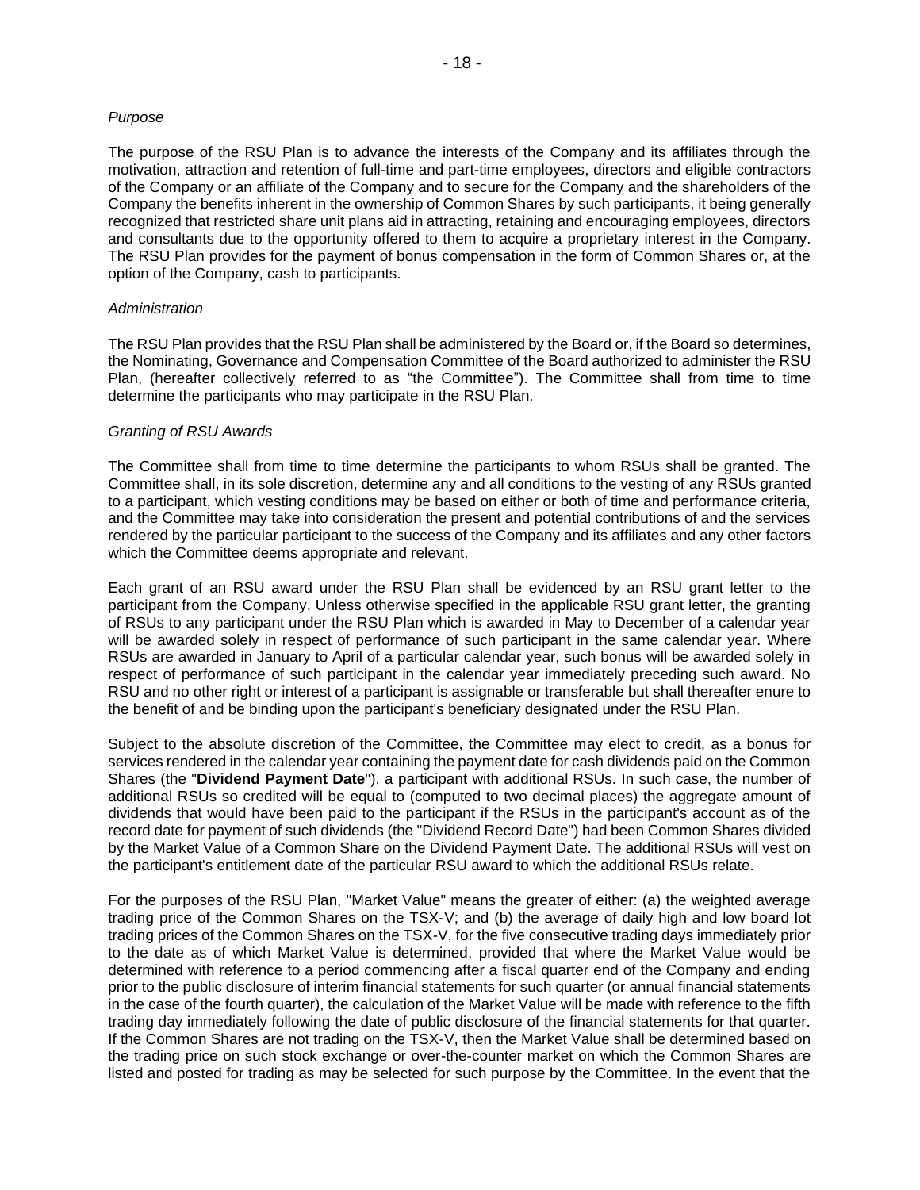*Purpose*

The purpose of the RSU Plan is to advance the interests of the Company and its affiliates through the motivation, attraction and retention of full-time and part-time employees, directors and eligible contractors of the Company or an affiliate of the Company and to secure for the Company and the shareholders of the Company the benefits inherent in the ownership of Common Shares by such participants, it being generally recognized that restricted share unit plans aid in attracting, retaining and encouraging employees, directors and consultants due to the opportunity offered to them to acquire a proprietary interest in the Company. The RSU Plan provides for the payment of bonus compensation in the form of Common Shares or, at the option of the Company, cash to participants.

*Administration*

The RSU Plan provides that the RSU Plan shall be administered by the Board or, if the Board so determines, the Nominating, Governance and Compensation Committee of the Board authorized to administer the RSU Plan, (hereafter collectively referred to as "the Committee"). The Committee shall from time to time determine the participants who may participate in the RSU Plan.

*Granting of RSU Awards*

The Committee shall from time to time determine the participants to whom RSUs shall be granted. The Committee shall, in its sole discretion, determine any and all conditions to the vesting of any RSUs granted to a participant, which vesting conditions may be based on either or both of time and performance criteria, and the Committee may take into consideration the present and potential contributions of and the services rendered by the particular participant to the success of the Company and its affiliates and any other factors which the Committee deems appropriate and relevant.

Each grant of an RSU award under the RSU Plan shall be evidenced by an RSU grant letter to the participant from the Company. Unless otherwise specified in the applicable RSU grant letter, the granting of RSUs to any participant under the RSU Plan which is awarded in May to December of a calendar year will be awarded solely in respect of performance of such participant in the same calendar year. Where RSUs are awarded in January to April of a particular calendar year, such bonus will be awarded solely in respect of performance of such participant in the calendar year immediately preceding such award. No RSU and no other right or interest of a participant is assignable or transferable but shall thereafter enure to the benefit of and be binding upon the participant's beneficiary designated under the RSU Plan.

Subject to the absolute discretion of the Committee, the Committee may elect to credit, as a bonus for services rendered in the calendar year containing the payment date for cash dividends paid on the Common Shares (the "**Dividend Payment Date**"), a participant with additional RSUs. In such case, the number of additional RSUs so credited will be equal to (computed to two decimal places) the aggregate amount of dividends that would have been paid to the participant if the RSUs in the participant's account as of the record date for payment of such dividends (the "Dividend Record Date") had been Common Shares divided by the Market Value of a Common Share on the Dividend Payment Date. The additional RSUs will vest on the participant's entitlement date of the particular RSU award to which the additional RSUs relate.

For the purposes of the RSU Plan, "Market Value" means the greater of either: (a) the weighted average trading price of the Common Shares on the TSX-V; and (b) the average of daily high and low board lot trading prices of the Common Shares on the TSX-V, for the five consecutive trading days immediately prior to the date as of which Market Value is determined, provided that where the Market Value would be determined with reference to a period commencing after a fiscal quarter end of the Company and ending prior to the public disclosure of interim financial statements for such quarter (or annual financial statements in the case of the fourth quarter), the calculation of the Market Value will be made with reference to the fifth trading day immediately following the date of public disclosure of the financial statements for that quarter. If the Common Shares are not trading on the TSX-V, then the Market Value shall be determined based on the trading price on such stock exchange or over-the-counter market on which the Common Shares are listed and posted for trading as may be selected for such purpose by the Committee. In the event that the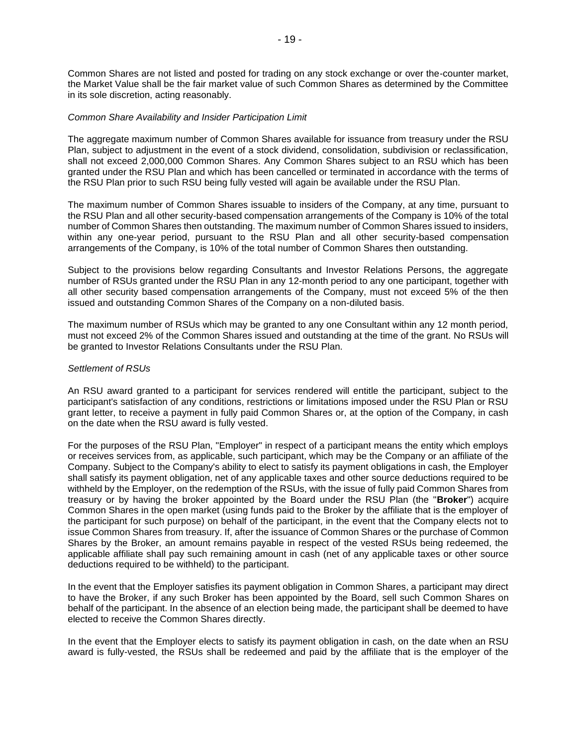Common Shares are not listed and posted for trading on any stock exchange or over the-counter market, the Market Value shall be the fair market value of such Common Shares as determined by the Committee in its sole discretion, acting reasonably.

*Common Share Availability and Insider Participation Limit*

The aggregate maximum number of Common Shares available for issuance from treasury under the RSU Plan, subject to adjustment in the event of a stock dividend, consolidation, subdivision or reclassification, shall not exceed 2,000,000 Common Shares. Any Common Shares subject to an RSU which has been granted under the RSU Plan and which has been cancelled or terminated in accordance with the terms of the RSU Plan prior to such RSU being fully vested will again be available under the RSU Plan.

The maximum number of Common Shares issuable to insiders of the Company, at any time, pursuant to the RSU Plan and all other security-based compensation arrangements of the Company is 10% of the total number of Common Shares then outstanding. The maximum number of Common Shares issued to insiders, within any one-year period, pursuant to the RSU Plan and all other security-based compensation arrangements of the Company, is 10% of the total number of Common Shares then outstanding.

Subject to the provisions below regarding Consultants and Investor Relations Persons, the aggregate number of RSUs granted under the RSU Plan in any 12-month period to any one participant, together with all other security based compensation arrangements of the Company, must not exceed 5% of the then issued and outstanding Common Shares of the Company on a non-diluted basis.

The maximum number of RSUs which may be granted to any one Consultant within any 12 month period, must not exceed 2% of the Common Shares issued and outstanding at the time of the grant. No RSUs will be granted to Investor Relations Consultants under the RSU Plan.

*Settlement of RSUs*

An RSU award granted to a participant for services rendered will entitle the participant, subject to the participant's satisfaction of any conditions, restrictions or limitations imposed under the RSU Plan or RSU grant letter, to receive a payment in fully paid Common Shares or, at the option of the Company, in cash on the date when the RSU award is fully vested.

For the purposes of the RSU Plan, "Employer" in respect of a participant means the entity which employs or receives services from, as applicable, such participant, which may be the Company or an affiliate of the Company. Subject to the Company's ability to elect to satisfy its payment obligations in cash, the Employer shall satisfy its payment obligation, net of any applicable taxes and other source deductions required to be withheld by the Employer, on the redemption of the RSUs, with the issue of fully paid Common Shares from treasury or by having the broker appointed by the Board under the RSU Plan (the "**Broker**") acquire Common Shares in the open market (using funds paid to the Broker by the affiliate that is the employer of the participant for such purpose) on behalf of the participant, in the event that the Company elects not to issue Common Shares from treasury. If, after the issuance of Common Shares or the purchase of Common Shares by the Broker, an amount remains payable in respect of the vested RSUs being redeemed, the applicable affiliate shall pay such remaining amount in cash (net of any applicable taxes or other source deductions required to be withheld) to the participant.

In the event that the Employer satisfies its payment obligation in Common Shares, a participant may direct to have the Broker, if any such Broker has been appointed by the Board, sell such Common Shares on behalf of the participant. In the absence of an election being made, the participant shall be deemed to have elected to receive the Common Shares directly.

In the event that the Employer elects to satisfy its payment obligation in cash, on the date when an RSU award is fully-vested, the RSUs shall be redeemed and paid by the affiliate that is the employer of the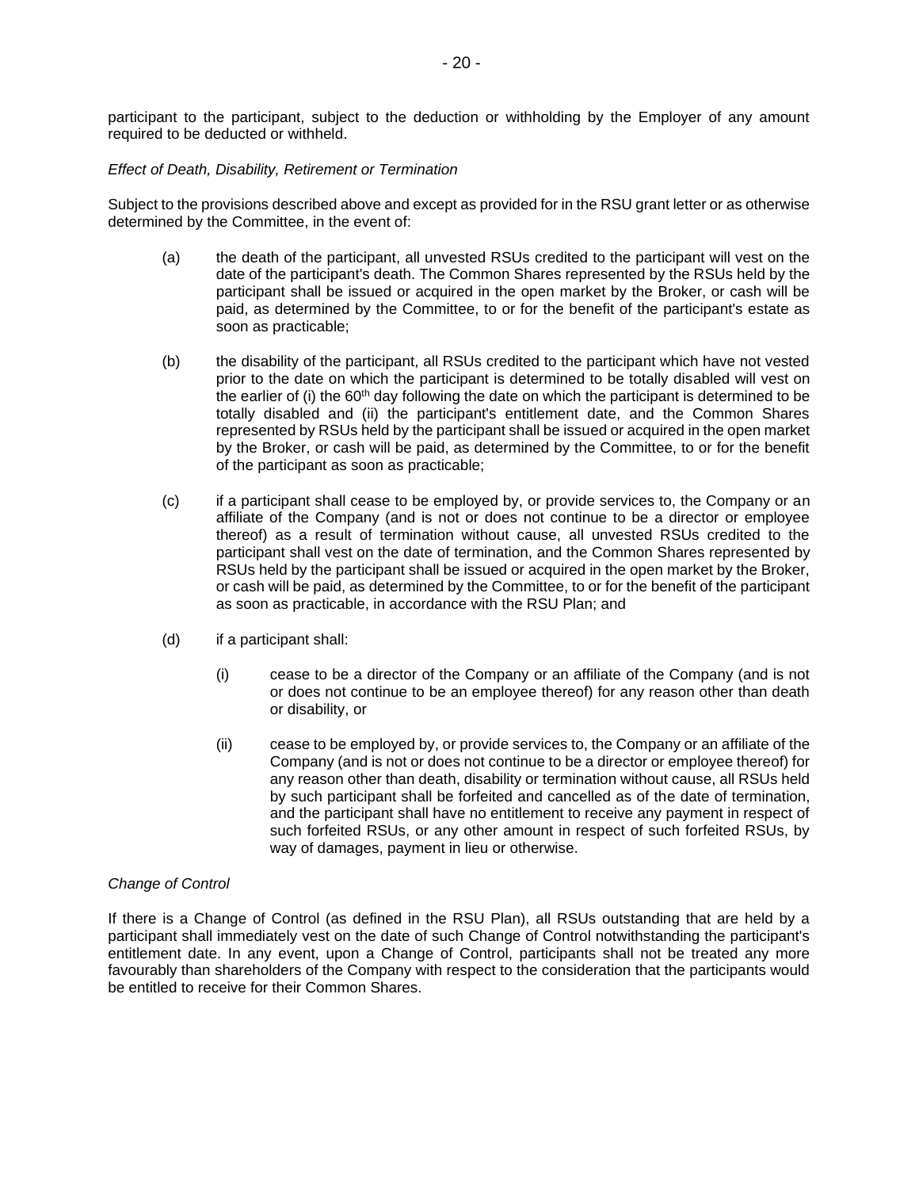participant to the participant, subject to the deduction or withholding by the Employer of any amount required to be deducted or withheld.

*Effect of Death, Disability, Retirement or Termination*

Subject to the provisions described above and except as provided for in the RSU grant letter or as otherwise determined by the Committee, in the event of:

(a) the death of the participant, all unvested RSUs credited to the participant will vest on the date of the participant's death. The Common Shares represented by the RSUs held by the participant shall be issued or acquired in the open market by the Broker, or cash will be paid, as determined by the Committee, to or for the benefit of the participant's estate as soon as practicable;

(b) the disability of the participant, all RSUs credited to the participant which have not vested prior to the date on which the participant is determined to be totally disabled will vest on the earlier of (i) the 60th day following the date on which the participant is determined to be totally disabled and (ii) the participant's entitlement date, and the Common Shares represented by RSUs held by the participant shall be issued or acquired in the open market by the Broker, or cash will be paid, as determined by the Committee, to or for the benefit of the participant as soon as practicable;

(c) if a participant shall cease to be employed by, or provide services to, the Company or an affiliate of the Company (and is not or does not continue to be a director or employee thereof) as a result of termination without cause, all unvested RSUs credited to the participant shall vest on the date of termination, and the Common Shares represented by RSUs held by the participant shall be issued or acquired in the open market by the Broker, or cash will be paid, as determined by the Committee, to or for the benefit of the participant as soon as practicable, in accordance with the RSU Plan; and

(d) if a participant shall:

    (i) cease to be a director of the Company or an affiliate of the Company (and is not or does not continue to be an employee thereof) for any reason other than death or disability, or

    (ii) cease to be employed by, or provide services to, the Company or an affiliate of the Company (and is not or does not continue to be a director or employee thereof) for any reason other than death, disability or termination without cause, all RSUs held by such participant shall be forfeited and cancelled as of the date of termination, and the participant shall have no entitlement to receive any payment in respect of such forfeited RSUs, or any other amount in respect of such forfeited RSUs, by way of damages, payment in lieu or otherwise.

*Change of Control*

If there is a Change of Control (as defined in the RSU Plan), all RSUs outstanding that are held by a participant shall immediately vest on the date of such Change of Control notwithstanding the participant's entitlement date. In any event, upon a Change of Control, participants shall not be treated any more favourably than shareholders of the Company with respect to the consideration that the participants would be entitled to receive for their Common Shares.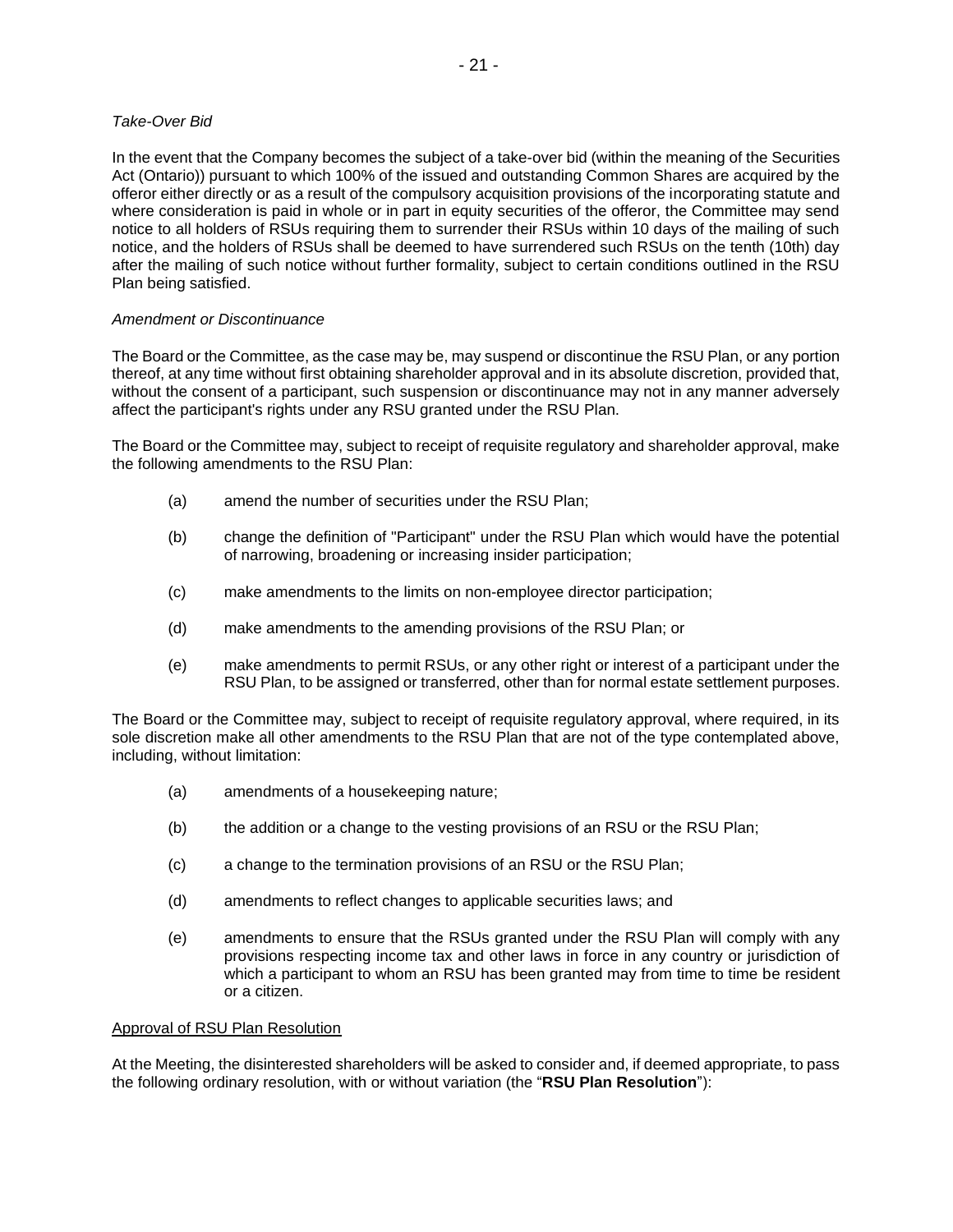*Take-Over Bid*

In the event that the Company becomes the subject of a take-over bid (within the meaning of the Securities Act (Ontario)) pursuant to which 100% of the issued and outstanding Common Shares are acquired by the offeror either directly or as a result of the compulsory acquisition provisions of the incorporating statute and where consideration is paid in whole or in part in equity securities of the offeror, the Committee may send notice to all holders of RSUs requiring them to surrender their RSUs within 10 days of the mailing of such notice, and the holders of RSUs shall be deemed to have surrendered such RSUs on the tenth (10th) day after the mailing of such notice without further formality, subject to certain conditions outlined in the RSU Plan being satisfied.

*Amendment or Discontinuance*

The Board or the Committee, as the case may be, may suspend or discontinue the RSU Plan, or any portion thereof, at any time without first obtaining shareholder approval and in its absolute discretion, provided that, without the consent of a participant, such suspension or discontinuance may not in any manner adversely affect the participant's rights under any RSU granted under the RSU Plan.

The Board or the Committee may, subject to receipt of requisite regulatory and shareholder approval, make the following amendments to the RSU Plan:

(a) amend the number of securities under the RSU Plan;

(b) change the definition of "Participant" under the RSU Plan which would have the potential of narrowing, broadening or increasing insider participation;

(c) make amendments to the limits on non-employee director participation;

(d) make amendments to the amending provisions of the RSU Plan; or

(e) make amendments to permit RSUs, or any other right or interest of a participant under the RSU Plan, to be assigned or transferred, other than for normal estate settlement purposes.

The Board or the Committee may, subject to receipt of requisite regulatory approval, where required, in its sole discretion make all other amendments to the RSU Plan that are not of the type contemplated above, including, without limitation:

(a) amendments of a housekeeping nature;

(b) the addition or a change to the vesting provisions of an RSU or the RSU Plan;

(c) a change to the termination provisions of an RSU or the RSU Plan;

(d) amendments to reflect changes to applicable securities laws; and

(e) amendments to ensure that the RSUs granted under the RSU Plan will comply with any provisions respecting income tax and other laws in force in any country or jurisdiction of which a participant to whom an RSU has been granted may from time to time be resident or a citizen.

<u>Approval of RSU Plan Resolution</u>

At the Meeting, the disinterested shareholders will be asked to consider and, if deemed appropriate, to pass the following ordinary resolution, with or without variation (the "**RSU Plan Resolution**"):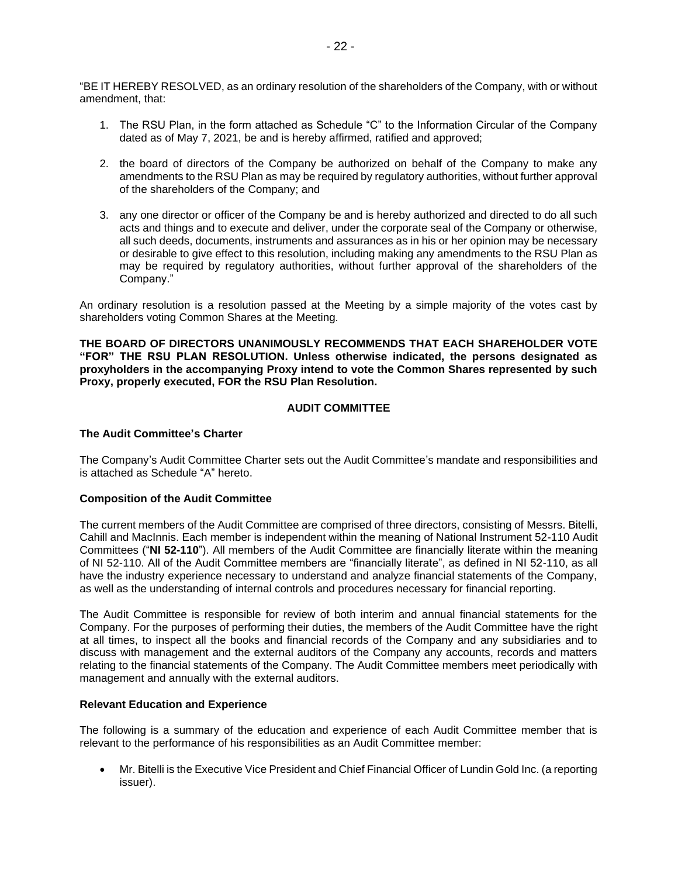"BE IT HEREBY RESOLVED, as an ordinary resolution of the shareholders of the Company, with or without amendment, that:

1. The RSU Plan, in the form attached as Schedule "C" to the Information Circular of the Company dated as of May 7, 2021, be and is hereby affirmed, ratified and approved;

2. the board of directors of the Company be authorized on behalf of the Company to make any amendments to the RSU Plan as may be required by regulatory authorities, without further approval of the shareholders of the Company; and

3. any one director or officer of the Company be and is hereby authorized and directed to do all such acts and things and to execute and deliver, under the corporate seal of the Company or otherwise, all such deeds, documents, instruments and assurances as in his or her opinion may be necessary or desirable to give effect to this resolution, including making any amendments to the RSU Plan as may be required by regulatory authorities, without further approval of the shareholders of the Company."

An ordinary resolution is a resolution passed at the Meeting by a simple majority of the votes cast by shareholders voting Common Shares at the Meeting.

**THE BOARD OF DIRECTORS UNANIMOUSLY RECOMMENDS THAT EACH SHAREHOLDER VOTE "FOR" THE RSU PLAN RESOLUTION. Unless otherwise indicated, the persons designated as proxyholders in the accompanying Proxy intend to vote the Common Shares represented by such Proxy, properly executed, FOR the RSU Plan Resolution.**

## AUDIT COMMITTEE

### The Audit Committee's Charter

The Company's Audit Committee Charter sets out the Audit Committee's mandate and responsibilities and is attached as Schedule "A" hereto.

### Composition of the Audit Committee

The current members of the Audit Committee are comprised of three directors, consisting of Messrs. Bitelli, Cahill and MacInnis. Each member is independent within the meaning of National Instrument 52-110 Audit Committees ("**NI 52-110**"). All members of the Audit Committee are financially literate within the meaning of NI 52-110. All of the Audit Committee members are "financially literate", as defined in NI 52-110, as all have the industry experience necessary to understand and analyze financial statements of the Company, as well as the understanding of internal controls and procedures necessary for financial reporting.

The Audit Committee is responsible for review of both interim and annual financial statements for the Company. For the purposes of performing their duties, the members of the Audit Committee have the right at all times, to inspect all the books and financial records of the Company and any subsidiaries and to discuss with management and the external auditors of the Company any accounts, records and matters relating to the financial statements of the Company. The Audit Committee members meet periodically with management and annually with the external auditors.

### Relevant Education and Experience

The following is a summary of the education and experience of each Audit Committee member that is relevant to the performance of his responsibilities as an Audit Committee member:

- Mr. Bitelli is the Executive Vice President and Chief Financial Officer of Lundin Gold Inc. (a reporting issuer).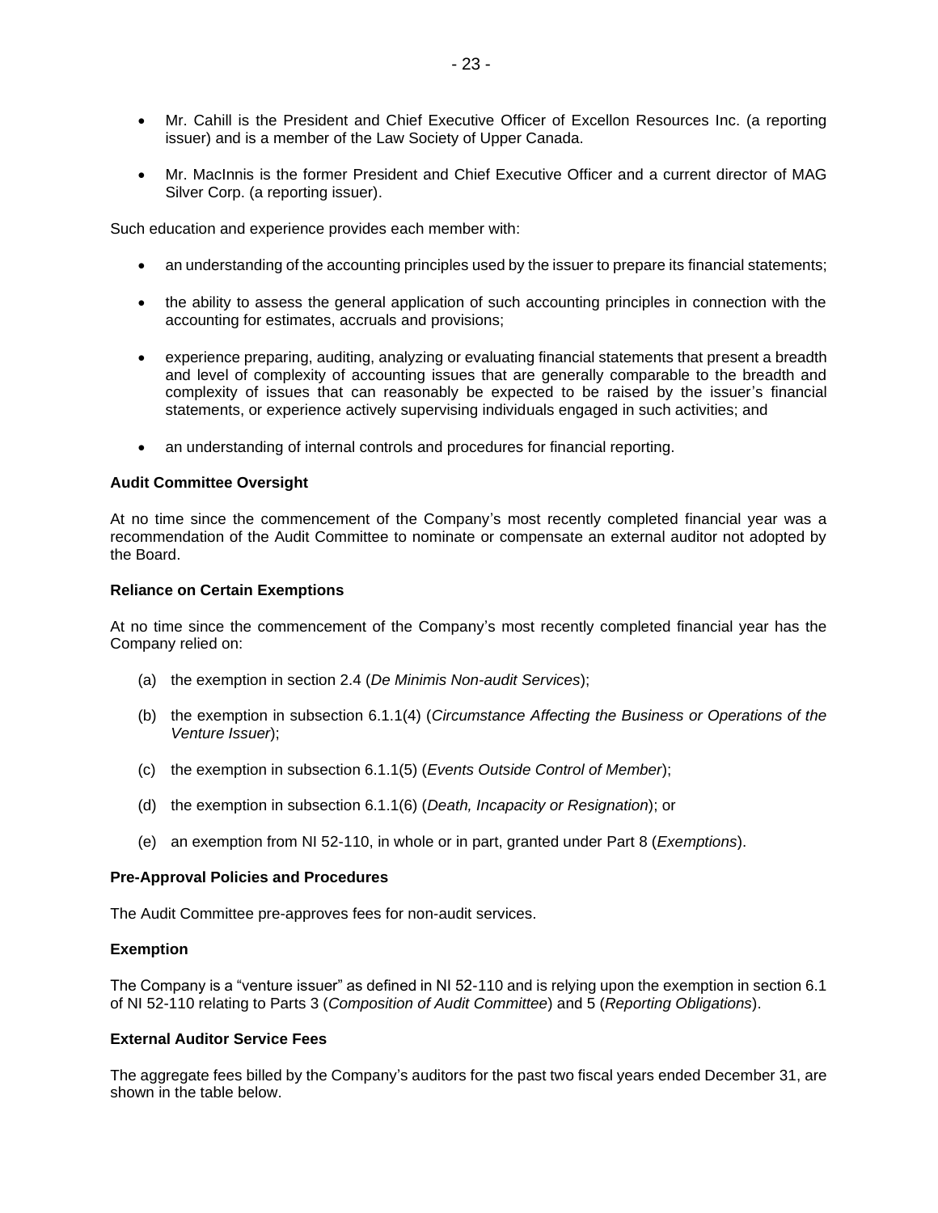- Mr. Cahill is the President and Chief Executive Officer of Excellon Resources Inc. (a reporting issuer) and is a member of the Law Society of Upper Canada.
- Mr. MacInnis is the former President and Chief Executive Officer and a current director of MAG Silver Corp. (a reporting issuer).

Such education and experience provides each member with:

- an understanding of the accounting principles used by the issuer to prepare its financial statements;
- the ability to assess the general application of such accounting principles in connection with the accounting for estimates, accruals and provisions;
- experience preparing, auditing, analyzing or evaluating financial statements that present a breadth and level of complexity of accounting issues that are generally comparable to the breadth and complexity of issues that can reasonably be expected to be raised by the issuer's financial statements, or experience actively supervising individuals engaged in such activities; and
- an understanding of internal controls and procedures for financial reporting.

**Audit Committee Oversight**

At no time since the commencement of the Company's most recently completed financial year was a recommendation of the Audit Committee to nominate or compensate an external auditor not adopted by the Board.

**Reliance on Certain Exemptions**

At no time since the commencement of the Company's most recently completed financial year has the Company relied on:

(a) the exemption in section 2.4 (*De Minimis Non-audit Services*);

(b) the exemption in subsection 6.1.1(4) (*Circumstance Affecting the Business or Operations of the Venture Issuer*);

(c) the exemption in subsection 6.1.1(5) (*Events Outside Control of Member*);

(d) the exemption in subsection 6.1.1(6) (*Death, Incapacity or Resignation*); or

(e) an exemption from NI 52-110, in whole or in part, granted under Part 8 (*Exemptions*).

**Pre-Approval Policies and Procedures**

The Audit Committee pre-approves fees for non-audit services.

**Exemption**

The Company is a "venture issuer" as defined in NI 52-110 and is relying upon the exemption in section 6.1 of NI 52-110 relating to Parts 3 (*Composition of Audit Committee*) and 5 (*Reporting Obligations*).

**External Auditor Service Fees**

The aggregate fees billed by the Company's auditors for the past two fiscal years ended December 31, are shown in the table below.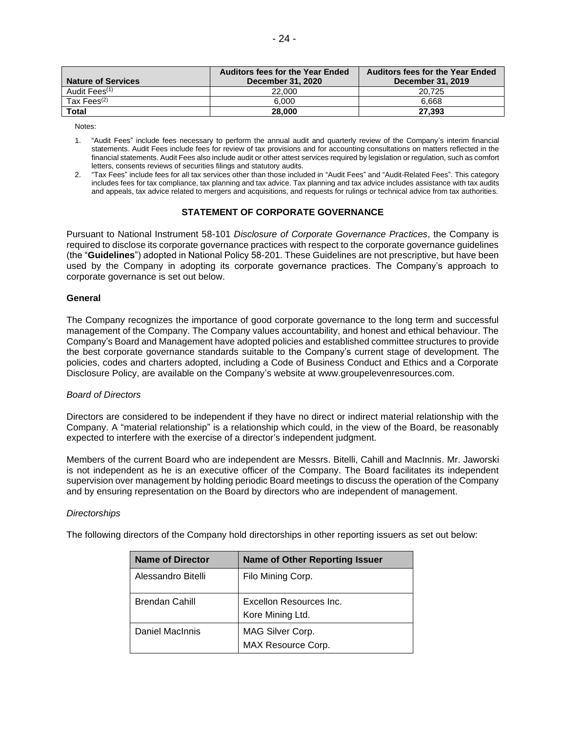| Nature of Services | Auditors fees for the Year Ended December 31, 2020 | Auditors fees for the Year Ended December 31, 2019 |
|---|---|---|
| Audit Fees[(1)] | 22,000 | 20,725 |
| Tax Fees[(2)] | 6,000 | 6,668 |
| **Total** | **28,000** | **27,393** |

Notes:

1. "Audit Fees" include fees necessary to perform the annual audit and quarterly review of the Company's interim financial statements. Audit Fees include fees for review of tax provisions and for accounting consultations on matters reflected in the financial statements. Audit Fees also include audit or other attest services required by legislation or regulation, such as comfort letters, consents reviews of securities filings and statutory audits.
2. "Tax Fees" include fees for all tax services other than those included in "Audit Fees" and "Audit-Related Fees". This category includes fees for tax compliance, tax planning and tax advice. Tax planning and tax advice includes assistance with tax audits and appeals, tax advice related to mergers and acquisitions, and requests for rulings or technical advice from tax authorities.

## STATEMENT OF CORPORATE GOVERNANCE

Pursuant to National Instrument 58-101 *Disclosure of Corporate Governance Practices*, the Company is required to disclose its corporate governance practices with respect to the corporate governance guidelines (the "**Guidelines**") adopted in National Policy 58-201. These Guidelines are not prescriptive, but have been used by the Company in adopting its corporate governance practices. The Company's approach to corporate governance is set out below.

### General

The Company recognizes the importance of good corporate governance to the long term and successful management of the Company. The Company values accountability, and honest and ethical behaviour. The Company's Board and Management have adopted policies and established committee structures to provide the best corporate governance standards suitable to the Company's current stage of development. The policies, codes and charters adopted, including a Code of Business Conduct and Ethics and a Corporate Disclosure Policy, are available on the Company's website at www.groupelevenresources.com.

*Board of Directors*

Directors are considered to be independent if they have no direct or indirect material relationship with the Company. A "material relationship" is a relationship which could, in the view of the Board, be reasonably expected to interfere with the exercise of a director's independent judgment.

Members of the current Board who are independent are Messrs. Bitelli, Cahill and MacInnis. Mr. Jaworski is not independent as he is an executive officer of the Company. The Board facilitates its independent supervision over management by holding periodic Board meetings to discuss the operation of the Company and by ensuring representation on the Board by directors who are independent of management.

*Directorships*

The following directors of the Company hold directorships in other reporting issuers as set out below:

| Name of Director | Name of Other Reporting Issuer |
|---|---|
| Alessandro Bitelli | Filo Mining Corp. |
| Brendan Cahill | Excellon Resources Inc.<br>Kore Mining Ltd. |
| Daniel MacInnis | MAG Silver Corp.<br>MAX Resource Corp. |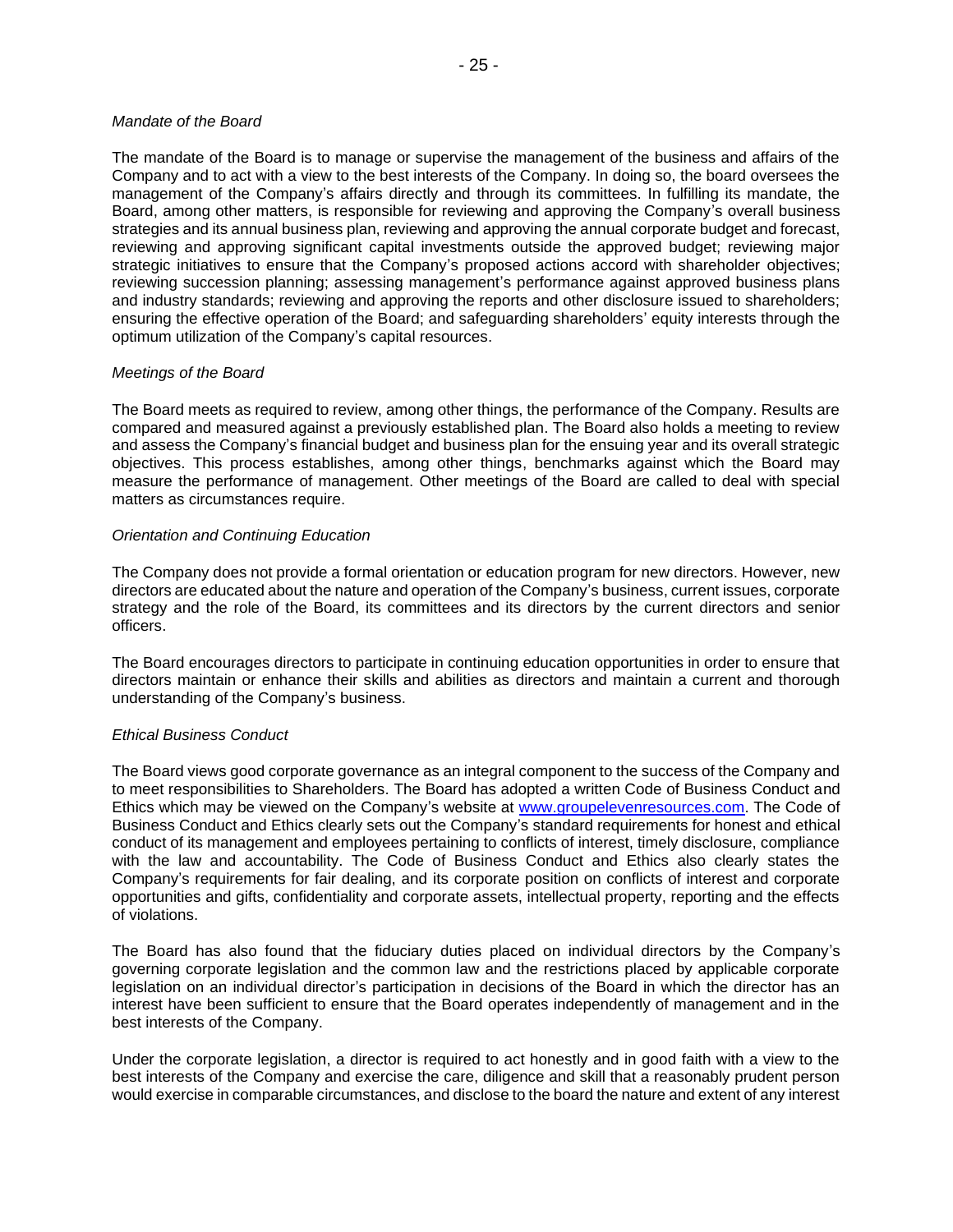*Mandate of the Board*

The mandate of the Board is to manage or supervise the management of the business and affairs of the Company and to act with a view to the best interests of the Company. In doing so, the board oversees the management of the Company's affairs directly and through its committees. In fulfilling its mandate, the Board, among other matters, is responsible for reviewing and approving the Company's overall business strategies and its annual business plan, reviewing and approving the annual corporate budget and forecast, reviewing and approving significant capital investments outside the approved budget; reviewing major strategic initiatives to ensure that the Company's proposed actions accord with shareholder objectives; reviewing succession planning; assessing management's performance against approved business plans and industry standards; reviewing and approving the reports and other disclosure issued to shareholders; ensuring the effective operation of the Board; and safeguarding shareholders' equity interests through the optimum utilization of the Company's capital resources.

*Meetings of the Board*

The Board meets as required to review, among other things, the performance of the Company. Results are compared and measured against a previously established plan. The Board also holds a meeting to review and assess the Company's financial budget and business plan for the ensuing year and its overall strategic objectives. This process establishes, among other things, benchmarks against which the Board may measure the performance of management. Other meetings of the Board are called to deal with special matters as circumstances require.

*Orientation and Continuing Education*

The Company does not provide a formal orientation or education program for new directors. However, new directors are educated about the nature and operation of the Company's business, current issues, corporate strategy and the role of the Board, its committees and its directors by the current directors and senior officers.

The Board encourages directors to participate in continuing education opportunities in order to ensure that directors maintain or enhance their skills and abilities as directors and maintain a current and thorough understanding of the Company's business.

*Ethical Business Conduct*

The Board views good corporate governance as an integral component to the success of the Company and to meet responsibilities to Shareholders. The Board has adopted a written Code of Business Conduct and Ethics which may be viewed on the Company's website at [www.groupelevenresources.com](http://www.groupelevenresources.com). The Code of Business Conduct and Ethics clearly sets out the Company's standard requirements for honest and ethical conduct of its management and employees pertaining to conflicts of interest, timely disclosure, compliance with the law and accountability. The Code of Business Conduct and Ethics also clearly states the Company's requirements for fair dealing, and its corporate position on conflicts of interest and corporate opportunities and gifts, confidentiality and corporate assets, intellectual property, reporting and the effects of violations.

The Board has also found that the fiduciary duties placed on individual directors by the Company's governing corporate legislation and the common law and the restrictions placed by applicable corporate legislation on an individual director's participation in decisions of the Board in which the director has an interest have been sufficient to ensure that the Board operates independently of management and in the best interests of the Company.

Under the corporate legislation, a director is required to act honestly and in good faith with a view to the best interests of the Company and exercise the care, diligence and skill that a reasonably prudent person would exercise in comparable circumstances, and disclose to the board the nature and extent of any interest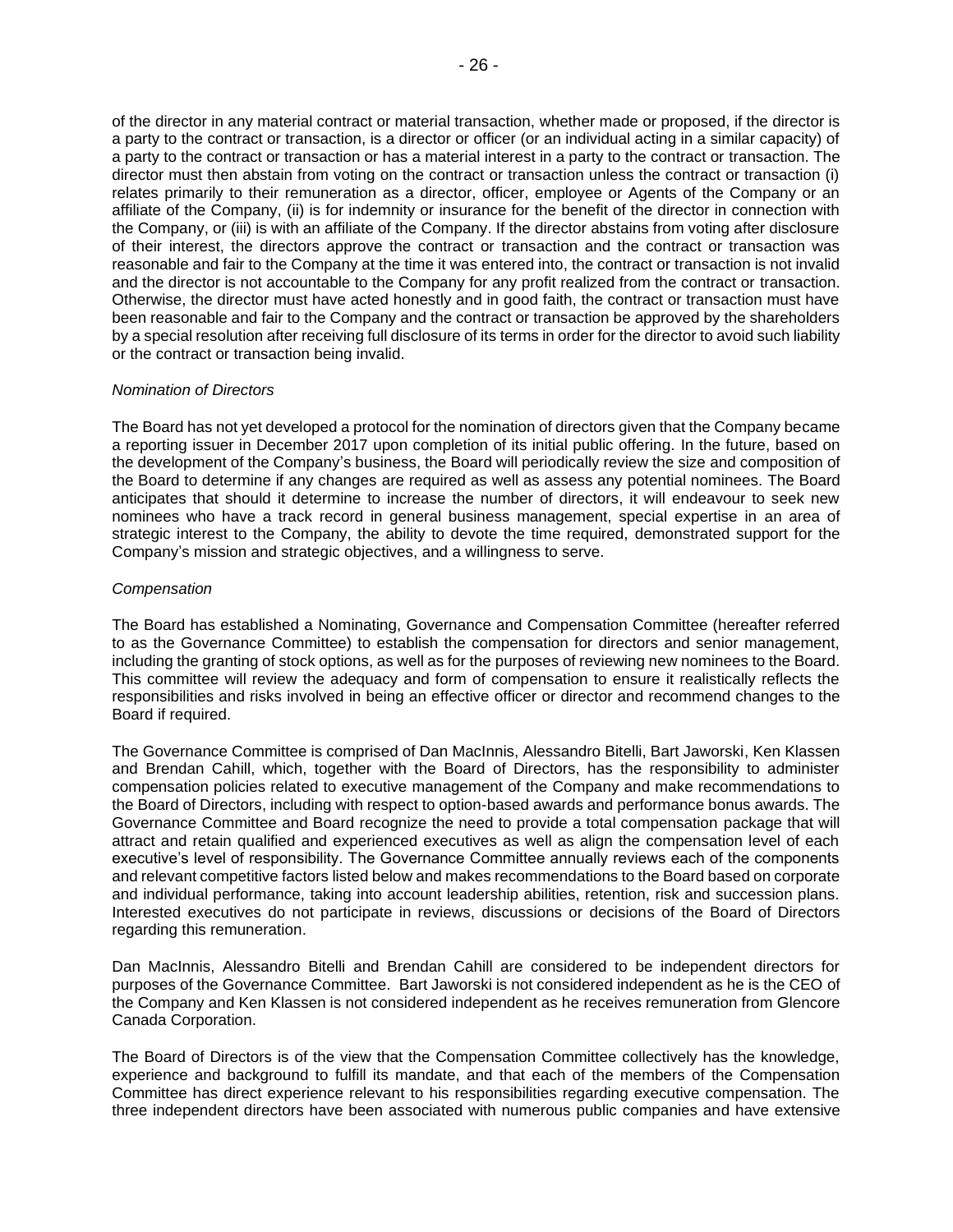of the director in any material contract or material transaction, whether made or proposed, if the director is a party to the contract or transaction, is a director or officer (or an individual acting in a similar capacity) of a party to the contract or transaction or has a material interest in a party to the contract or transaction. The director must then abstain from voting on the contract or transaction unless the contract or transaction (i) relates primarily to their remuneration as a director, officer, employee or Agents of the Company or an affiliate of the Company, (ii) is for indemnity or insurance for the benefit of the director in connection with the Company, or (iii) is with an affiliate of the Company. If the director abstains from voting after disclosure of their interest, the directors approve the contract or transaction and the contract or transaction was reasonable and fair to the Company at the time it was entered into, the contract or transaction is not invalid and the director is not accountable to the Company for any profit realized from the contract or transaction. Otherwise, the director must have acted honestly and in good faith, the contract or transaction must have been reasonable and fair to the Company and the contract or transaction be approved by the shareholders by a special resolution after receiving full disclosure of its terms in order for the director to avoid such liability or the contract or transaction being invalid.

*Nomination of Directors*

The Board has not yet developed a protocol for the nomination of directors given that the Company became a reporting issuer in December 2017 upon completion of its initial public offering. In the future, based on the development of the Company's business, the Board will periodically review the size and composition of the Board to determine if any changes are required as well as assess any potential nominees. The Board anticipates that should it determine to increase the number of directors, it will endeavour to seek new nominees who have a track record in general business management, special expertise in an area of strategic interest to the Company, the ability to devote the time required, demonstrated support for the Company's mission and strategic objectives, and a willingness to serve.

*Compensation*

The Board has established a Nominating, Governance and Compensation Committee (hereafter referred to as the Governance Committee) to establish the compensation for directors and senior management, including the granting of stock options, as well as for the purposes of reviewing new nominees to the Board. This committee will review the adequacy and form of compensation to ensure it realistically reflects the responsibilities and risks involved in being an effective officer or director and recommend changes to the Board if required.

The Governance Committee is comprised of Dan MacInnis, Alessandro Bitelli, Bart Jaworski, Ken Klassen and Brendan Cahill, which, together with the Board of Directors, has the responsibility to administer compensation policies related to executive management of the Company and make recommendations to the Board of Directors, including with respect to option-based awards and performance bonus awards. The Governance Committee and Board recognize the need to provide a total compensation package that will attract and retain qualified and experienced executives as well as align the compensation level of each executive's level of responsibility. The Governance Committee annually reviews each of the components and relevant competitive factors listed below and makes recommendations to the Board based on corporate and individual performance, taking into account leadership abilities, retention, risk and succession plans. Interested executives do not participate in reviews, discussions or decisions of the Board of Directors regarding this remuneration.

Dan MacInnis, Alessandro Bitelli and Brendan Cahill are considered to be independent directors for purposes of the Governance Committee. Bart Jaworski is not considered independent as he is the CEO of the Company and Ken Klassen is not considered independent as he receives remuneration from Glencore Canada Corporation.

The Board of Directors is of the view that the Compensation Committee collectively has the knowledge, experience and background to fulfill its mandate, and that each of the members of the Compensation Committee has direct experience relevant to his responsibilities regarding executive compensation. The three independent directors have been associated with numerous public companies and have extensive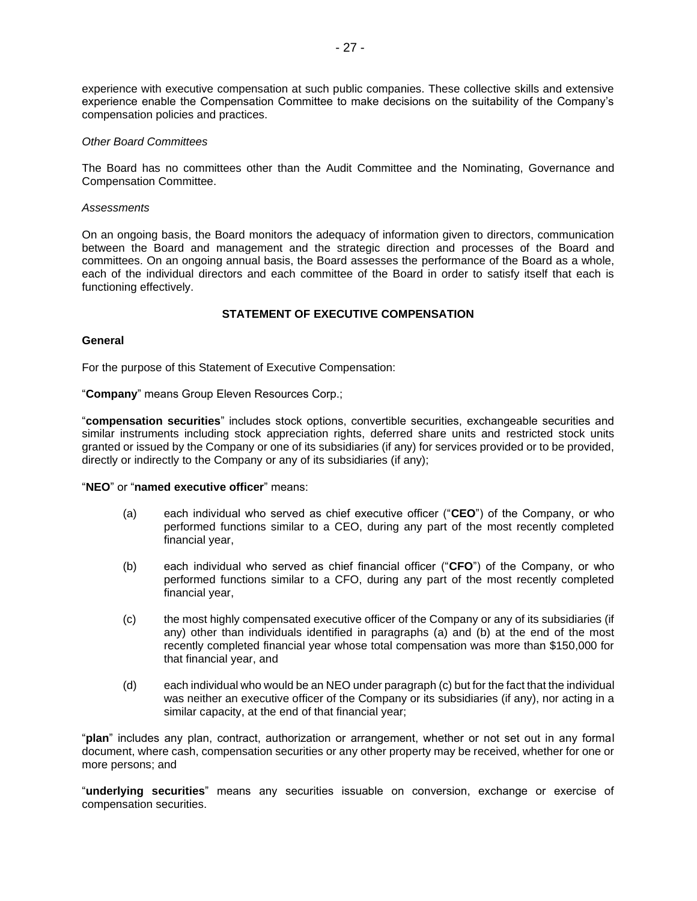experience with executive compensation at such public companies. These collective skills and extensive experience enable the Compensation Committee to make decisions on the suitability of the Company's compensation policies and practices.

*Other Board Committees*

The Board has no committees other than the Audit Committee and the Nominating, Governance and Compensation Committee.

*Assessments*

On an ongoing basis, the Board monitors the adequacy of information given to directors, communication between the Board and management and the strategic direction and processes of the Board and committees. On an ongoing annual basis, the Board assesses the performance of the Board as a whole, each of the individual directors and each committee of the Board in order to satisfy itself that each is functioning effectively.

## STATEMENT OF EXECUTIVE COMPENSATION

### General

For the purpose of this Statement of Executive Compensation:

"**Company**" means Group Eleven Resources Corp.;

"**compensation securities**" includes stock options, convertible securities, exchangeable securities and similar instruments including stock appreciation rights, deferred share units and restricted stock units granted or issued by the Company or one of its subsidiaries (if any) for services provided or to be provided, directly or indirectly to the Company or any of its subsidiaries (if any);

"**NEO**" or "**named executive officer**" means:

(a) each individual who served as chief executive officer ("**CEO**") of the Company, or who performed functions similar to a CEO, during any part of the most recently completed financial year,

(b) each individual who served as chief financial officer ("**CFO**") of the Company, or who performed functions similar to a CFO, during any part of the most recently completed financial year,

(c) the most highly compensated executive officer of the Company or any of its subsidiaries (if any) other than individuals identified in paragraphs (a) and (b) at the end of the most recently completed financial year whose total compensation was more than $150,000 for that financial year, and

(d) each individual who would be an NEO under paragraph (c) but for the fact that the individual was neither an executive officer of the Company or its subsidiaries (if any), nor acting in a similar capacity, at the end of that financial year;

"**plan**" includes any plan, contract, authorization or arrangement, whether or not set out in any formal document, where cash, compensation securities or any other property may be received, whether for one or more persons; and

"**underlying securities**" means any securities issuable on conversion, exchange or exercise of compensation securities.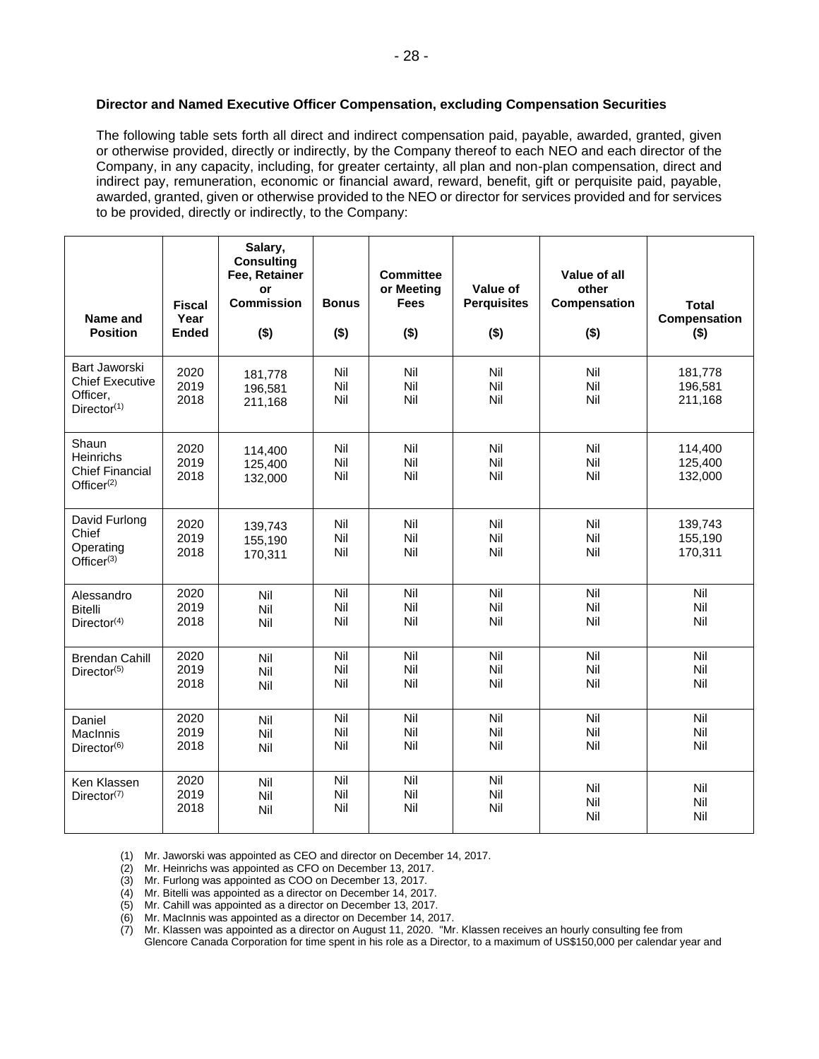**Director and Named Executive Officer Compensation, excluding Compensation Securities**

The following table sets forth all direct and indirect compensation paid, payable, awarded, granted, given or otherwise provided, directly or indirectly, by the Company thereof to each NEO and each director of the Company, in any capacity, including, for greater certainty, all plan and non-plan compensation, direct and indirect pay, remuneration, economic or financial award, reward, benefit, gift or perquisite paid, payable, awarded, granted, given or otherwise provided to the NEO or director for services provided and for services to be provided, directly or indirectly, to the Company:

| Name and Position | Fiscal Year Ended | Salary, Consulting Fee, Retainer or Commission ($) | Bonus ($) | Committee or Meeting Fees ($) | Value of Perquisites ($) | Value of all other Compensation ($) | Total Compensation ($) |
|---|---|---|---|---|---|---|---|
| Bart Jaworski Chief Executive Officer, Director[(1)] | 2020<br>2019<br>2018 | 181,778<br>196,581<br>211,168 | Nil<br>Nil<br>Nil | Nil<br>Nil<br>Nil | Nil<br>Nil<br>Nil | Nil<br>Nil<br>Nil | 181,778<br>196,581<br>211,168 |
| Shaun Heinrichs Chief Financial Officer[(2)] | 2020<br>2019<br>2018 | 114,400<br>125,400<br>132,000 | Nil<br>Nil<br>Nil | Nil<br>Nil<br>Nil | Nil<br>Nil<br>Nil | Nil<br>Nil<br>Nil | 114,400<br>125,400<br>132,000 |
| David Furlong Chief Operating Officer[(3)] | 2020<br>2019<br>2018 | 139,743<br>155,190<br>170,311 | Nil<br>Nil<br>Nil | Nil<br>Nil<br>Nil | Nil<br>Nil<br>Nil | Nil<br>Nil<br>Nil | 139,743<br>155,190<br>170,311 |
| Alessandro Bitelli Director[(4)] | 2020<br>2019<br>2018 | Nil<br>Nil<br>Nil | Nil<br>Nil<br>Nil | Nil<br>Nil<br>Nil | Nil<br>Nil<br>Nil | Nil<br>Nil<br>Nil | Nil<br>Nil<br>Nil |
| Brendan Cahill Director[(5)] | 2020<br>2019<br>2018 | Nil<br>Nil<br>Nil | Nil<br>Nil<br>Nil | Nil<br>Nil<br>Nil | Nil<br>Nil<br>Nil | Nil<br>Nil<br>Nil | Nil<br>Nil<br>Nil |
| Daniel MacInnis Director[(6)] | 2020<br>2019<br>2018 | Nil<br>Nil<br>Nil | Nil<br>Nil<br>Nil | Nil<br>Nil<br>Nil | Nil<br>Nil<br>Nil | Nil<br>Nil<br>Nil | Nil<br>Nil<br>Nil |
| Ken Klassen Director[(7)] | 2020<br>2019<br>2018 | Nil<br>Nil<br>Nil | Nil<br>Nil<br>Nil | Nil<br>Nil<br>Nil | Nil<br>Nil<br>Nil | Nil<br>Nil<br>Nil | Nil<br>Nil<br>Nil |

(1) Mr. Jaworski was appointed as CEO and director on December 14, 2017.
(2) Mr. Heinrichs was appointed as CFO on December 13, 2017.
(3) Mr. Furlong was appointed as COO on December 13, 2017.
(4) Mr. Bitelli was appointed as a director on December 14, 2017.
(5) Mr. Cahill was appointed as a director on December 13, 2017.
(6) Mr. MacInnis was appointed as a director on December 14, 2017.
(7) Mr. Klassen was appointed as a director on August 11, 2020. "Mr. Klassen receives an hourly consulting fee from Glencore Canada Corporation for time spent in his role as a Director, to a maximum of US$150,000 per calendar year and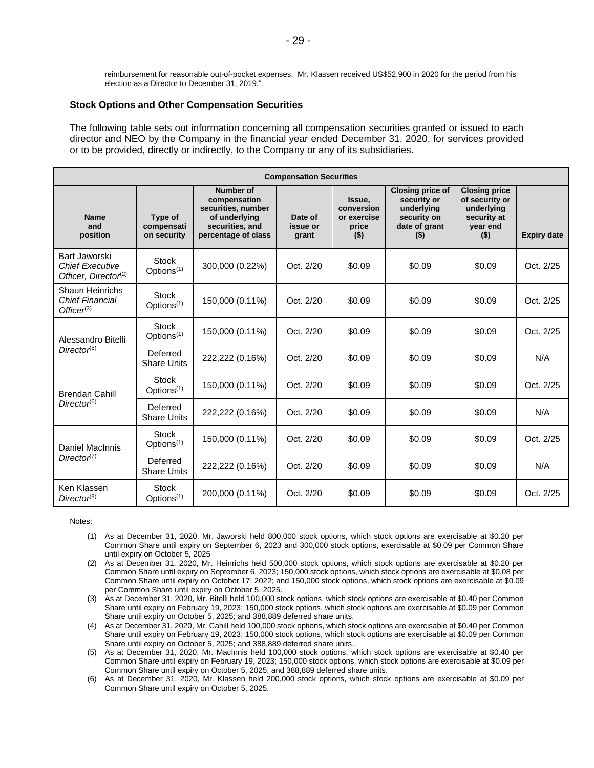reimbursement for reasonable out-of-pocket expenses. Mr. Klassen received US$52,900 in 2020 for the period from his election as a Director to December 31, 2019."

### Stock Options and Other Compensation Securities

The following table sets out information concerning all compensation securities granted or issued to each director and NEO by the Company in the financial year ended December 31, 2020, for services provided or to be provided, directly or indirectly, to the Company or any of its subsidiaries.

| Compensation Securities | | | | | | | |
|---|---|---|---|---|---|---|---|
| **Name and position** | **Type of compensation security** | **Number of compensation securities, number of underlying securities, and percentage of class** | **Date of issue or grant** | **Issue, conversion or exercise price ($)** | **Closing price of security or underlying security on date of grant ($)** | **Closing price of security or underlying security at year end ($)** | **Expiry date** |
| Bart Jaworski *Chief Executive Officer, Director*[(2)] | Stock Options[(1)] | 300,000 (0.22%) | Oct. 2/20 | $0.09 | $0.09 | $0.09 | Oct. 2/25 |
| Shaun Heinrichs *Chief Financial Officer*[(3)] | Stock Options[(1)] | 150,000 (0.11%) | Oct. 2/20 | $0.09 | $0.09 | $0.09 | Oct. 2/25 |
| Alessandro Bitelli *Director*[(5)] | Stock Options[(1)] | 150,000 (0.11%) | Oct. 2/20 | $0.09 | $0.09 | $0.09 | Oct. 2/25 |
| | Deferred Share Units | 222,222 (0.16%) | Oct. 2/20 | $0.09 | $0.09 | $0.09 | N/A |
| Brendan Cahill *Director*[(6)] | Stock Options[(1)] | 150,000 (0.11%) | Oct. 2/20 | $0.09 | $0.09 | $0.09 | Oct. 2/25 |
| | Deferred Share Units | 222,222 (0.16%) | Oct. 2/20 | $0.09 | $0.09 | $0.09 | N/A |
| Daniel MacInnis *Director*[(7)] | Stock Options[(1)] | 150,000 (0.11%) | Oct. 2/20 | $0.09 | $0.09 | $0.09 | Oct. 2/25 |
| | Deferred Share Units | 222,222 (0.16%) | Oct. 2/20 | $0.09 | $0.09 | $0.09 | N/A |
| Ken Klassen *Director*[(8)] | Stock Options[(1)] | 200,000 (0.11%) | Oct. 2/20 | $0.09 | $0.09 | $0.09 | Oct. 2/25 |

Notes:

(1) As at December 31, 2020, Mr. Jaworski held 800,000 stock options, which stock options are exercisable at $0.20 per Common Share until expiry on September 6, 2023 and 300,000 stock options, exercisable at $0.09 per Common Share until expiry on October 5, 2025

(2) As at December 31, 2020, Mr. Heinrichs held 500,000 stock options, which stock options are exercisable at $0.20 per Common Share until expiry on September 6, 2023; 150,000 stock options, which stock options are exercisable at $0.08 per Common Share until expiry on October 17, 2022; and 150,000 stock options, which stock options are exercisable at $0.09 per Common Share until expiry on October 5, 2025.

(3) As at December 31, 2020, Mr. Bitelli held 100,000 stock options, which stock options are exercisable at $0.40 per Common Share until expiry on February 19, 2023; 150,000 stock options, which stock options are exercisable at $0.09 per Common Share until expiry on October 5, 2025; and 388,889 deferred share units.

(4) As at December 31, 2020, Mr. Cahill held 100,000 stock options, which stock options are exercisable at $0.40 per Common Share until expiry on February 19, 2023; 150,000 stock options, which stock options are exercisable at $0.09 per Common Share until expiry on October 5, 2025; and 388,889 deferred share units..

(5) As at December 31, 2020, Mr. MacInnis held 100,000 stock options, which stock options are exercisable at $0.40 per Common Share until expiry on February 19, 2023; 150,000 stock options, which stock options are exercisable at $0.09 per Common Share until expiry on October 5, 2025; and 388,889 deferred share units.

(6) As at December 31, 2020, Mr. Klassen held 200,000 stock options, which stock options are exercisable at $0.09 per Common Share until expiry on October 5, 2025.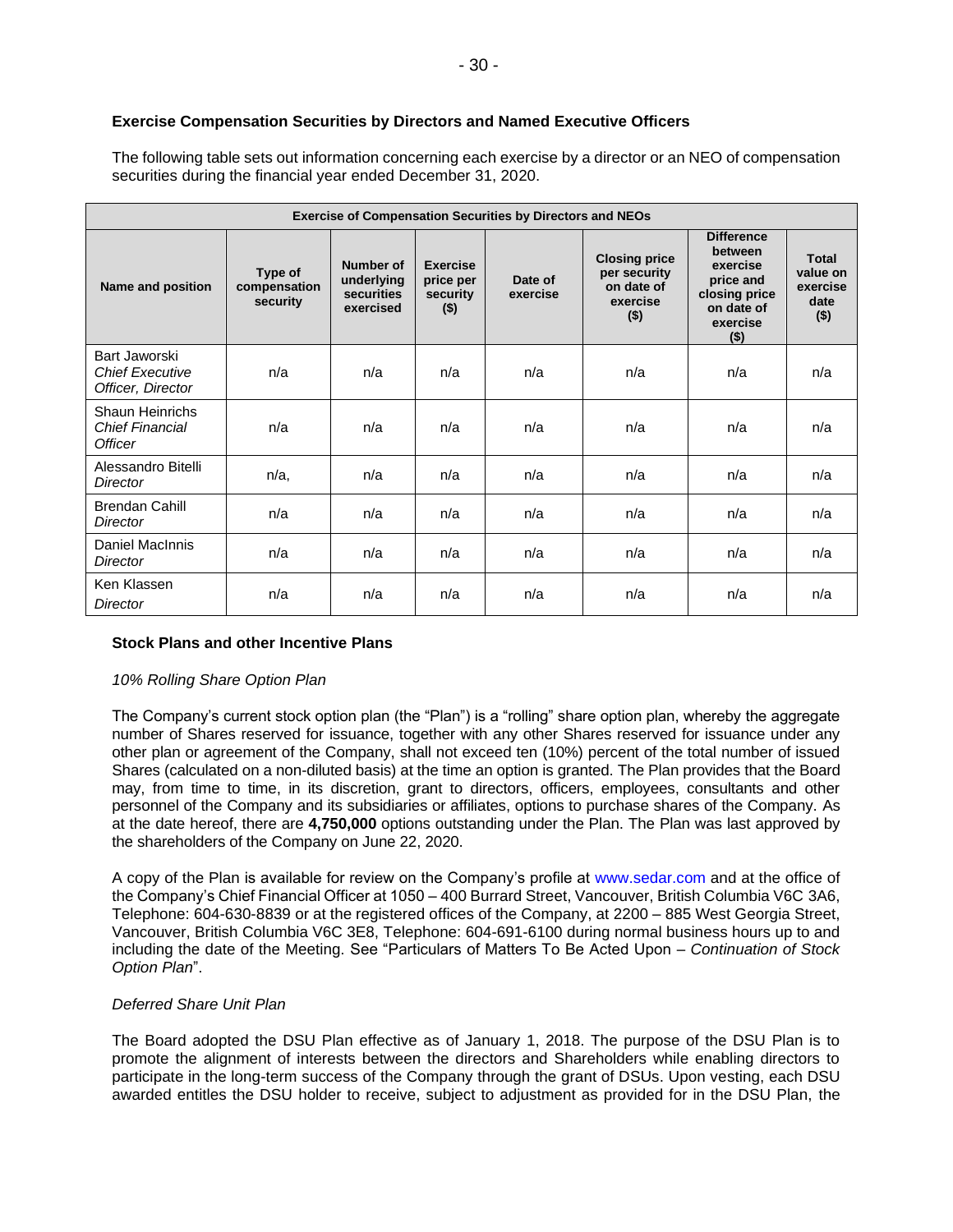## Exercise Compensation Securities by Directors and Named Executive Officers

The following table sets out information concerning each exercise by a director or an NEO of compensation securities during the financial year ended December 31, 2020.

| Exercise of Compensation Securities by Directors and NEOs | | | | | | | |
|---|---|---|---|---|---|---|---|
| **Name and position** | **Type of compensation security** | **Number of underlying securities exercised** | **Exercise price per security ($)** | **Date of exercise** | **Closing price per security on date of exercise ($)** | **Difference between exercise price and closing price on date of exercise ($)** | **Total value on exercise date ($)** |
| Bart Jaworski *Chief Executive Officer, Director* | n/a | n/a | n/a | n/a | n/a | n/a | n/a |
| Shaun Heinrichs *Chief Financial Officer* | n/a | n/a | n/a | n/a | n/a | n/a | n/a |
| Alessandro Bitelli *Director* | n/a, | n/a | n/a | n/a | n/a | n/a | n/a |
| Brendan Cahill *Director* | n/a | n/a | n/a | n/a | n/a | n/a | n/a |
| Daniel MacInnis *Director* | n/a | n/a | n/a | n/a | n/a | n/a | n/a |
| Ken Klassen *Director* | n/a | n/a | n/a | n/a | n/a | n/a | n/a |

## Stock Plans and other Incentive Plans

### *10% Rolling Share Option Plan*

The Company's current stock option plan (the "Plan") is a "rolling" share option plan, whereby the aggregate number of Shares reserved for issuance, together with any other Shares reserved for issuance under any other plan or agreement of the Company, shall not exceed ten (10%) percent of the total number of issued Shares (calculated on a non-diluted basis) at the time an option is granted. The Plan provides that the Board may, from time to time, in its discretion, grant to directors, officers, employees, consultants and other personnel of the Company and its subsidiaries or affiliates, options to purchase shares of the Company. As at the date hereof, there are **4,750,000** options outstanding under the Plan. The Plan was last approved by the shareholders of the Company on June 22, 2020.

A copy of the Plan is available for review on the Company's profile at www.sedar.com and at the office of the Company's Chief Financial Officer at 1050 – 400 Burrard Street, Vancouver, British Columbia V6C 3A6, Telephone: 604-630-8839 or at the registered offices of the Company, at 2200 – 885 West Georgia Street, Vancouver, British Columbia V6C 3E8, Telephone: 604-691-6100 during normal business hours up to and including the date of the Meeting. See "Particulars of Matters To Be Acted Upon – *Continuation of Stock Option Plan*".

### *Deferred Share Unit Plan*

The Board adopted the DSU Plan effective as of January 1, 2018. The purpose of the DSU Plan is to promote the alignment of interests between the directors and Shareholders while enabling directors to participate in the long-term success of the Company through the grant of DSUs. Upon vesting, each DSU awarded entitles the DSU holder to receive, subject to adjustment as provided for in the DSU Plan, the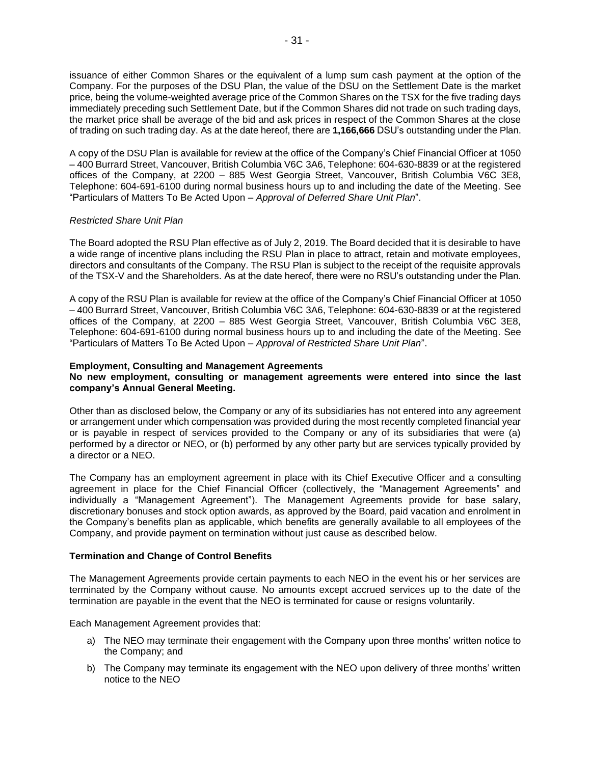issuance of either Common Shares or the equivalent of a lump sum cash payment at the option of the Company. For the purposes of the DSU Plan, the value of the DSU on the Settlement Date is the market price, being the volume-weighted average price of the Common Shares on the TSX for the five trading days immediately preceding such Settlement Date, but if the Common Shares did not trade on such trading days, the market price shall be average of the bid and ask prices in respect of the Common Shares at the close of trading on such trading day. As at the date hereof, there are **1,166,666** DSU's outstanding under the Plan.

A copy of the DSU Plan is available for review at the office of the Company's Chief Financial Officer at 1050 – 400 Burrard Street, Vancouver, British Columbia V6C 3A6, Telephone: 604-630-8839 or at the registered offices of the Company, at 2200 – 885 West Georgia Street, Vancouver, British Columbia V6C 3E8, Telephone: 604-691-6100 during normal business hours up to and including the date of the Meeting. See "Particulars of Matters To Be Acted Upon – *Approval of Deferred Share Unit Plan*".

*Restricted Share Unit Plan*

The Board adopted the RSU Plan effective as of July 2, 2019. The Board decided that it is desirable to have a wide range of incentive plans including the RSU Plan in place to attract, retain and motivate employees, directors and consultants of the Company. The RSU Plan is subject to the receipt of the requisite approvals of the TSX-V and the Shareholders. As at the date hereof, there were no RSU's outstanding under the Plan.

A copy of the RSU Plan is available for review at the office of the Company's Chief Financial Officer at 1050 – 400 Burrard Street, Vancouver, British Columbia V6C 3A6, Telephone: 604-630-8839 or at the registered offices of the Company, at 2200 – 885 West Georgia Street, Vancouver, British Columbia V6C 3E8, Telephone: 604-691-6100 during normal business hours up to and including the date of the Meeting. See "Particulars of Matters To Be Acted Upon – *Approval of Restricted Share Unit Plan*".

**Employment, Consulting and Management Agreements**

**No new employment, consulting or management agreements were entered into since the last company's Annual General Meeting.**

Other than as disclosed below, the Company or any of its subsidiaries has not entered into any agreement or arrangement under which compensation was provided during the most recently completed financial year or is payable in respect of services provided to the Company or any of its subsidiaries that were (a) performed by a director or NEO, or (b) performed by any other party but are services typically provided by a director or a NEO.

The Company has an employment agreement in place with its Chief Executive Officer and a consulting agreement in place for the Chief Financial Officer (collectively, the "Management Agreements" and individually a "Management Agreement"). The Management Agreements provide for base salary, discretionary bonuses and stock option awards, as approved by the Board, paid vacation and enrolment in the Company's benefits plan as applicable, which benefits are generally available to all employees of the Company, and provide payment on termination without just cause as described below.

**Termination and Change of Control Benefits**

The Management Agreements provide certain payments to each NEO in the event his or her services are terminated by the Company without cause. No amounts except accrued services up to the date of the termination are payable in the event that the NEO is terminated for cause or resigns voluntarily.

Each Management Agreement provides that:

a) The NEO may terminate their engagement with the Company upon three months' written notice to the Company; and

b) The Company may terminate its engagement with the NEO upon delivery of three months' written notice to the NEO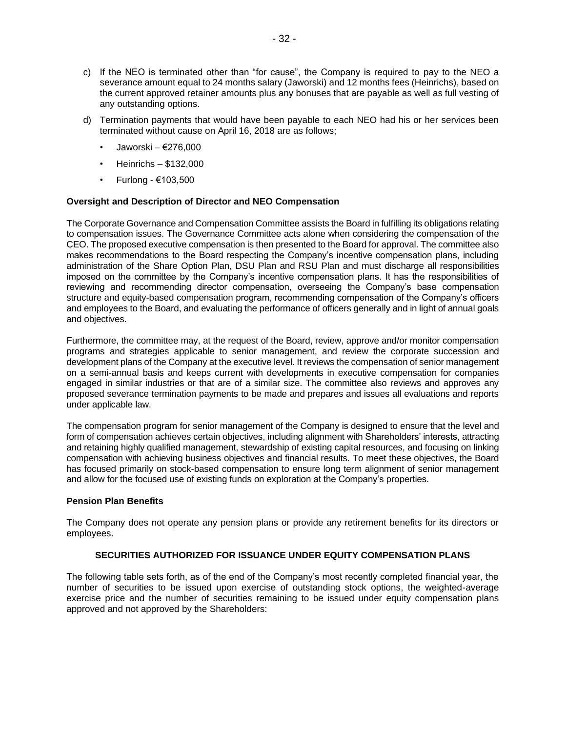c) If the NEO is terminated other than "for cause", the Company is required to pay to the NEO a severance amount equal to 24 months salary (Jaworski) and 12 months fees (Heinrichs), based on the current approved retainer amounts plus any bonuses that are payable as well as full vesting of any outstanding options.

d) Termination payments that would have been payable to each NEO had his or her services been terminated without cause on April 16, 2018 are as follows;

- Jaworski – €276,000
- Heinrichs – $132,000
- Furlong - €103,500

**Oversight and Description of Director and NEO Compensation**

The Corporate Governance and Compensation Committee assists the Board in fulfilling its obligations relating to compensation issues. The Governance Committee acts alone when considering the compensation of the CEO. The proposed executive compensation is then presented to the Board for approval. The committee also makes recommendations to the Board respecting the Company's incentive compensation plans, including administration of the Share Option Plan, DSU Plan and RSU Plan and must discharge all responsibilities imposed on the committee by the Company's incentive compensation plans. It has the responsibilities of reviewing and recommending director compensation, overseeing the Company's base compensation structure and equity-based compensation program, recommending compensation of the Company's officers and employees to the Board, and evaluating the performance of officers generally and in light of annual goals and objectives.

Furthermore, the committee may, at the request of the Board, review, approve and/or monitor compensation programs and strategies applicable to senior management, and review the corporate succession and development plans of the Company at the executive level. It reviews the compensation of senior management on a semi-annual basis and keeps current with developments in executive compensation for companies engaged in similar industries or that are of a similar size. The committee also reviews and approves any proposed severance termination payments to be made and prepares and issues all evaluations and reports under applicable law.

The compensation program for senior management of the Company is designed to ensure that the level and form of compensation achieves certain objectives, including alignment with Shareholders' interests, attracting and retaining highly qualified management, stewardship of existing capital resources, and focusing on linking compensation with achieving business objectives and financial results. To meet these objectives, the Board has focused primarily on stock-based compensation to ensure long term alignment of senior management and allow for the focused use of existing funds on exploration at the Company's properties.

**Pension Plan Benefits**

The Company does not operate any pension plans or provide any retirement benefits for its directors or employees.

## SECURITIES AUTHORIZED FOR ISSUANCE UNDER EQUITY COMPENSATION PLANS

The following table sets forth, as of the end of the Company's most recently completed financial year, the number of securities to be issued upon exercise of outstanding stock options, the weighted-average exercise price and the number of securities remaining to be issued under equity compensation plans approved and not approved by the Shareholders: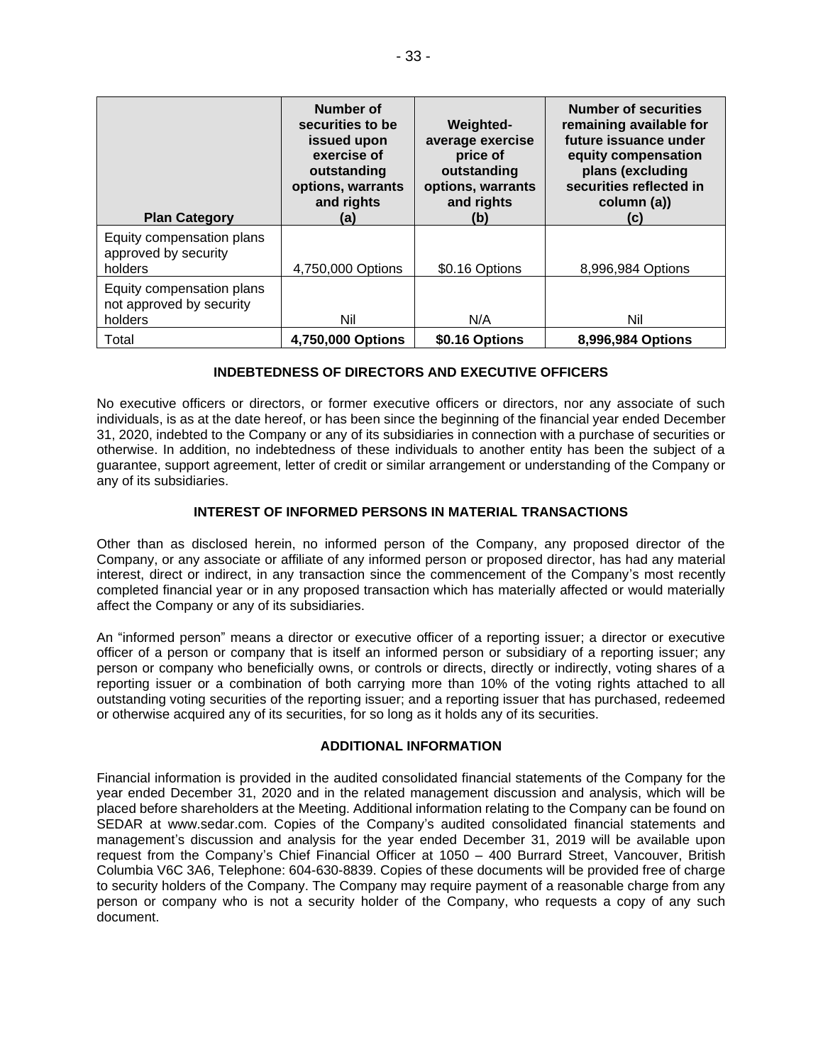| Plan Category | Number of securities to be issued upon exercise of outstanding options, warrants and rights (a) | Weighted-average exercise price of outstanding options, warrants and rights (b) | Number of securities remaining available for future issuance under equity compensation plans (excluding securities reflected in column (a)) (c) |
|---|---|---|---|
| Equity compensation plans approved by security holders | 4,750,000 Options | $0.16 Options | 8,996,984 Options |
| Equity compensation plans not approved by security holders | Nil | N/A | Nil |
| Total | **4,750,000 Options** | **$0.16 Options** | **8,996,984 Options** |

## INDEBTEDNESS OF DIRECTORS AND EXECUTIVE OFFICERS

No executive officers or directors, or former executive officers or directors, nor any associate of such individuals, is as at the date hereof, or has been since the beginning of the financial year ended December 31, 2020, indebted to the Company or any of its subsidiaries in connection with a purchase of securities or otherwise. In addition, no indebtedness of these individuals to another entity has been the subject of a guarantee, support agreement, letter of credit or similar arrangement or understanding of the Company or any of its subsidiaries.

## INTEREST OF INFORMED PERSONS IN MATERIAL TRANSACTIONS

Other than as disclosed herein, no informed person of the Company, any proposed director of the Company, or any associate or affiliate of any informed person or proposed director, has had any material interest, direct or indirect, in any transaction since the commencement of the Company's most recently completed financial year or in any proposed transaction which has materially affected or would materially affect the Company or any of its subsidiaries.

An "informed person" means a director or executive officer of a reporting issuer; a director or executive officer of a person or company that is itself an informed person or subsidiary of a reporting issuer; any person or company who beneficially owns, or controls or directs, directly or indirectly, voting shares of a reporting issuer or a combination of both carrying more than 10% of the voting rights attached to all outstanding voting securities of the reporting issuer; and a reporting issuer that has purchased, redeemed or otherwise acquired any of its securities, for so long as it holds any of its securities.

## ADDITIONAL INFORMATION

Financial information is provided in the audited consolidated financial statements of the Company for the year ended December 31, 2020 and in the related management discussion and analysis, which will be placed before shareholders at the Meeting. Additional information relating to the Company can be found on SEDAR at www.sedar.com. Copies of the Company's audited consolidated financial statements and management's discussion and analysis for the year ended December 31, 2019 will be available upon request from the Company's Chief Financial Officer at 1050 – 400 Burrard Street, Vancouver, British Columbia V6C 3A6, Telephone: 604-630-8839. Copies of these documents will be provided free of charge to security holders of the Company. The Company may require payment of a reasonable charge from any person or company who is not a security holder of the Company, who requests a copy of any such document.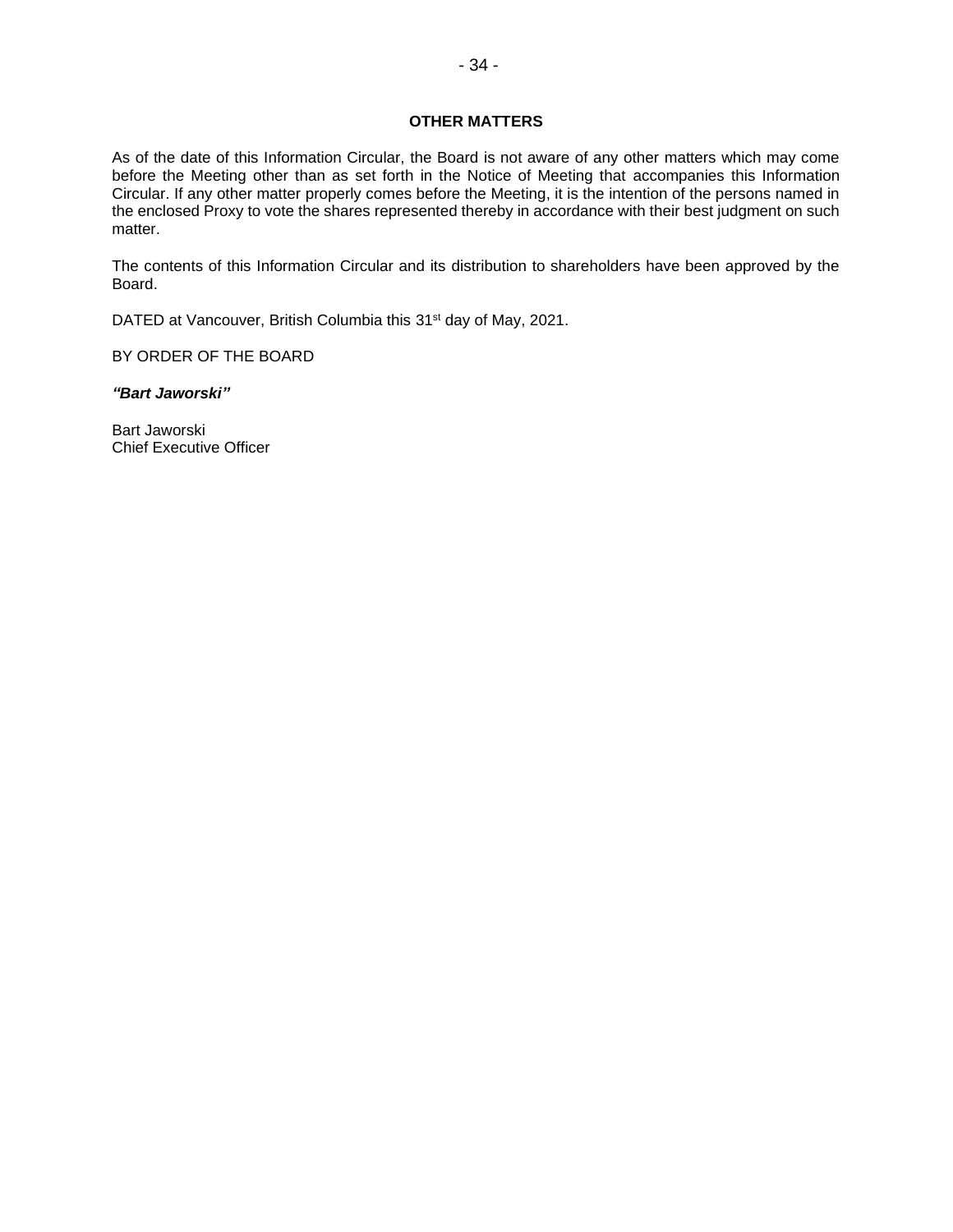## OTHER MATTERS

As of the date of this Information Circular, the Board is not aware of any other matters which may come before the Meeting other than as set forth in the Notice of Meeting that accompanies this Information Circular. If any other matter properly comes before the Meeting, it is the intention of the persons named in the enclosed Proxy to vote the shares represented thereby in accordance with their best judgment on such matter.

The contents of this Information Circular and its distribution to shareholders have been approved by the Board.

DATED at Vancouver, British Columbia this 31st day of May, 2021.

BY ORDER OF THE BOARD

***"Bart Jaworski"***

Bart Jaworski
Chief Executive Officer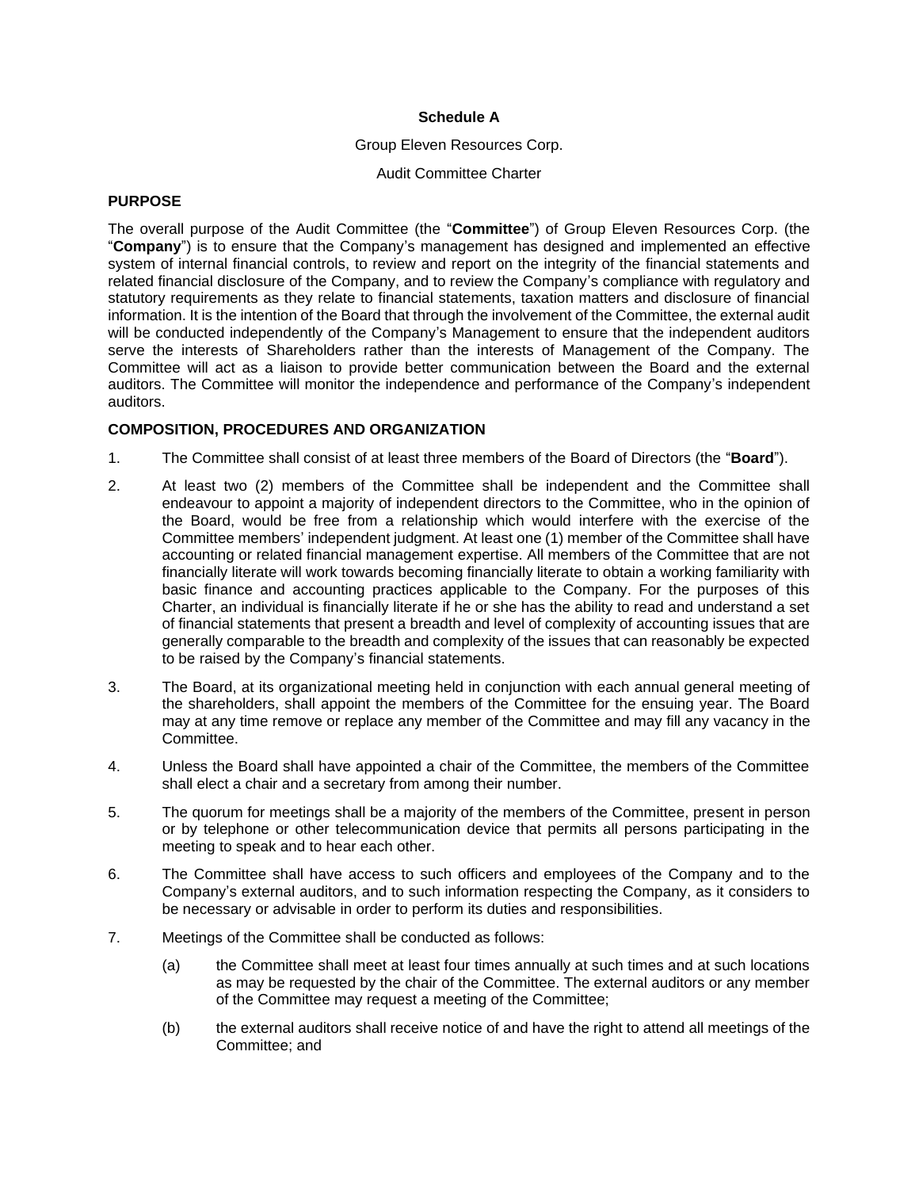**Schedule A**

Group Eleven Resources Corp.

Audit Committee Charter

## PURPOSE

The overall purpose of the Audit Committee (the "**Committee**") of Group Eleven Resources Corp. (the "**Company**") is to ensure that the Company's management has designed and implemented an effective system of internal financial controls, to review and report on the integrity of the financial statements and related financial disclosure of the Company, and to review the Company's compliance with regulatory and statutory requirements as they relate to financial statements, taxation matters and disclosure of financial information. It is the intention of the Board that through the involvement of the Committee, the external audit will be conducted independently of the Company's Management to ensure that the independent auditors serve the interests of Shareholders rather than the interests of Management of the Company. The Committee will act as a liaison to provide better communication between the Board and the external auditors. The Committee will monitor the independence and performance of the Company's independent auditors.

## COMPOSITION, PROCEDURES AND ORGANIZATION

1. The Committee shall consist of at least three members of the Board of Directors (the "**Board**").

2. At least two (2) members of the Committee shall be independent and the Committee shall endeavour to appoint a majority of independent directors to the Committee, who in the opinion of the Board, would be free from a relationship which would interfere with the exercise of the Committee members' independent judgment. At least one (1) member of the Committee shall have accounting or related financial management expertise. All members of the Committee that are not financially literate will work towards becoming financially literate to obtain a working familiarity with basic finance and accounting practices applicable to the Company. For the purposes of this Charter, an individual is financially literate if he or she has the ability to read and understand a set of financial statements that present a breadth and level of complexity of accounting issues that are generally comparable to the breadth and complexity of the issues that can reasonably be expected to be raised by the Company's financial statements.

3. The Board, at its organizational meeting held in conjunction with each annual general meeting of the shareholders, shall appoint the members of the Committee for the ensuing year. The Board may at any time remove or replace any member of the Committee and may fill any vacancy in the Committee.

4. Unless the Board shall have appointed a chair of the Committee, the members of the Committee shall elect a chair and a secretary from among their number.

5. The quorum for meetings shall be a majority of the members of the Committee, present in person or by telephone or other telecommunication device that permits all persons participating in the meeting to speak and to hear each other.

6. The Committee shall have access to such officers and employees of the Company and to the Company's external auditors, and to such information respecting the Company, as it considers to be necessary or advisable in order to perform its duties and responsibilities.

7. Meetings of the Committee shall be conducted as follows:

   (a) the Committee shall meet at least four times annually at such times and at such locations as may be requested by the chair of the Committee. The external auditors or any member of the Committee may request a meeting of the Committee;

   (b) the external auditors shall receive notice of and have the right to attend all meetings of the Committee; and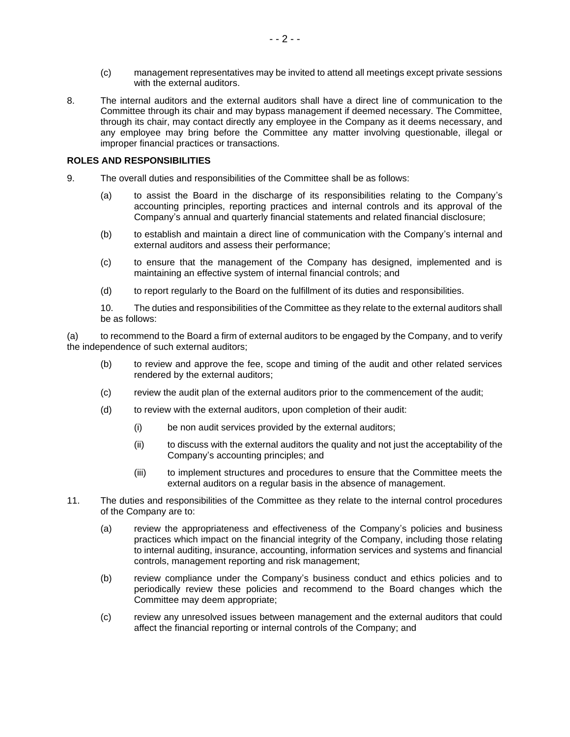(c) management representatives may be invited to attend all meetings except private sessions with the external auditors.

8. The internal auditors and the external auditors shall have a direct line of communication to the Committee through its chair and may bypass management if deemed necessary. The Committee, through its chair, may contact directly any employee in the Company as it deems necessary, and any employee may bring before the Committee any matter involving questionable, illegal or improper financial practices or transactions.

**ROLES AND RESPONSIBILITIES**

9. The overall duties and responsibilities of the Committee shall be as follows:

   (a) to assist the Board in the discharge of its responsibilities relating to the Company's accounting principles, reporting practices and internal controls and its approval of the Company's annual and quarterly financial statements and related financial disclosure;

   (b) to establish and maintain a direct line of communication with the Company's internal and external auditors and assess their performance;

   (c) to ensure that the management of the Company has designed, implemented and is maintaining an effective system of internal financial controls; and

   (d) to report regularly to the Board on the fulfillment of its duties and responsibilities.

10. The duties and responsibilities of the Committee as they relate to the external auditors shall be as follows:

(a) to recommend to the Board a firm of external auditors to be engaged by the Company, and to verify the independence of such external auditors;

   (b) to review and approve the fee, scope and timing of the audit and other related services rendered by the external auditors;

   (c) review the audit plan of the external auditors prior to the commencement of the audit;

   (d) to review with the external auditors, upon completion of their audit:

      (i) be non audit services provided by the external auditors;

      (ii) to discuss with the external auditors the quality and not just the acceptability of the Company's accounting principles; and

      (iii) to implement structures and procedures to ensure that the Committee meets the external auditors on a regular basis in the absence of management.

11. The duties and responsibilities of the Committee as they relate to the internal control procedures of the Company are to:

   (a) review the appropriateness and effectiveness of the Company's policies and business practices which impact on the financial integrity of the Company, including those relating to internal auditing, insurance, accounting, information services and systems and financial controls, management reporting and risk management;

   (b) review compliance under the Company's business conduct and ethics policies and to periodically review these policies and recommend to the Board changes which the Committee may deem appropriate;

   (c) review any unresolved issues between management and the external auditors that could affect the financial reporting or internal controls of the Company; and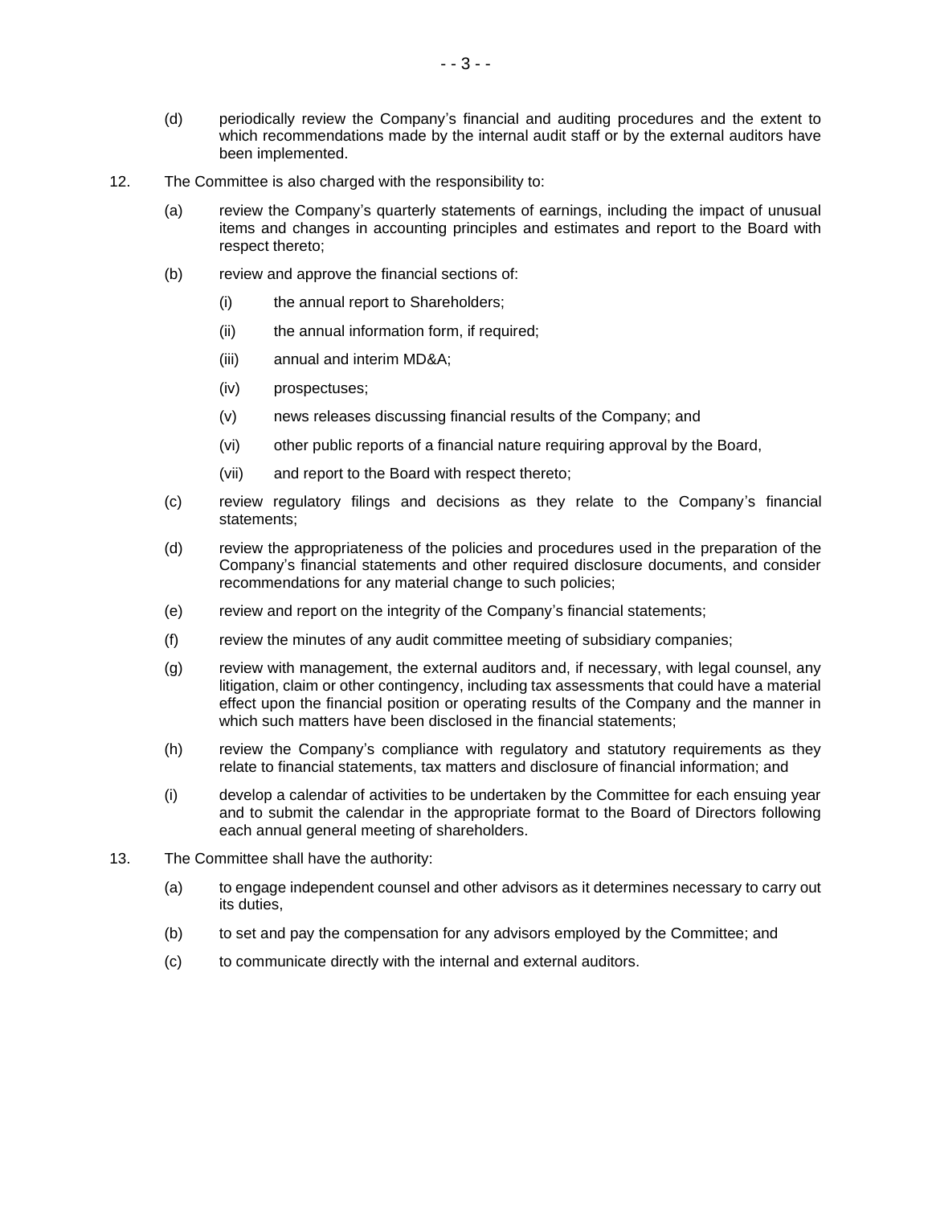(d) periodically review the Company's financial and auditing procedures and the extent to which recommendations made by the internal audit staff or by the external auditors have been implemented.

12. The Committee is also charged with the responsibility to:

    (a) review the Company's quarterly statements of earnings, including the impact of unusual items and changes in accounting principles and estimates and report to the Board with respect thereto;

    (b) review and approve the financial sections of:

        (i) the annual report to Shareholders;

        (ii) the annual information form, if required;

        (iii) annual and interim MD&A;

        (iv) prospectuses;

        (v) news releases discussing financial results of the Company; and

        (vi) other public reports of a financial nature requiring approval by the Board,

        (vii) and report to the Board with respect thereto;

    (c) review regulatory filings and decisions as they relate to the Company's financial statements;

    (d) review the appropriateness of the policies and procedures used in the preparation of the Company's financial statements and other required disclosure documents, and consider recommendations for any material change to such policies;

    (e) review and report on the integrity of the Company's financial statements;

    (f) review the minutes of any audit committee meeting of subsidiary companies;

    (g) review with management, the external auditors and, if necessary, with legal counsel, any litigation, claim or other contingency, including tax assessments that could have a material effect upon the financial position or operating results of the Company and the manner in which such matters have been disclosed in the financial statements;

    (h) review the Company's compliance with regulatory and statutory requirements as they relate to financial statements, tax matters and disclosure of financial information; and

    (i) develop a calendar of activities to be undertaken by the Committee for each ensuing year and to submit the calendar in the appropriate format to the Board of Directors following each annual general meeting of shareholders.

13. The Committee shall have the authority:

    (a) to engage independent counsel and other advisors as it determines necessary to carry out its duties,

    (b) to set and pay the compensation for any advisors employed by the Committee; and

    (c) to communicate directly with the internal and external auditors.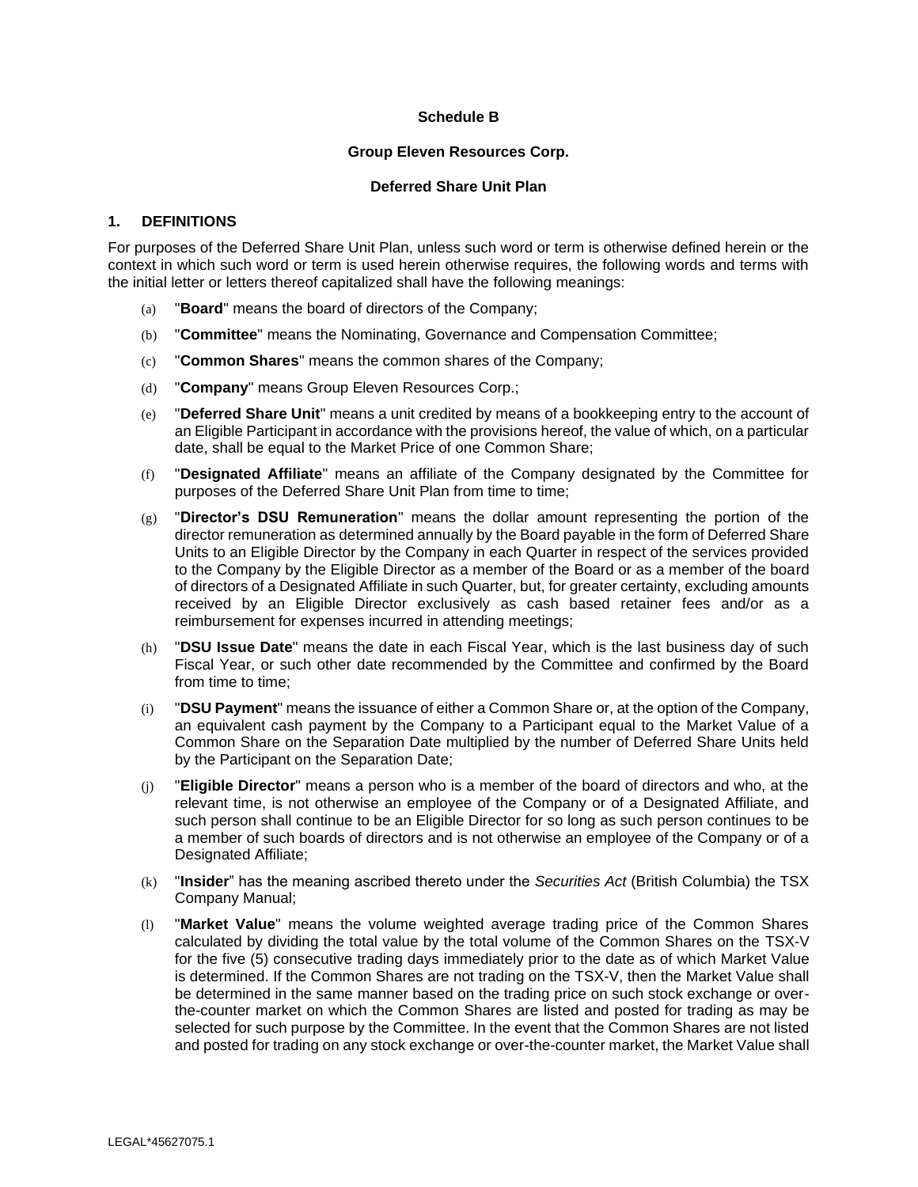**Schedule B**

**Group Eleven Resources Corp.**

**Deferred Share Unit Plan**

## 1. DEFINITIONS

For purposes of the Deferred Share Unit Plan, unless such word or term is otherwise defined herein or the context in which such word or term is used herein otherwise requires, the following words and terms with the initial letter or letters thereof capitalized shall have the following meanings:

(a) "**Board**" means the board of directors of the Company;

(b) "**Committee**" means the Nominating, Governance and Compensation Committee;

(c) "**Common Shares**" means the common shares of the Company;

(d) "**Company**" means Group Eleven Resources Corp.;

(e) "**Deferred Share Unit**" means a unit credited by means of a bookkeeping entry to the account of an Eligible Participant in accordance with the provisions hereof, the value of which, on a particular date, shall be equal to the Market Price of one Common Share;

(f) "**Designated Affiliate**" means an affiliate of the Company designated by the Committee for purposes of the Deferred Share Unit Plan from time to time;

(g) "**Director's DSU Remuneration**" means the dollar amount representing the portion of the director remuneration as determined annually by the Board payable in the form of Deferred Share Units to an Eligible Director by the Company in each Quarter in respect of the services provided to the Company by the Eligible Director as a member of the Board or as a member of the board of directors of a Designated Affiliate in such Quarter, but, for greater certainty, excluding amounts received by an Eligible Director exclusively as cash based retainer fees and/or as a reimbursement for expenses incurred in attending meetings;

(h) "**DSU Issue Date**" means the date in each Fiscal Year, which is the last business day of such Fiscal Year, or such other date recommended by the Committee and confirmed by the Board from time to time;

(i) "**DSU Payment**" means the issuance of either a Common Share or, at the option of the Company, an equivalent cash payment by the Company to a Participant equal to the Market Value of a Common Share on the Separation Date multiplied by the number of Deferred Share Units held by the Participant on the Separation Date;

(j) "**Eligible Director**" means a person who is a member of the board of directors and who, at the relevant time, is not otherwise an employee of the Company or of a Designated Affiliate, and such person shall continue to be an Eligible Director for so long as such person continues to be a member of such boards of directors and is not otherwise an employee of the Company or of a Designated Affiliate;

(k) "**Insider**" has the meaning ascribed thereto under the *Securities Act* (British Columbia) the TSX Company Manual;

(l) "**Market Value**" means the volume weighted average trading price of the Common Shares calculated by dividing the total value by the total volume of the Common Shares on the TSX-V for the five (5) consecutive trading days immediately prior to the date as of which Market Value is determined. If the Common Shares are not trading on the TSX-V, then the Market Value shall be determined in the same manner based on the trading price on such stock exchange or over-the-counter market on which the Common Shares are listed and posted for trading as may be selected for such purpose by the Committee. In the event that the Common Shares are not listed and posted for trading on any stock exchange or over-the-counter market, the Market Value shall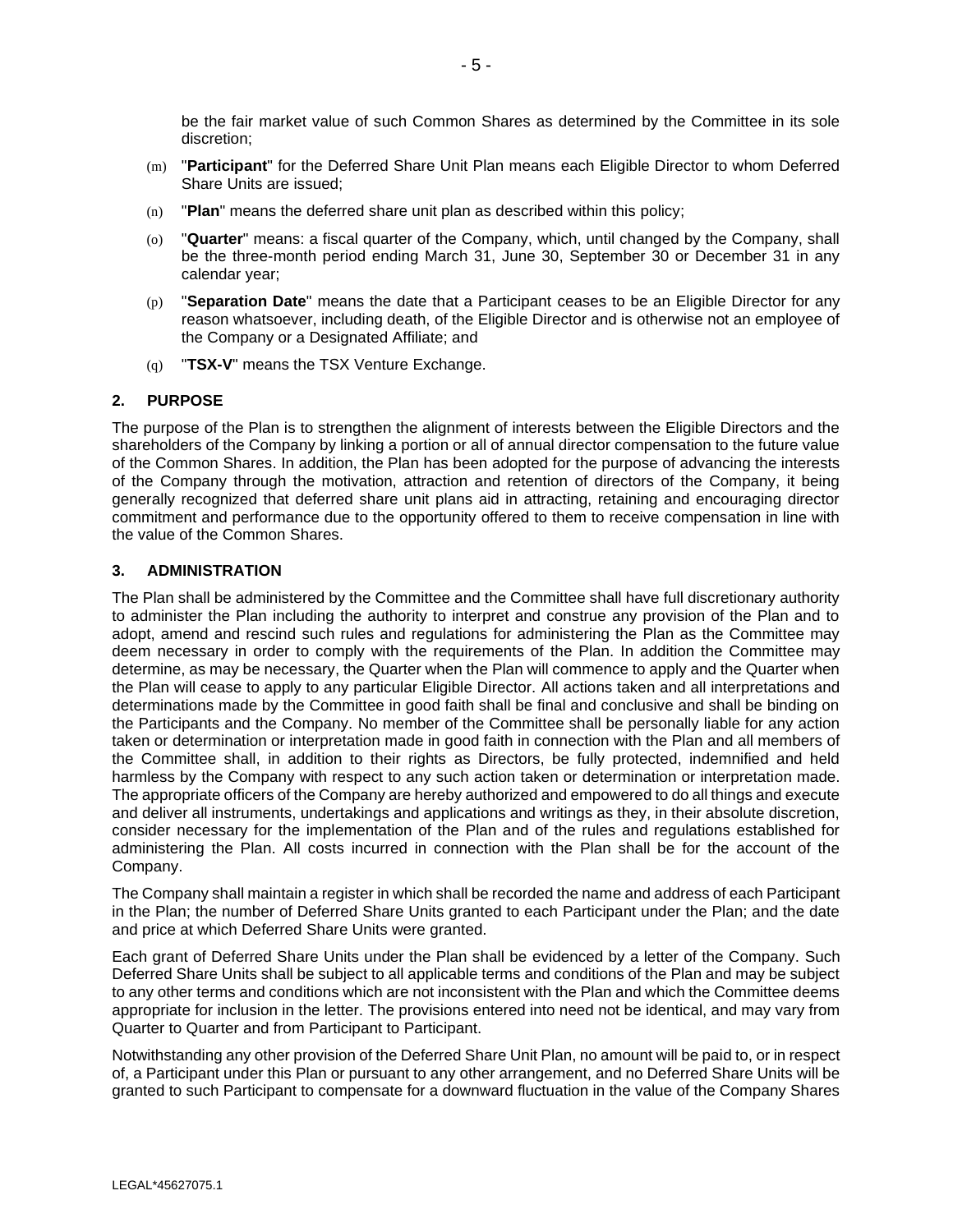be the fair market value of such Common Shares as determined by the Committee in its sole discretion;

(m) "**Participant**" for the Deferred Share Unit Plan means each Eligible Director to whom Deferred Share Units are issued;

(n) "**Plan**" means the deferred share unit plan as described within this policy;

(o) "**Quarter**" means: a fiscal quarter of the Company, which, until changed by the Company, shall be the three-month period ending March 31, June 30, September 30 or December 31 in any calendar year;

(p) "**Separation Date**" means the date that a Participant ceases to be an Eligible Director for any reason whatsoever, including death, of the Eligible Director and is otherwise not an employee of the Company or a Designated Affiliate; and

(q) "**TSX-V**" means the TSX Venture Exchange.

## 2. PURPOSE

The purpose of the Plan is to strengthen the alignment of interests between the Eligible Directors and the shareholders of the Company by linking a portion or all of annual director compensation to the future value of the Common Shares. In addition, the Plan has been adopted for the purpose of advancing the interests of the Company through the motivation, attraction and retention of directors of the Company, it being generally recognized that deferred share unit plans aid in attracting, retaining and encouraging director commitment and performance due to the opportunity offered to them to receive compensation in line with the value of the Common Shares.

## 3. ADMINISTRATION

The Plan shall be administered by the Committee and the Committee shall have full discretionary authority to administer the Plan including the authority to interpret and construe any provision of the Plan and to adopt, amend and rescind such rules and regulations for administering the Plan as the Committee may deem necessary in order to comply with the requirements of the Plan. In addition the Committee may determine, as may be necessary, the Quarter when the Plan will commence to apply and the Quarter when the Plan will cease to apply to any particular Eligible Director. All actions taken and all interpretations and determinations made by the Committee in good faith shall be final and conclusive and shall be binding on the Participants and the Company. No member of the Committee shall be personally liable for any action taken or determination or interpretation made in good faith in connection with the Plan and all members of the Committee shall, in addition to their rights as Directors, be fully protected, indemnified and held harmless by the Company with respect to any such action taken or determination or interpretation made. The appropriate officers of the Company are hereby authorized and empowered to do all things and execute and deliver all instruments, undertakings and applications and writings as they, in their absolute discretion, consider necessary for the implementation of the Plan and of the rules and regulations established for administering the Plan. All costs incurred in connection with the Plan shall be for the account of the Company.

The Company shall maintain a register in which shall be recorded the name and address of each Participant in the Plan; the number of Deferred Share Units granted to each Participant under the Plan; and the date and price at which Deferred Share Units were granted.

Each grant of Deferred Share Units under the Plan shall be evidenced by a letter of the Company. Such Deferred Share Units shall be subject to all applicable terms and conditions of the Plan and may be subject to any other terms and conditions which are not inconsistent with the Plan and which the Committee deems appropriate for inclusion in the letter. The provisions entered into need not be identical, and may vary from Quarter to Quarter and from Participant to Participant.

Notwithstanding any other provision of the Deferred Share Unit Plan, no amount will be paid to, or in respect of, a Participant under this Plan or pursuant to any other arrangement, and no Deferred Share Units will be granted to such Participant to compensate for a downward fluctuation in the value of the Company Shares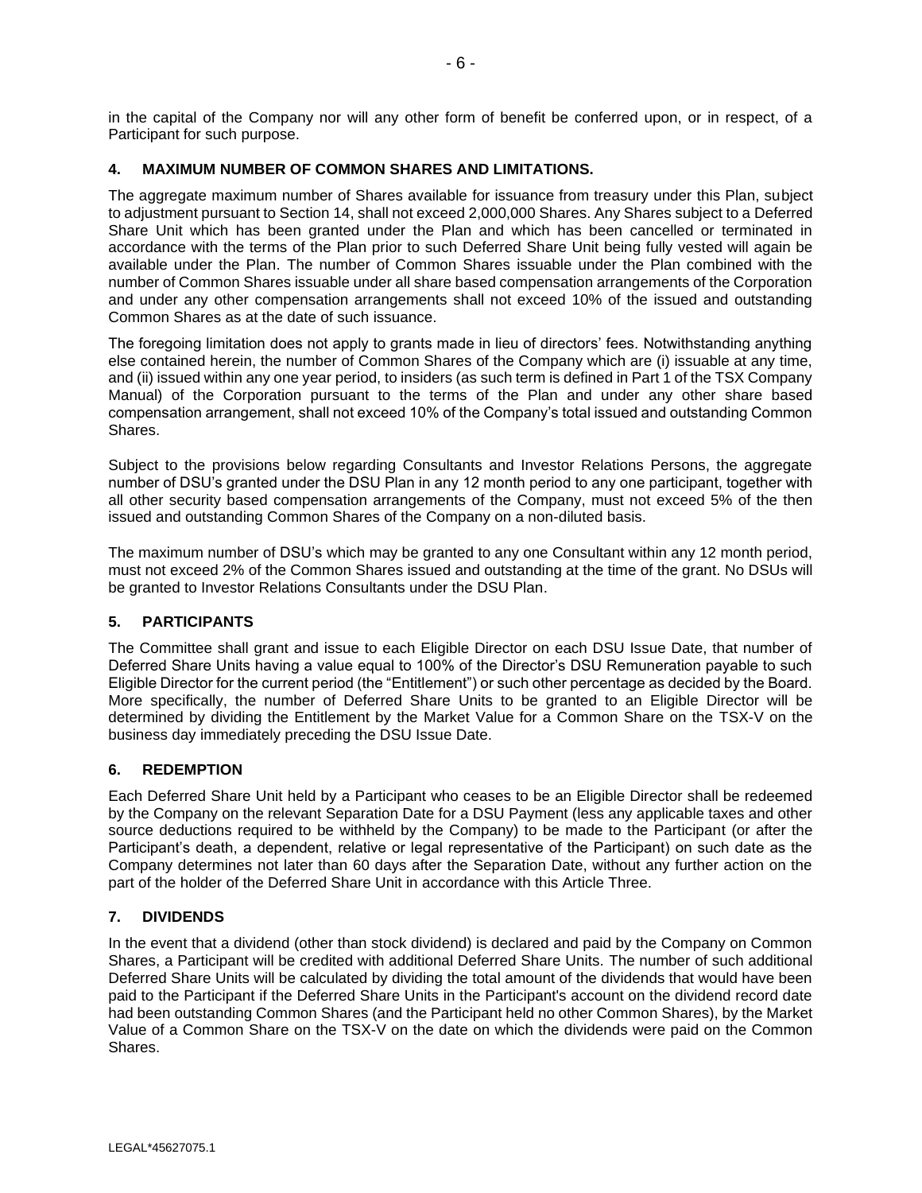in the capital of the Company nor will any other form of benefit be conferred upon, or in respect, of a Participant for such purpose.

## 4. MAXIMUM NUMBER OF COMMON SHARES AND LIMITATIONS.

The aggregate maximum number of Shares available for issuance from treasury under this Plan, subject to adjustment pursuant to Section 14, shall not exceed 2,000,000 Shares. Any Shares subject to a Deferred Share Unit which has been granted under the Plan and which has been cancelled or terminated in accordance with the terms of the Plan prior to such Deferred Share Unit being fully vested will again be available under the Plan. The number of Common Shares issuable under the Plan combined with the number of Common Shares issuable under all share based compensation arrangements of the Corporation and under any other compensation arrangements shall not exceed 10% of the issued and outstanding Common Shares as at the date of such issuance.

The foregoing limitation does not apply to grants made in lieu of directors' fees. Notwithstanding anything else contained herein, the number of Common Shares of the Company which are (i) issuable at any time, and (ii) issued within any one year period, to insiders (as such term is defined in Part 1 of the TSX Company Manual) of the Corporation pursuant to the terms of the Plan and under any other share based compensation arrangement, shall not exceed 10% of the Company's total issued and outstanding Common Shares.

Subject to the provisions below regarding Consultants and Investor Relations Persons, the aggregate number of DSU's granted under the DSU Plan in any 12 month period to any one participant, together with all other security based compensation arrangements of the Company, must not exceed 5% of the then issued and outstanding Common Shares of the Company on a non-diluted basis.

The maximum number of DSU's which may be granted to any one Consultant within any 12 month period, must not exceed 2% of the Common Shares issued and outstanding at the time of the grant. No DSUs will be granted to Investor Relations Consultants under the DSU Plan.

## 5. PARTICIPANTS

The Committee shall grant and issue to each Eligible Director on each DSU Issue Date, that number of Deferred Share Units having a value equal to 100% of the Director's DSU Remuneration payable to such Eligible Director for the current period (the "Entitlement") or such other percentage as decided by the Board. More specifically, the number of Deferred Share Units to be granted to an Eligible Director will be determined by dividing the Entitlement by the Market Value for a Common Share on the TSX-V on the business day immediately preceding the DSU Issue Date.

## 6. REDEMPTION

Each Deferred Share Unit held by a Participant who ceases to be an Eligible Director shall be redeemed by the Company on the relevant Separation Date for a DSU Payment (less any applicable taxes and other source deductions required to be withheld by the Company) to be made to the Participant (or after the Participant's death, a dependent, relative or legal representative of the Participant) on such date as the Company determines not later than 60 days after the Separation Date, without any further action on the part of the holder of the Deferred Share Unit in accordance with this Article Three.

## 7. DIVIDENDS

In the event that a dividend (other than stock dividend) is declared and paid by the Company on Common Shares, a Participant will be credited with additional Deferred Share Units. The number of such additional Deferred Share Units will be calculated by dividing the total amount of the dividends that would have been paid to the Participant if the Deferred Share Units in the Participant's account on the dividend record date had been outstanding Common Shares (and the Participant held no other Common Shares), by the Market Value of a Common Share on the TSX-V on the date on which the dividends were paid on the Common Shares.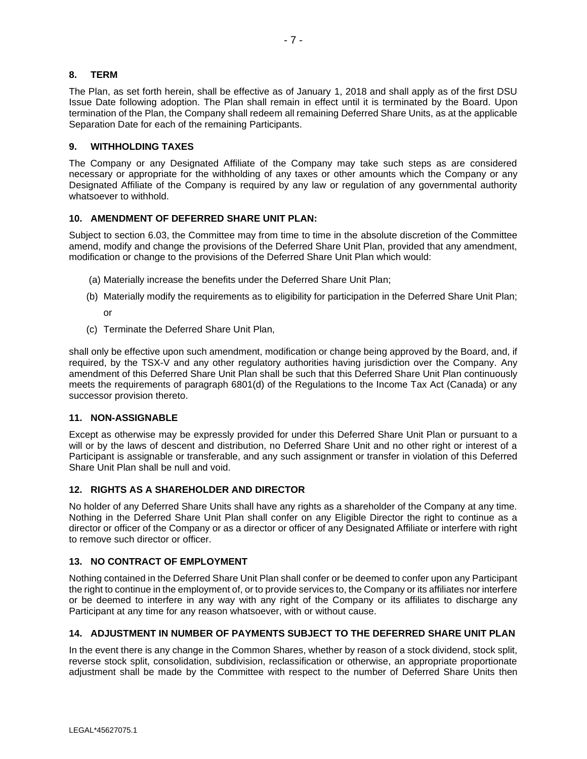## 8. TERM

The Plan, as set forth herein, shall be effective as of January 1, 2018 and shall apply as of the first DSU Issue Date following adoption. The Plan shall remain in effect until it is terminated by the Board. Upon termination of the Plan, the Company shall redeem all remaining Deferred Share Units, as at the applicable Separation Date for each of the remaining Participants.

## 9. WITHHOLDING TAXES

The Company or any Designated Affiliate of the Company may take such steps as are considered necessary or appropriate for the withholding of any taxes or other amounts which the Company or any Designated Affiliate of the Company is required by any law or regulation of any governmental authority whatsoever to withhold.

## 10. AMENDMENT OF DEFERRED SHARE UNIT PLAN:

Subject to section 6.03, the Committee may from time to time in the absolute discretion of the Committee amend, modify and change the provisions of the Deferred Share Unit Plan, provided that any amendment, modification or change to the provisions of the Deferred Share Unit Plan which would:

(a) Materially increase the benefits under the Deferred Share Unit Plan;

(b) Materially modify the requirements as to eligibility for participation in the Deferred Share Unit Plan; or

(c) Terminate the Deferred Share Unit Plan,

shall only be effective upon such amendment, modification or change being approved by the Board, and, if required, by the TSX-V and any other regulatory authorities having jurisdiction over the Company. Any amendment of this Deferred Share Unit Plan shall be such that this Deferred Share Unit Plan continuously meets the requirements of paragraph 6801(d) of the Regulations to the Income Tax Act (Canada) or any successor provision thereto.

## 11. NON-ASSIGNABLE

Except as otherwise may be expressly provided for under this Deferred Share Unit Plan or pursuant to a will or by the laws of descent and distribution, no Deferred Share Unit and no other right or interest of a Participant is assignable or transferable, and any such assignment or transfer in violation of this Deferred Share Unit Plan shall be null and void.

## 12. RIGHTS AS A SHAREHOLDER AND DIRECTOR

No holder of any Deferred Share Units shall have any rights as a shareholder of the Company at any time. Nothing in the Deferred Share Unit Plan shall confer on any Eligible Director the right to continue as a director or officer of the Company or as a director or officer of any Designated Affiliate or interfere with right to remove such director or officer.

## 13. NO CONTRACT OF EMPLOYMENT

Nothing contained in the Deferred Share Unit Plan shall confer or be deemed to confer upon any Participant the right to continue in the employment of, or to provide services to, the Company or its affiliates nor interfere or be deemed to interfere in any way with any right of the Company or its affiliates to discharge any Participant at any time for any reason whatsoever, with or without cause.

## 14. ADJUSTMENT IN NUMBER OF PAYMENTS SUBJECT TO THE DEFERRED SHARE UNIT PLAN

In the event there is any change in the Common Shares, whether by reason of a stock dividend, stock split, reverse stock split, consolidation, subdivision, reclassification or otherwise, an appropriate proportionate adjustment shall be made by the Committee with respect to the number of Deferred Share Units then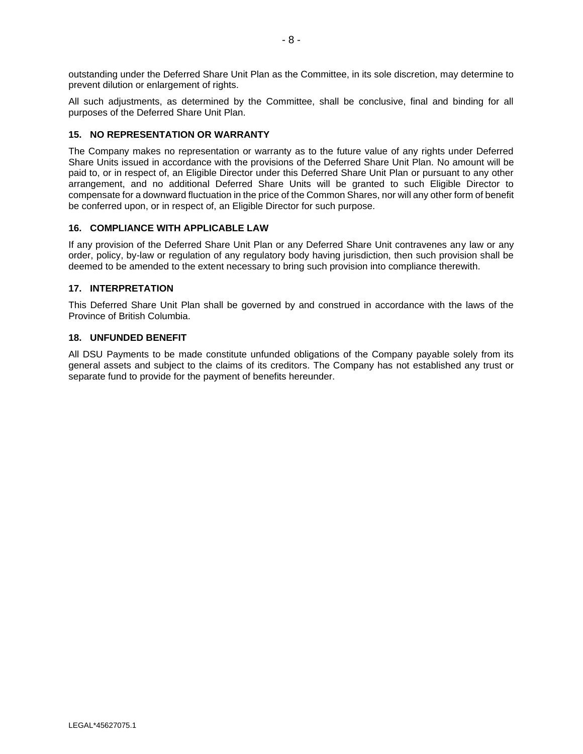outstanding under the Deferred Share Unit Plan as the Committee, in its sole discretion, may determine to prevent dilution or enlargement of rights.

All such adjustments, as determined by the Committee, shall be conclusive, final and binding for all purposes of the Deferred Share Unit Plan.

## 15. NO REPRESENTATION OR WARRANTY

The Company makes no representation or warranty as to the future value of any rights under Deferred Share Units issued in accordance with the provisions of the Deferred Share Unit Plan. No amount will be paid to, or in respect of, an Eligible Director under this Deferred Share Unit Plan or pursuant to any other arrangement, and no additional Deferred Share Units will be granted to such Eligible Director to compensate for a downward fluctuation in the price of the Common Shares, nor will any other form of benefit be conferred upon, or in respect of, an Eligible Director for such purpose.

## 16. COMPLIANCE WITH APPLICABLE LAW

If any provision of the Deferred Share Unit Plan or any Deferred Share Unit contravenes any law or any order, policy, by-law or regulation of any regulatory body having jurisdiction, then such provision shall be deemed to be amended to the extent necessary to bring such provision into compliance therewith.

## 17. INTERPRETATION

This Deferred Share Unit Plan shall be governed by and construed in accordance with the laws of the Province of British Columbia.

## 18. UNFUNDED BENEFIT

All DSU Payments to be made constitute unfunded obligations of the Company payable solely from its general assets and subject to the claims of its creditors. The Company has not established any trust or separate fund to provide for the payment of benefits hereunder.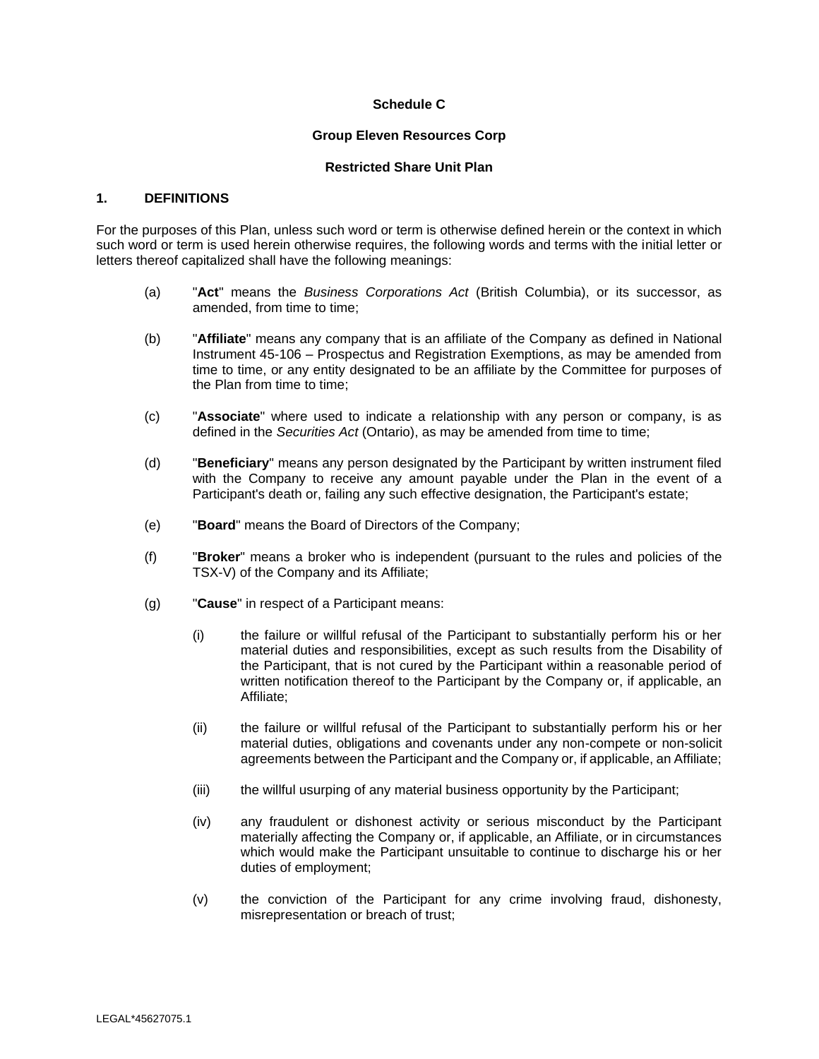**Schedule C**

**Group Eleven Resources Corp**

**Restricted Share Unit Plan**

## 1. DEFINITIONS

For the purposes of this Plan, unless such word or term is otherwise defined herein or the context in which such word or term is used herein otherwise requires, the following words and terms with the initial letter or letters thereof capitalized shall have the following meanings:

(a) "**Act**" means the *Business Corporations Act* (British Columbia), or its successor, as amended, from time to time;

(b) "**Affiliate**" means any company that is an affiliate of the Company as defined in National Instrument 45-106 – Prospectus and Registration Exemptions, as may be amended from time to time, or any entity designated to be an affiliate by the Committee for purposes of the Plan from time to time;

(c) "**Associate**" where used to indicate a relationship with any person or company, is as defined in the *Securities Act* (Ontario), as may be amended from time to time;

(d) "**Beneficiary**" means any person designated by the Participant by written instrument filed with the Company to receive any amount payable under the Plan in the event of a Participant's death or, failing any such effective designation, the Participant's estate;

(e) "**Board**" means the Board of Directors of the Company;

(f) "**Broker**" means a broker who is independent (pursuant to the rules and policies of the TSX-V) of the Company and its Affiliate;

(g) "**Cause**" in respect of a Participant means:

(i) the failure or willful refusal of the Participant to substantially perform his or her material duties and responsibilities, except as such results from the Disability of the Participant, that is not cured by the Participant within a reasonable period of written notification thereof to the Participant by the Company or, if applicable, an Affiliate;

(ii) the failure or willful refusal of the Participant to substantially perform his or her material duties, obligations and covenants under any non-compete or non-solicit agreements between the Participant and the Company or, if applicable, an Affiliate;

(iii) the willful usurping of any material business opportunity by the Participant;

(iv) any fraudulent or dishonest activity or serious misconduct by the Participant materially affecting the Company or, if applicable, an Affiliate, or in circumstances which would make the Participant unsuitable to continue to discharge his or her duties of employment;

(v) the conviction of the Participant for any crime involving fraud, dishonesty, misrepresentation or breach of trust;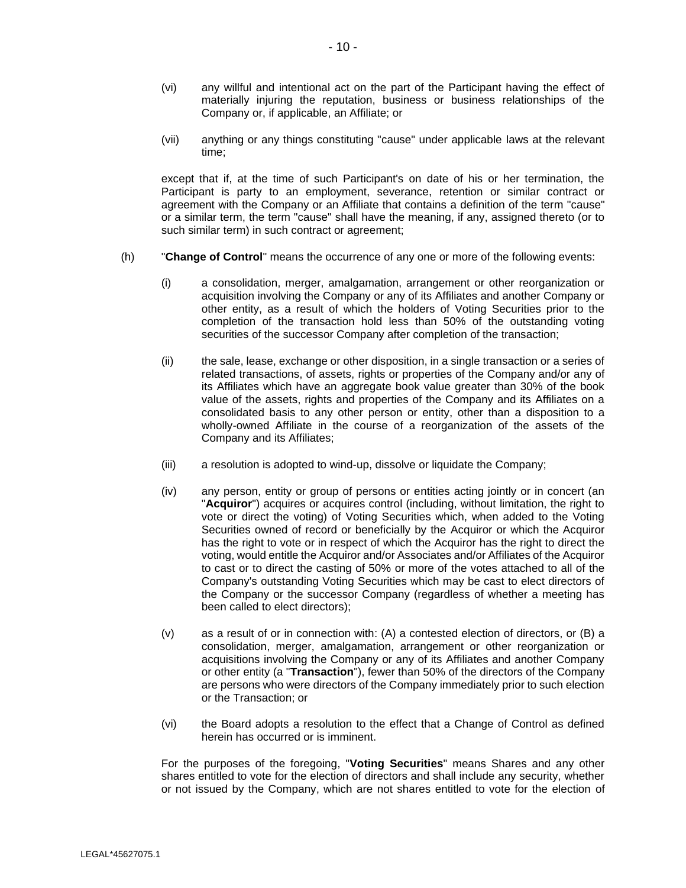(vi) any willful and intentional act on the part of the Participant having the effect of materially injuring the reputation, business or business relationships of the Company or, if applicable, an Affiliate; or

(vii) anything or any things constituting "cause" under applicable laws at the relevant time;

except that if, at the time of such Participant's on date of his or her termination, the Participant is party to an employment, severance, retention or similar contract or agreement with the Company or an Affiliate that contains a definition of the term "cause" or a similar term, the term "cause" shall have the meaning, if any, assigned thereto (or to such similar term) in such contract or agreement;

(h) "**Change of Control**" means the occurrence of any one or more of the following events:

(i) a consolidation, merger, amalgamation, arrangement or other reorganization or acquisition involving the Company or any of its Affiliates and another Company or other entity, as a result of which the holders of Voting Securities prior to the completion of the transaction hold less than 50% of the outstanding voting securities of the successor Company after completion of the transaction;

(ii) the sale, lease, exchange or other disposition, in a single transaction or a series of related transactions, of assets, rights or properties of the Company and/or any of its Affiliates which have an aggregate book value greater than 30% of the book value of the assets, rights and properties of the Company and its Affiliates on a consolidated basis to any other person or entity, other than a disposition to a wholly-owned Affiliate in the course of a reorganization of the assets of the Company and its Affiliates;

(iii) a resolution is adopted to wind-up, dissolve or liquidate the Company;

(iv) any person, entity or group of persons or entities acting jointly or in concert (an "**Acquiror**") acquires or acquires control (including, without limitation, the right to vote or direct the voting) of Voting Securities which, when added to the Voting Securities owned of record or beneficially by the Acquiror or which the Acquiror has the right to vote or in respect of which the Acquiror has the right to direct the voting, would entitle the Acquiror and/or Associates and/or Affiliates of the Acquiror to cast or to direct the casting of 50% or more of the votes attached to all of the Company's outstanding Voting Securities which may be cast to elect directors of the Company or the successor Company (regardless of whether a meeting has been called to elect directors);

(v) as a result of or in connection with: (A) a contested election of directors, or (B) a consolidation, merger, amalgamation, arrangement or other reorganization or acquisitions involving the Company or any of its Affiliates and another Company or other entity (a "**Transaction**"), fewer than 50% of the directors of the Company are persons who were directors of the Company immediately prior to such election or the Transaction; or

(vi) the Board adopts a resolution to the effect that a Change of Control as defined herein has occurred or is imminent.

For the purposes of the foregoing, "**Voting Securities**" means Shares and any other shares entitled to vote for the election of directors and shall include any security, whether or not issued by the Company, which are not shares entitled to vote for the election of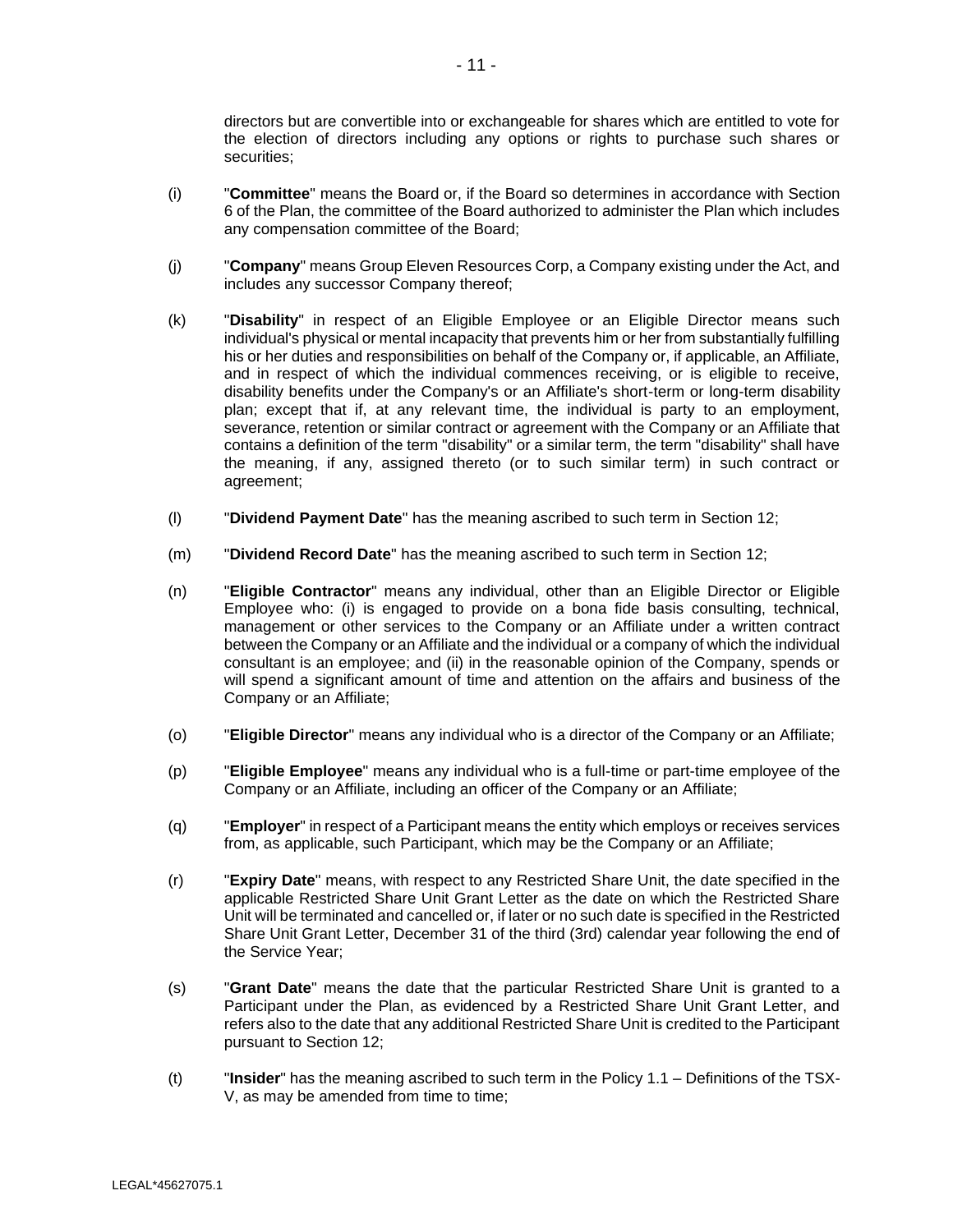directors but are convertible into or exchangeable for shares which are entitled to vote for the election of directors including any options or rights to purchase such shares or securities;

(i) "**Committee**" means the Board or, if the Board so determines in accordance with Section 6 of the Plan, the committee of the Board authorized to administer the Plan which includes any compensation committee of the Board;

(j) "**Company**" means Group Eleven Resources Corp, a Company existing under the Act, and includes any successor Company thereof;

(k) "**Disability**" in respect of an Eligible Employee or an Eligible Director means such individual's physical or mental incapacity that prevents him or her from substantially fulfilling his or her duties and responsibilities on behalf of the Company or, if applicable, an Affiliate, and in respect of which the individual commences receiving, or is eligible to receive, disability benefits under the Company's or an Affiliate's short-term or long-term disability plan; except that if, at any relevant time, the individual is party to an employment, severance, retention or similar contract or agreement with the Company or an Affiliate that contains a definition of the term "disability" or a similar term, the term "disability" shall have the meaning, if any, assigned thereto (or to such similar term) in such contract or agreement;

(l) "**Dividend Payment Date**" has the meaning ascribed to such term in Section 12;

(m) "**Dividend Record Date**" has the meaning ascribed to such term in Section 12;

(n) "**Eligible Contractor**" means any individual, other than an Eligible Director or Eligible Employee who: (i) is engaged to provide on a bona fide basis consulting, technical, management or other services to the Company or an Affiliate under a written contract between the Company or an Affiliate and the individual or a company of which the individual consultant is an employee; and (ii) in the reasonable opinion of the Company, spends or will spend a significant amount of time and attention on the affairs and business of the Company or an Affiliate;

(o) "**Eligible Director**" means any individual who is a director of the Company or an Affiliate;

(p) "**Eligible Employee**" means any individual who is a full-time or part-time employee of the Company or an Affiliate, including an officer of the Company or an Affiliate;

(q) "**Employer**" in respect of a Participant means the entity which employs or receives services from, as applicable, such Participant, which may be the Company or an Affiliate;

(r) "**Expiry Date**" means, with respect to any Restricted Share Unit, the date specified in the applicable Restricted Share Unit Grant Letter as the date on which the Restricted Share Unit will be terminated and cancelled or, if later or no such date is specified in the Restricted Share Unit Grant Letter, December 31 of the third (3rd) calendar year following the end of the Service Year;

(s) "**Grant Date**" means the date that the particular Restricted Share Unit is granted to a Participant under the Plan, as evidenced by a Restricted Share Unit Grant Letter, and refers also to the date that any additional Restricted Share Unit is credited to the Participant pursuant to Section 12;

(t) "**Insider**" has the meaning ascribed to such term in the Policy 1.1 – Definitions of the TSX-V, as may be amended from time to time;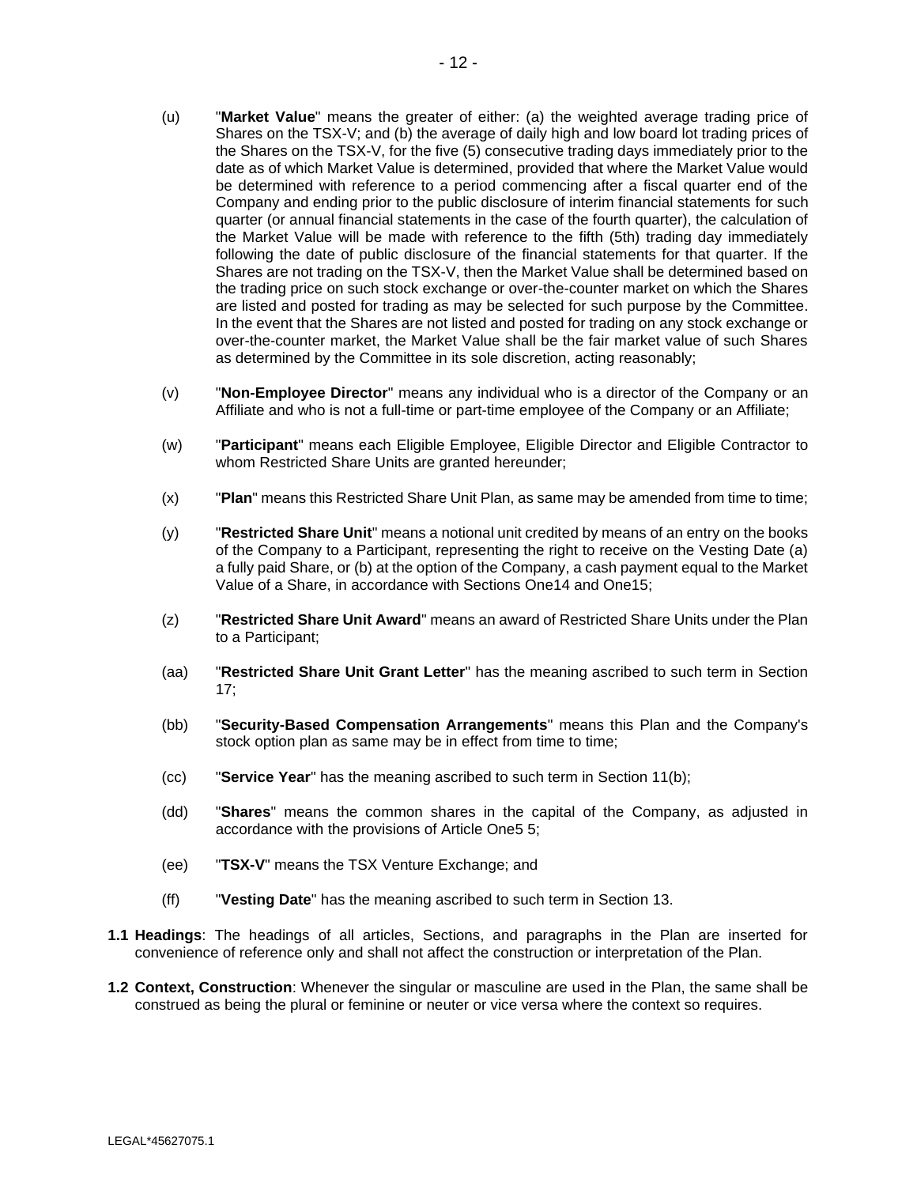(u) "**Market Value**" means the greater of either: (a) the weighted average trading price of Shares on the TSX-V; and (b) the average of daily high and low board lot trading prices of the Shares on the TSX-V, for the five (5) consecutive trading days immediately prior to the date as of which Market Value is determined, provided that where the Market Value would be determined with reference to a period commencing after a fiscal quarter end of the Company and ending prior to the public disclosure of interim financial statements for such quarter (or annual financial statements in the case of the fourth quarter), the calculation of the Market Value will be made with reference to the fifth (5th) trading day immediately following the date of public disclosure of the financial statements for that quarter. If the Shares are not trading on the TSX-V, then the Market Value shall be determined based on the trading price on such stock exchange or over-the-counter market on which the Shares are listed and posted for trading as may be selected for such purpose by the Committee. In the event that the Shares are not listed and posted for trading on any stock exchange or over-the-counter market, the Market Value shall be the fair market value of such Shares as determined by the Committee in its sole discretion, acting reasonably;

(v) "**Non-Employee Director**" means any individual who is a director of the Company or an Affiliate and who is not a full-time or part-time employee of the Company or an Affiliate;

(w) "**Participant**" means each Eligible Employee, Eligible Director and Eligible Contractor to whom Restricted Share Units are granted hereunder;

(x) "**Plan**" means this Restricted Share Unit Plan, as same may be amended from time to time;

(y) "**Restricted Share Unit**" means a notional unit credited by means of an entry on the books of the Company to a Participant, representing the right to receive on the Vesting Date (a) a fully paid Share, or (b) at the option of the Company, a cash payment equal to the Market Value of a Share, in accordance with Sections One14 and One15;

(z) "**Restricted Share Unit Award**" means an award of Restricted Share Units under the Plan to a Participant;

(aa) "**Restricted Share Unit Grant Letter**" has the meaning ascribed to such term in Section 17;

(bb) "**Security-Based Compensation Arrangements**" means this Plan and the Company's stock option plan as same may be in effect from time to time;

(cc) "**Service Year**" has the meaning ascribed to such term in Section 11(b);

(dd) "**Shares**" means the common shares in the capital of the Company, as adjusted in accordance with the provisions of Article One5 5;

(ee) "**TSX-V**" means the TSX Venture Exchange; and

(ff) "**Vesting Date**" has the meaning ascribed to such term in Section 13.

**1.1 Headings**: The headings of all articles, Sections, and paragraphs in the Plan are inserted for convenience of reference only and shall not affect the construction or interpretation of the Plan.

**1.2 Context, Construction**: Whenever the singular or masculine are used in the Plan, the same shall be construed as being the plural or feminine or neuter or vice versa where the context so requires.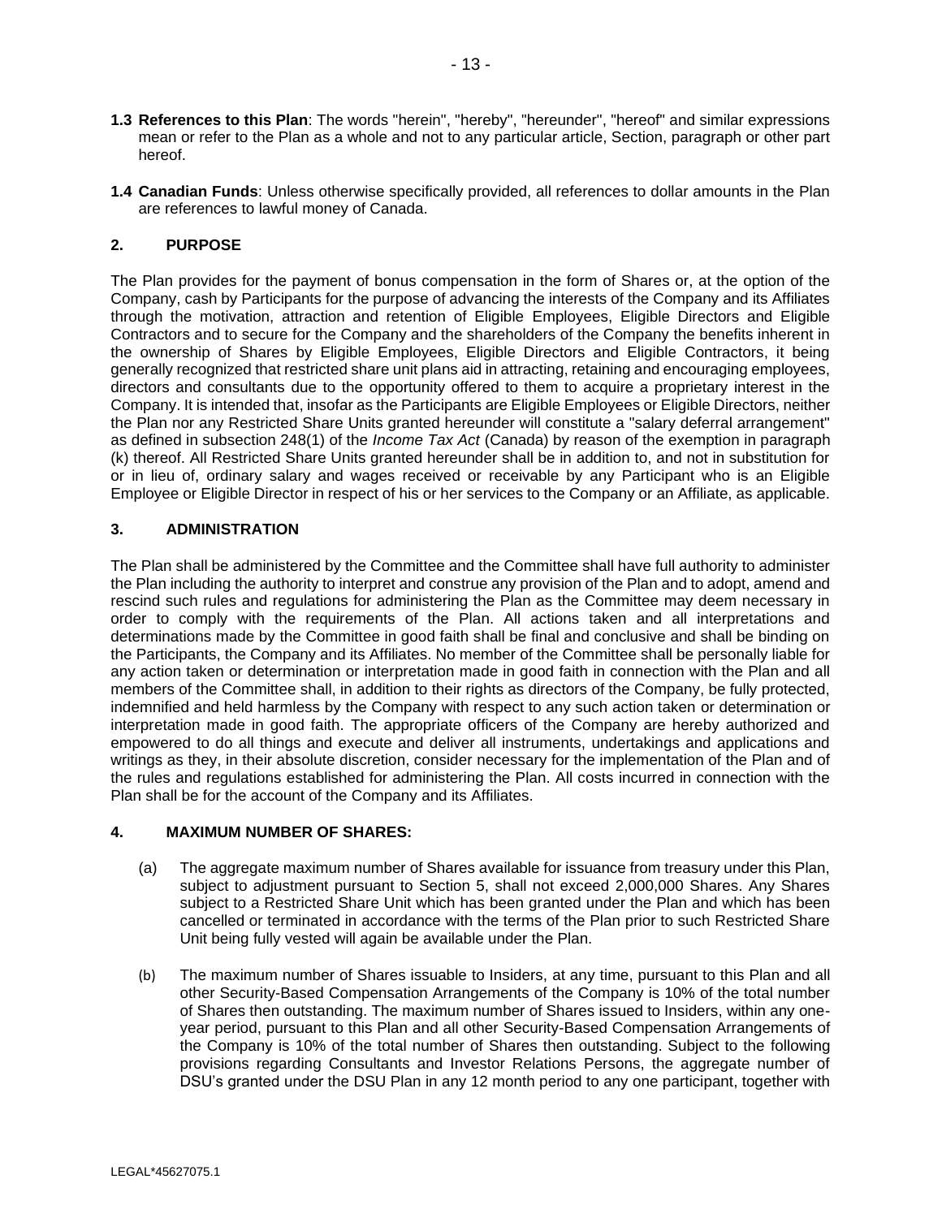**1.3 References to this Plan**: The words "herein", "hereby", "hereunder", "hereof" and similar expressions mean or refer to the Plan as a whole and not to any particular article, Section, paragraph or other part hereof.

**1.4 Canadian Funds**: Unless otherwise specifically provided, all references to dollar amounts in the Plan are references to lawful money of Canada.

## 2. PURPOSE

The Plan provides for the payment of bonus compensation in the form of Shares or, at the option of the Company, cash by Participants for the purpose of advancing the interests of the Company and its Affiliates through the motivation, attraction and retention of Eligible Employees, Eligible Directors and Eligible Contractors and to secure for the Company and the shareholders of the Company the benefits inherent in the ownership of Shares by Eligible Employees, Eligible Directors and Eligible Contractors, it being generally recognized that restricted share unit plans aid in attracting, retaining and encouraging employees, directors and consultants due to the opportunity offered to them to acquire a proprietary interest in the Company. It is intended that, insofar as the Participants are Eligible Employees or Eligible Directors, neither the Plan nor any Restricted Share Units granted hereunder will constitute a "salary deferral arrangement" as defined in subsection 248(1) of the *Income Tax Act* (Canada) by reason of the exemption in paragraph (k) thereof. All Restricted Share Units granted hereunder shall be in addition to, and not in substitution for or in lieu of, ordinary salary and wages received or receivable by any Participant who is an Eligible Employee or Eligible Director in respect of his or her services to the Company or an Affiliate, as applicable.

## 3. ADMINISTRATION

The Plan shall be administered by the Committee and the Committee shall have full authority to administer the Plan including the authority to interpret and construe any provision of the Plan and to adopt, amend and rescind such rules and regulations for administering the Plan as the Committee may deem necessary in order to comply with the requirements of the Plan. All actions taken and all interpretations and determinations made by the Committee in good faith shall be final and conclusive and shall be binding on the Participants, the Company and its Affiliates. No member of the Committee shall be personally liable for any action taken or determination or interpretation made in good faith in connection with the Plan and all members of the Committee shall, in addition to their rights as directors of the Company, be fully protected, indemnified and held harmless by the Company with respect to any such action taken or determination or interpretation made in good faith. The appropriate officers of the Company are hereby authorized and empowered to do all things and execute and deliver all instruments, undertakings and applications and writings as they, in their absolute discretion, consider necessary for the implementation of the Plan and of the rules and regulations established for administering the Plan. All costs incurred in connection with the Plan shall be for the account of the Company and its Affiliates.

## 4. MAXIMUM NUMBER OF SHARES:

(a) The aggregate maximum number of Shares available for issuance from treasury under this Plan, subject to adjustment pursuant to Section 5, shall not exceed 2,000,000 Shares. Any Shares subject to a Restricted Share Unit which has been granted under the Plan and which has been cancelled or terminated in accordance with the terms of the Plan prior to such Restricted Share Unit being fully vested will again be available under the Plan.

(b) The maximum number of Shares issuable to Insiders, at any time, pursuant to this Plan and all other Security-Based Compensation Arrangements of the Company is 10% of the total number of Shares then outstanding. The maximum number of Shares issued to Insiders, within any one-year period, pursuant to this Plan and all other Security-Based Compensation Arrangements of the Company is 10% of the total number of Shares then outstanding. Subject to the following provisions regarding Consultants and Investor Relations Persons, the aggregate number of DSU's granted under the DSU Plan in any 12 month period to any one participant, together with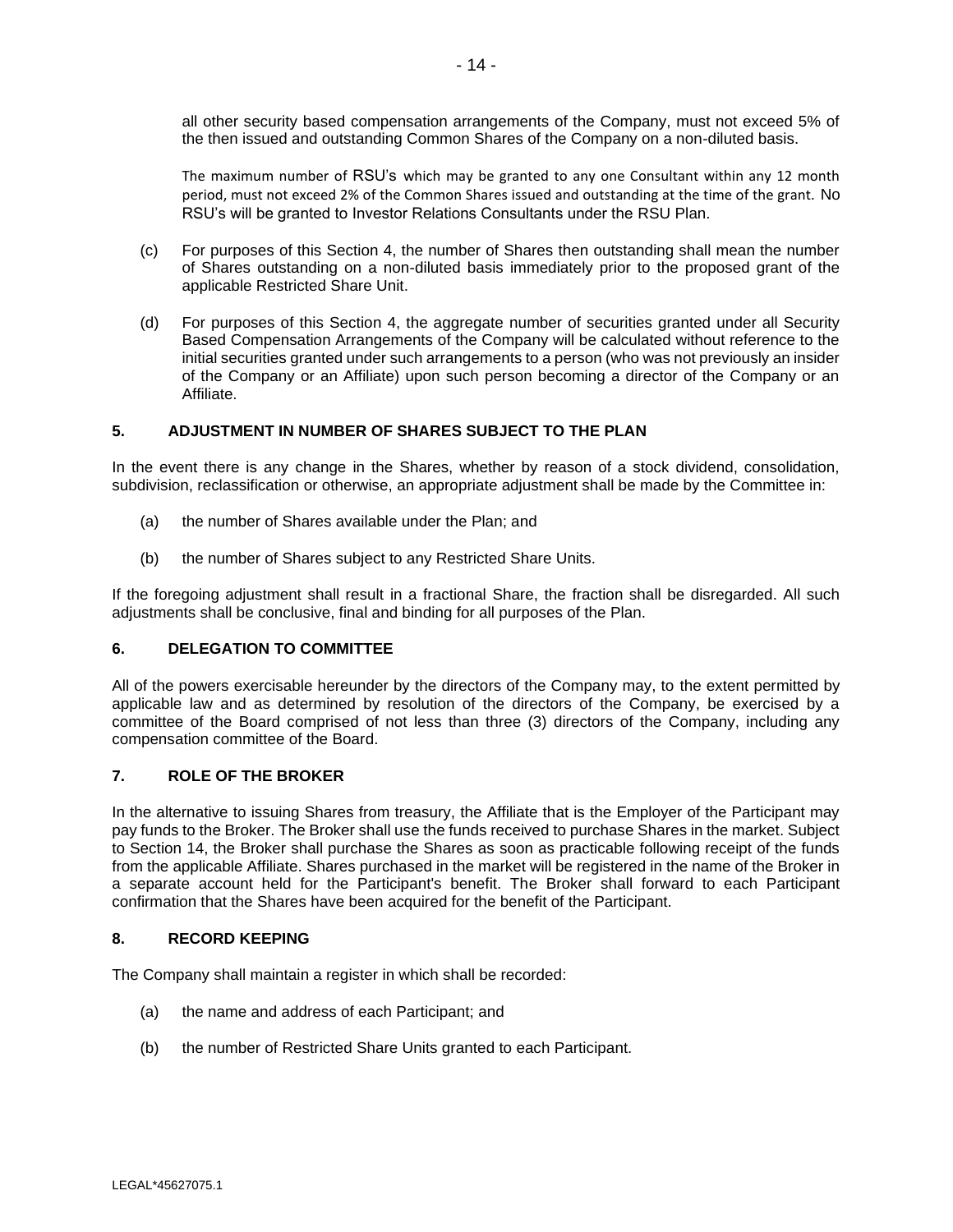all other security based compensation arrangements of the Company, must not exceed 5% of the then issued and outstanding Common Shares of the Company on a non-diluted basis.

The maximum number of RSU's which may be granted to any one Consultant within any 12 month period, must not exceed 2% of the Common Shares issued and outstanding at the time of the grant. No RSU's will be granted to Investor Relations Consultants under the RSU Plan.

(c) For purposes of this Section 4, the number of Shares then outstanding shall mean the number of Shares outstanding on a non-diluted basis immediately prior to the proposed grant of the applicable Restricted Share Unit.

(d) For purposes of this Section 4, the aggregate number of securities granted under all Security Based Compensation Arrangements of the Company will be calculated without reference to the initial securities granted under such arrangements to a person (who was not previously an insider of the Company or an Affiliate) upon such person becoming a director of the Company or an Affiliate.

## 5. ADJUSTMENT IN NUMBER OF SHARES SUBJECT TO THE PLAN

In the event there is any change in the Shares, whether by reason of a stock dividend, consolidation, subdivision, reclassification or otherwise, an appropriate adjustment shall be made by the Committee in:

(a) the number of Shares available under the Plan; and

(b) the number of Shares subject to any Restricted Share Units.

If the foregoing adjustment shall result in a fractional Share, the fraction shall be disregarded. All such adjustments shall be conclusive, final and binding for all purposes of the Plan.

## 6. DELEGATION TO COMMITTEE

All of the powers exercisable hereunder by the directors of the Company may, to the extent permitted by applicable law and as determined by resolution of the directors of the Company, be exercised by a committee of the Board comprised of not less than three (3) directors of the Company, including any compensation committee of the Board.

## 7. ROLE OF THE BROKER

In the alternative to issuing Shares from treasury, the Affiliate that is the Employer of the Participant may pay funds to the Broker. The Broker shall use the funds received to purchase Shares in the market. Subject to Section 14, the Broker shall purchase the Shares as soon as practicable following receipt of the funds from the applicable Affiliate. Shares purchased in the market will be registered in the name of the Broker in a separate account held for the Participant's benefit. The Broker shall forward to each Participant confirmation that the Shares have been acquired for the benefit of the Participant.

## 8. RECORD KEEPING

The Company shall maintain a register in which shall be recorded:

(a) the name and address of each Participant; and

(b) the number of Restricted Share Units granted to each Participant.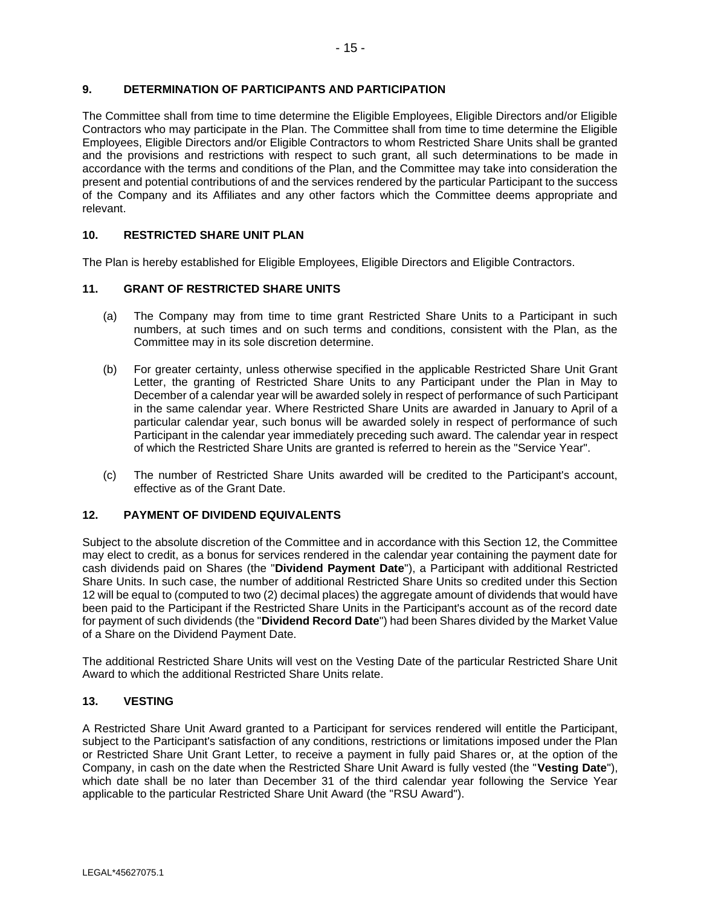## 9. DETERMINATION OF PARTICIPANTS AND PARTICIPATION

The Committee shall from time to time determine the Eligible Employees, Eligible Directors and/or Eligible Contractors who may participate in the Plan. The Committee shall from time to time determine the Eligible Employees, Eligible Directors and/or Eligible Contractors to whom Restricted Share Units shall be granted and the provisions and restrictions with respect to such grant, all such determinations to be made in accordance with the terms and conditions of the Plan, and the Committee may take into consideration the present and potential contributions of and the services rendered by the particular Participant to the success of the Company and its Affiliates and any other factors which the Committee deems appropriate and relevant.

## 10. RESTRICTED SHARE UNIT PLAN

The Plan is hereby established for Eligible Employees, Eligible Directors and Eligible Contractors.

## 11. GRANT OF RESTRICTED SHARE UNITS

(a) The Company may from time to time grant Restricted Share Units to a Participant in such numbers, at such times and on such terms and conditions, consistent with the Plan, as the Committee may in its sole discretion determine.

(b) For greater certainty, unless otherwise specified in the applicable Restricted Share Unit Grant Letter, the granting of Restricted Share Units to any Participant under the Plan in May to December of a calendar year will be awarded solely in respect of performance of such Participant in the same calendar year. Where Restricted Share Units are awarded in January to April of a particular calendar year, such bonus will be awarded solely in respect of performance of such Participant in the calendar year immediately preceding such award. The calendar year in respect of which the Restricted Share Units are granted is referred to herein as the "Service Year".

(c) The number of Restricted Share Units awarded will be credited to the Participant's account, effective as of the Grant Date.

## 12. PAYMENT OF DIVIDEND EQUIVALENTS

Subject to the absolute discretion of the Committee and in accordance with this Section 12, the Committee may elect to credit, as a bonus for services rendered in the calendar year containing the payment date for cash dividends paid on Shares (the "**Dividend Payment Date**"), a Participant with additional Restricted Share Units. In such case, the number of additional Restricted Share Units so credited under this Section 12 will be equal to (computed to two (2) decimal places) the aggregate amount of dividends that would have been paid to the Participant if the Restricted Share Units in the Participant's account as of the record date for payment of such dividends (the "**Dividend Record Date**") had been Shares divided by the Market Value of a Share on the Dividend Payment Date.

The additional Restricted Share Units will vest on the Vesting Date of the particular Restricted Share Unit Award to which the additional Restricted Share Units relate.

## 13. VESTING

A Restricted Share Unit Award granted to a Participant for services rendered will entitle the Participant, subject to the Participant's satisfaction of any conditions, restrictions or limitations imposed under the Plan or Restricted Share Unit Grant Letter, to receive a payment in fully paid Shares or, at the option of the Company, in cash on the date when the Restricted Share Unit Award is fully vested (the "**Vesting Date**"), which date shall be no later than December 31 of the third calendar year following the Service Year applicable to the particular Restricted Share Unit Award (the "RSU Award").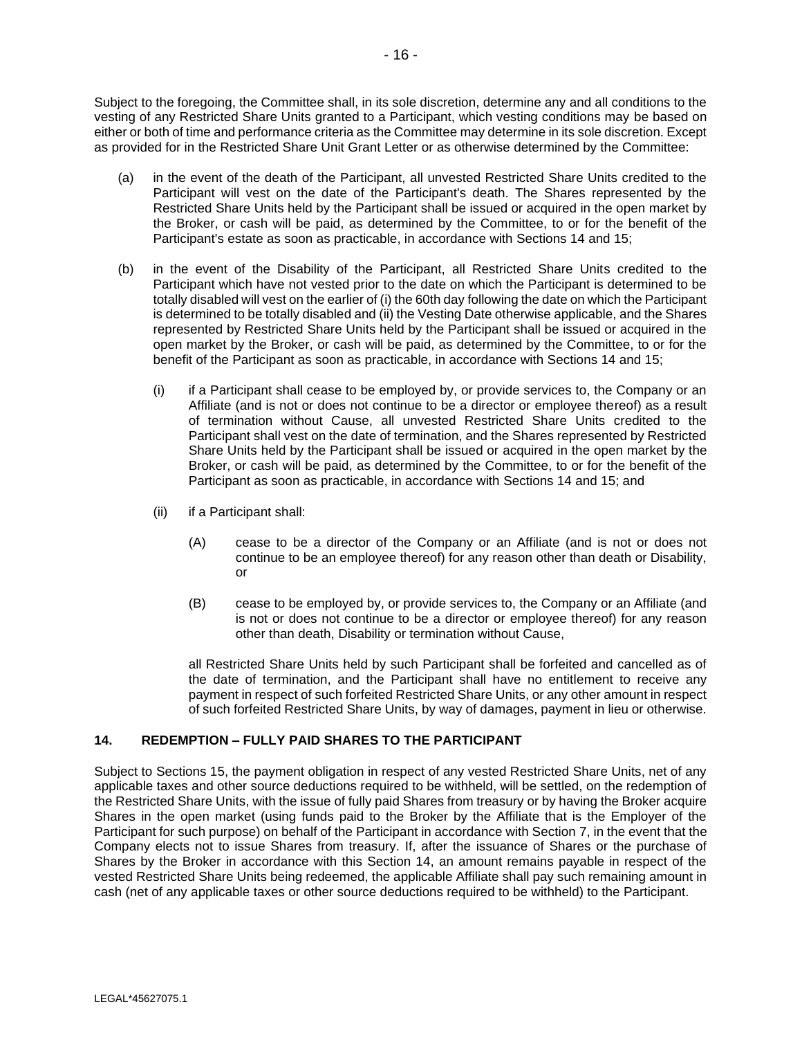Subject to the foregoing, the Committee shall, in its sole discretion, determine any and all conditions to the vesting of any Restricted Share Units granted to a Participant, which vesting conditions may be based on either or both of time and performance criteria as the Committee may determine in its sole discretion. Except as provided for in the Restricted Share Unit Grant Letter or as otherwise determined by the Committee:

(a) in the event of the death of the Participant, all unvested Restricted Share Units credited to the Participant will vest on the date of the Participant's death. The Shares represented by the Restricted Share Units held by the Participant shall be issued or acquired in the open market by the Broker, or cash will be paid, as determined by the Committee, to or for the benefit of the Participant's estate as soon as practicable, in accordance with Sections 14 and 15;

(b) in the event of the Disability of the Participant, all Restricted Share Units credited to the Participant which have not vested prior to the date on which the Participant is determined to be totally disabled will vest on the earlier of (i) the 60th day following the date on which the Participant is determined to be totally disabled and (ii) the Vesting Date otherwise applicable, and the Shares represented by Restricted Share Units held by the Participant shall be issued or acquired in the open market by the Broker, or cash will be paid, as determined by the Committee, to or for the benefit of the Participant as soon as practicable, in accordance with Sections 14 and 15;

   (i) if a Participant shall cease to be employed by, or provide services to, the Company or an Affiliate (and is not or does not continue to be a director or employee thereof) as a result of termination without Cause, all unvested Restricted Share Units credited to the Participant shall vest on the date of termination, and the Shares represented by Restricted Share Units held by the Participant shall be issued or acquired in the open market by the Broker, or cash will be paid, as determined by the Committee, to or for the benefit of the Participant as soon as practicable, in accordance with Sections 14 and 15; and

   (ii) if a Participant shall:

      (A) cease to be a director of the Company or an Affiliate (and is not or does not continue to be an employee thereof) for any reason other than death or Disability, or

      (B) cease to be employed by, or provide services to, the Company or an Affiliate (and is not or does not continue to be a director or employee thereof) for any reason other than death, Disability or termination without Cause,

   all Restricted Share Units held by such Participant shall be forfeited and cancelled as of the date of termination, and the Participant shall have no entitlement to receive any payment in respect of such forfeited Restricted Share Units, or any other amount in respect of such forfeited Restricted Share Units, by way of damages, payment in lieu or otherwise.

## 14. REDEMPTION – FULLY PAID SHARES TO THE PARTICIPANT

Subject to Sections 15, the payment obligation in respect of any vested Restricted Share Units, net of any applicable taxes and other source deductions required to be withheld, will be settled, on the redemption of the Restricted Share Units, with the issue of fully paid Shares from treasury or by having the Broker acquire Shares in the open market (using funds paid to the Broker by the Affiliate that is the Employer of the Participant for such purpose) on behalf of the Participant in accordance with Section 7, in the event that the Company elects not to issue Shares from treasury. If, after the issuance of Shares or the purchase of Shares by the Broker in accordance with this Section 14, an amount remains payable in respect of the vested Restricted Share Units being redeemed, the applicable Affiliate shall pay such remaining amount in cash (net of any applicable taxes or other source deductions required to be withheld) to the Participant.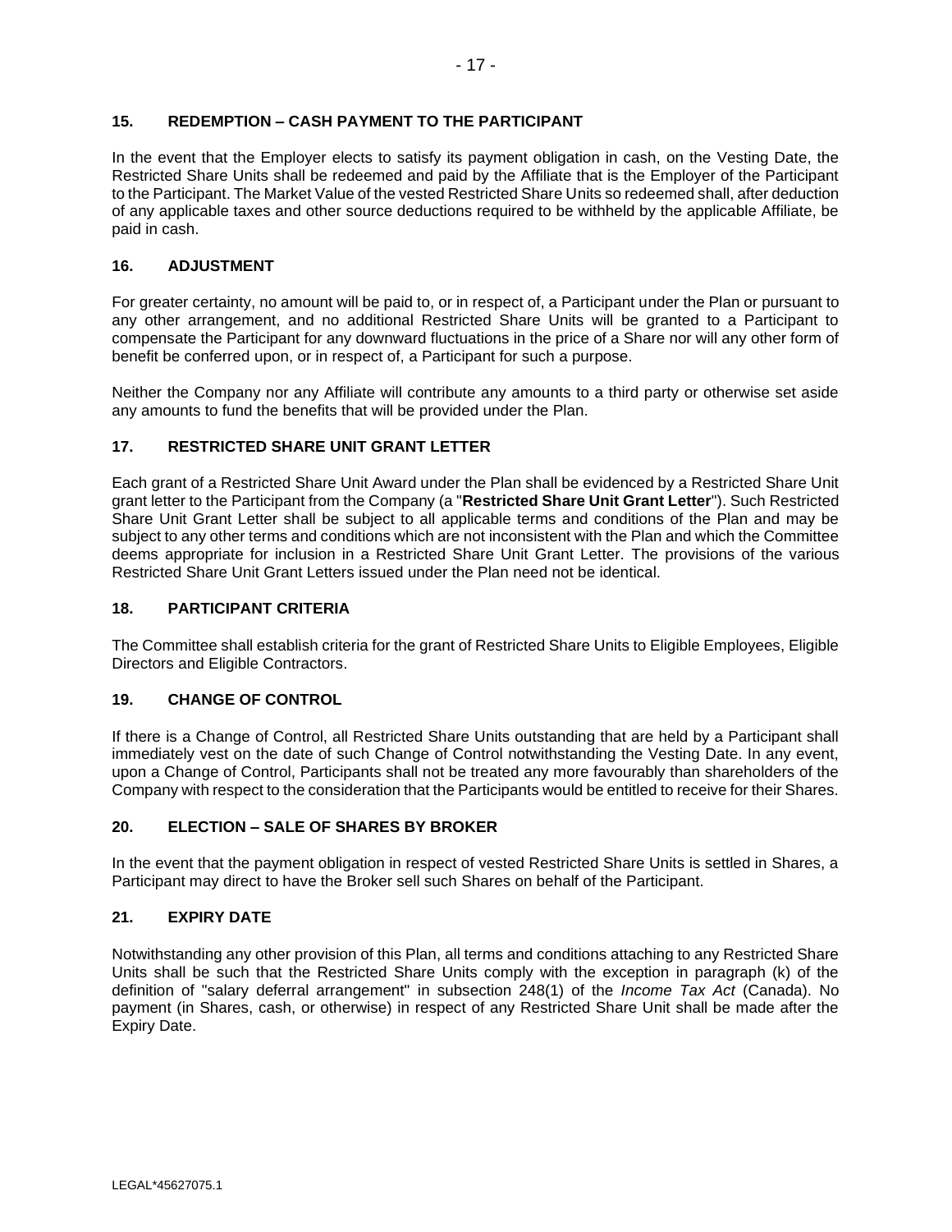## 15. REDEMPTION – CASH PAYMENT TO THE PARTICIPANT

In the event that the Employer elects to satisfy its payment obligation in cash, on the Vesting Date, the Restricted Share Units shall be redeemed and paid by the Affiliate that is the Employer of the Participant to the Participant. The Market Value of the vested Restricted Share Units so redeemed shall, after deduction of any applicable taxes and other source deductions required to be withheld by the applicable Affiliate, be paid in cash.

## 16. ADJUSTMENT

For greater certainty, no amount will be paid to, or in respect of, a Participant under the Plan or pursuant to any other arrangement, and no additional Restricted Share Units will be granted to a Participant to compensate the Participant for any downward fluctuations in the price of a Share nor will any other form of benefit be conferred upon, or in respect of, a Participant for such a purpose.

Neither the Company nor any Affiliate will contribute any amounts to a third party or otherwise set aside any amounts to fund the benefits that will be provided under the Plan.

## 17. RESTRICTED SHARE UNIT GRANT LETTER

Each grant of a Restricted Share Unit Award under the Plan shall be evidenced by a Restricted Share Unit grant letter to the Participant from the Company (a "**Restricted Share Unit Grant Letter**"). Such Restricted Share Unit Grant Letter shall be subject to all applicable terms and conditions of the Plan and may be subject to any other terms and conditions which are not inconsistent with the Plan and which the Committee deems appropriate for inclusion in a Restricted Share Unit Grant Letter. The provisions of the various Restricted Share Unit Grant Letters issued under the Plan need not be identical.

## 18. PARTICIPANT CRITERIA

The Committee shall establish criteria for the grant of Restricted Share Units to Eligible Employees, Eligible Directors and Eligible Contractors.

## 19. CHANGE OF CONTROL

If there is a Change of Control, all Restricted Share Units outstanding that are held by a Participant shall immediately vest on the date of such Change of Control notwithstanding the Vesting Date. In any event, upon a Change of Control, Participants shall not be treated any more favourably than shareholders of the Company with respect to the consideration that the Participants would be entitled to receive for their Shares.

## 20. ELECTION – SALE OF SHARES BY BROKER

In the event that the payment obligation in respect of vested Restricted Share Units is settled in Shares, a Participant may direct to have the Broker sell such Shares on behalf of the Participant.

## 21. EXPIRY DATE

Notwithstanding any other provision of this Plan, all terms and conditions attaching to any Restricted Share Units shall be such that the Restricted Share Units comply with the exception in paragraph (k) of the definition of "salary deferral arrangement" in subsection 248(1) of the *Income Tax Act* (Canada). No payment (in Shares, cash, or otherwise) in respect of any Restricted Share Unit shall be made after the Expiry Date.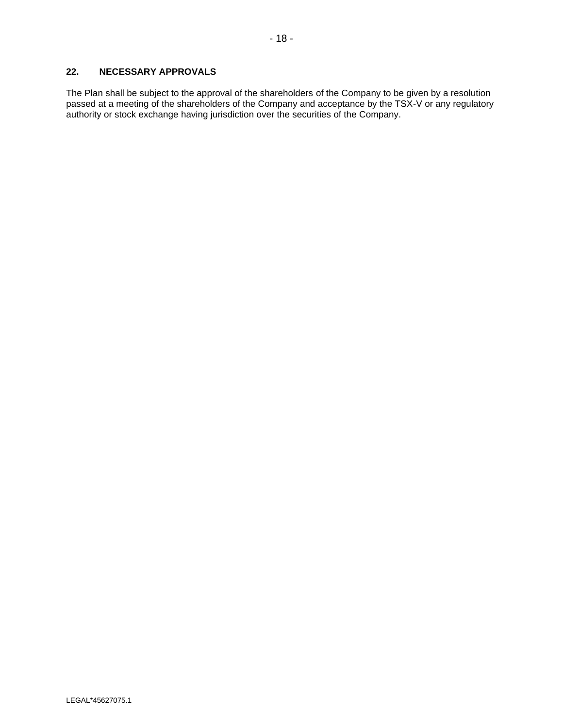## 22. NECESSARY APPROVALS

The Plan shall be subject to the approval of the shareholders of the Company to be given by a resolution passed at a meeting of the shareholders of the Company and acceptance by the TSX-V or any regulatory authority or stock exchange having jurisdiction over the securities of the Company.